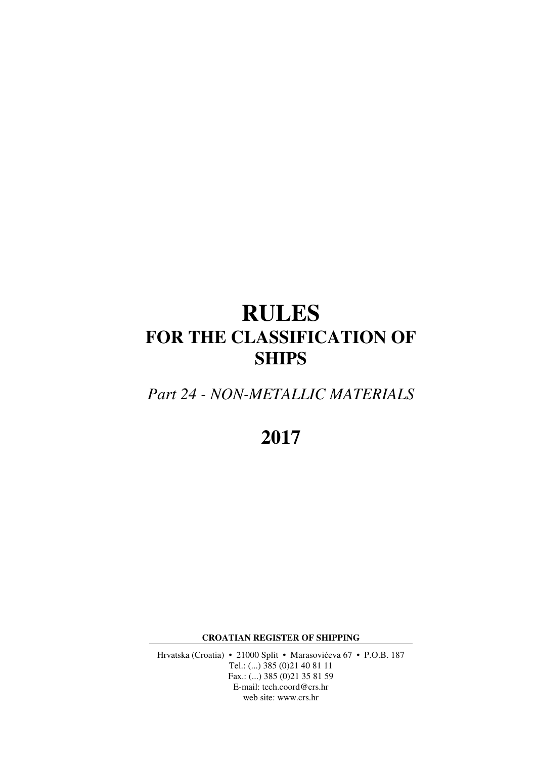# RULES
# FOR THE CLASSIFICATION OF SHIPS

*Part 24 - NON-METALLIC MATERIALS*

# 2017

**CROATIAN REGISTER OF SHIPPING**

Hrvatska (Croatia) • 21000 Split • Marasovićeva 67 • P.O.B. 187
Tel.: (...) 385 (0)21 40 81 11
Fax.: (...) 385 (0)21 35 81 59
E-mail: tech.coord@crs.hr
web site: www.crs.hr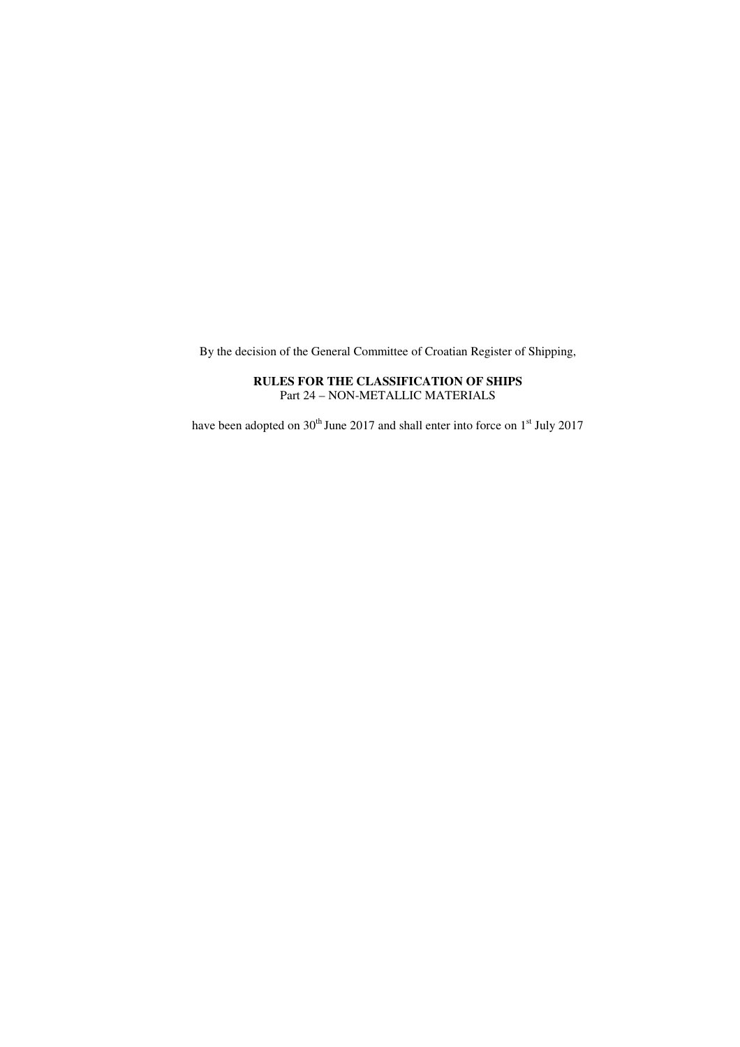By the decision of the General Committee of Croatian Register of Shipping,

**RULES FOR THE CLASSIFICATION OF SHIPS**
Part 24 – NON-METALLIC MATERIALS

have been adopted on 30th June 2017 and shall enter into force on 1st July 2017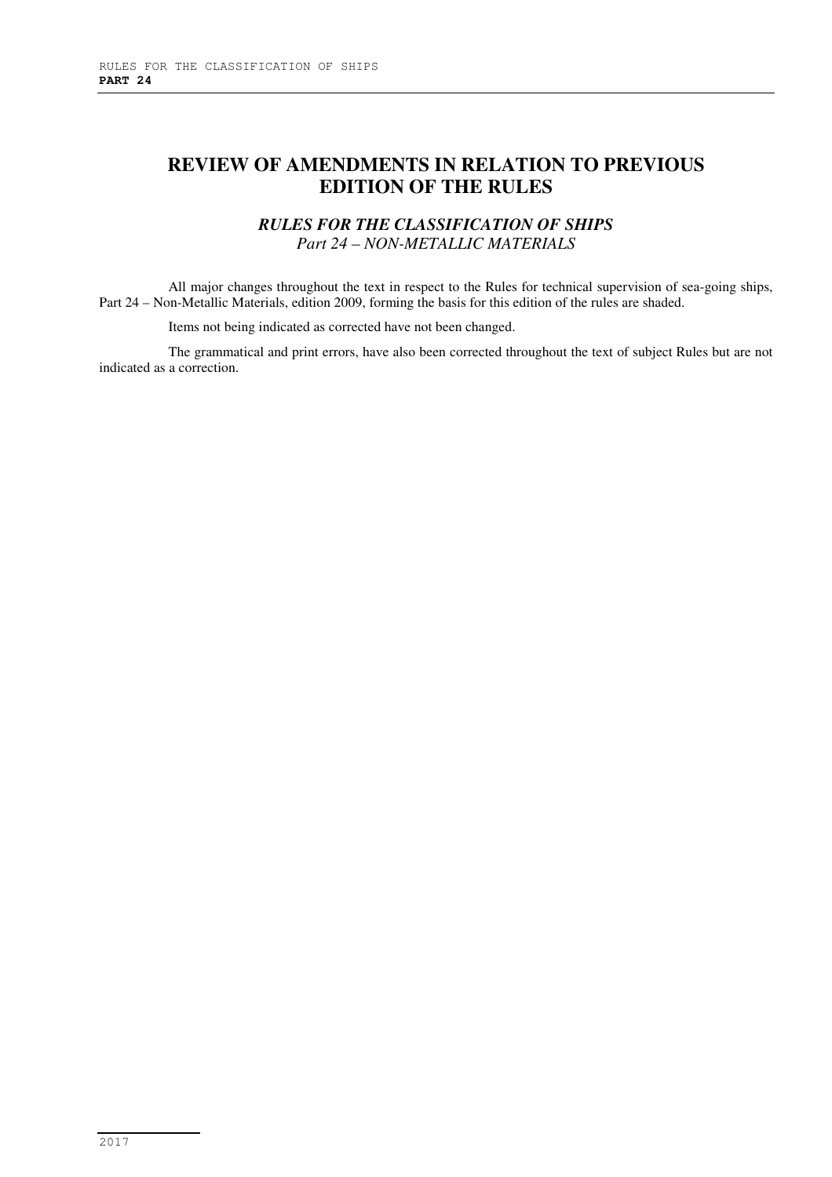# REVIEW OF AMENDMENTS IN RELATION TO PREVIOUS EDITION OF THE RULES

***RULES FOR THE CLASSIFICATION OF SHIPS***
*Part 24 – NON-METALLIC MATERIALS*

All major changes throughout the text in respect to the Rules for technical supervision of sea-going ships, Part 24 – Non-Metallic Materials, edition 2009, forming the basis for this edition of the rules are shaded.

Items not being indicated as corrected have not been changed.

The grammatical and print errors, have also been corrected throughout the text of subject Rules but are not indicated as a correction.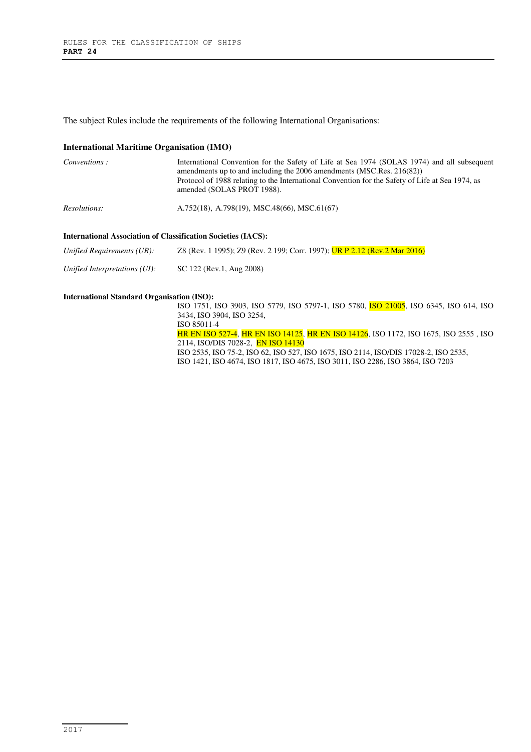The subject Rules include the requirements of the following International Organisations:

### International Maritime Organisation (IMO)

*Conventions :* International Convention for the Safety of Life at Sea 1974 (SOLAS 1974) and all subsequent amendments up to and including the 2006 amendments (MSC.Res. 216(82))
Protocol of 1988 relating to the International Convention for the Safety of Life at Sea 1974, as amended (SOLAS PROT 1988).

*Resolutions:* A.752(18), A.798(19), MSC.48(66), MSC.61(67)

#### International Association of Classification Societies (IACS):

*Unified Requirements (UR):* Z8 (Rev. 1 1995); Z9 (Rev. 2 199; Corr. 1997); UR P 2.12 (Rev.2 Mar 2016)

*Unified Interpretations (UI):* SC 122 (Rev.1, Aug 2008)

#### International Standard Organisation (ISO):

ISO 1751, ISO 3903, ISO 5779, ISO 5797-1, ISO 5780, ISO 21005, ISO 6345, ISO 614, ISO 3434, ISO 3904, ISO 3254,
ISO 85011-4
HR EN ISO 527-4, HR EN ISO 14125, HR EN ISO 14126, ISO 1172, ISO 1675, ISO 2555 , ISO 2114, ISO/DIS 7028-2, EN ISO 14130
ISO 2535, ISO 75-2, ISO 62, ISO 527, ISO 1675, ISO 2114, ISO/DIS 17028-2, ISO 2535,
ISO 1421, ISO 4674, ISO 1817, ISO 4675, ISO 3011, ISO 2286, ISO 3864, ISO 7203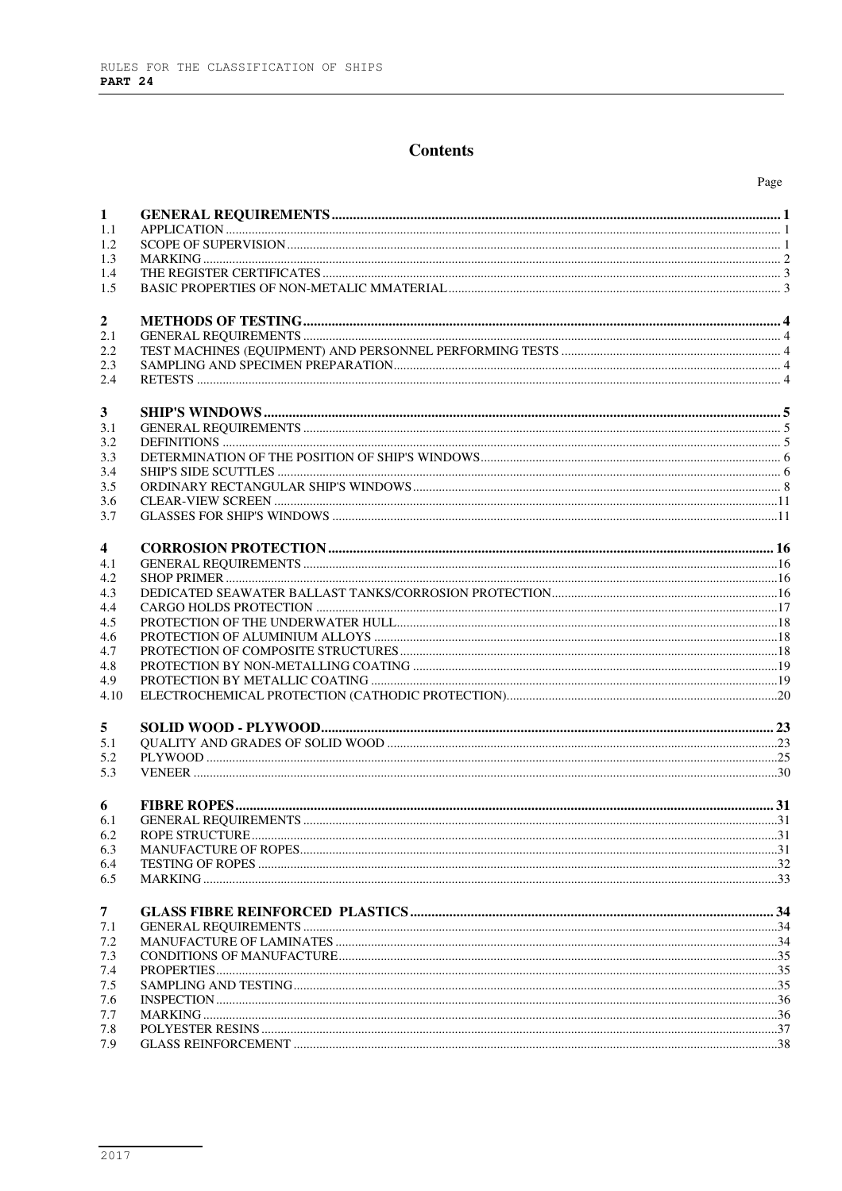# Contents

| | | Page |
|---|---|---|
| **1** | **GENERAL REQUIREMENTS** | **1** |
| 1.1 | APPLICATION | 1 |
| 1.2 | SCOPE OF SUPERVISION | 1 |
| 1.3 | MARKING | 2 |
| 1.4 | THE REGISTER CERTIFICATES | 3 |
| 1.5 | BASIC PROPERTIES OF NON-METALIC MMATERIAL | 3 |
| **2** | **METHODS OF TESTING** | **4** |
| 2.1 | GENERAL REQUIREMENTS | 4 |
| 2.2 | TEST MACHINES (EQUIPMENT) AND PERSONNEL PERFORMING TESTS | 4 |
| 2.3 | SAMPLING AND SPECIMEN PREPARATION | 4 |
| 2.4 | RETESTS | 4 |
| **3** | **SHIP'S WINDOWS** | **5** |
| 3.1 | GENERAL REQUIREMENTS | 5 |
| 3.2 | DEFINITIONS | 5 |
| 3.3 | DETERMINATION OF THE POSITION OF SHIP'S WINDOWS | 6 |
| 3.4 | SHIP'S SIDE SCUTTLES | 6 |
| 3.5 | ORDINARY RECTANGULAR SHIP'S WINDOWS | 8 |
| 3.6 | CLEAR-VIEW SCREEN | 11 |
| 3.7 | GLASSES FOR SHIP'S WINDOWS | 11 |
| **4** | **CORROSION PROTECTION** | **16** |
| 4.1 | GENERAL REQUIREMENTS | 16 |
| 4.2 | SHOP PRIMER | 16 |
| 4.3 | DEDICATED SEAWATER BALLAST TANKS/CORROSION PROTECTION | 16 |
| 4.4 | CARGO HOLDS PROTECTION | 17 |
| 4.5 | PROTECTION OF THE UNDERWATER HULL | 18 |
| 4.6 | PROTECTION OF ALUMINIUM ALLOYS | 18 |
| 4.7 | PROTECTION OF COMPOSITE STRUCTURES | 18 |
| 4.8 | PROTECTION BY NON-METALLING COATING | 19 |
| 4.9 | PROTECTION BY METALLIC COATING | 19 |
| 4.10 | ELECTROCHEMICAL PROTECTION (CATHODIC PROTECTION) | 20 |
| **5** | **SOLID WOOD - PLYWOOD** | **23** |
| 5.1 | QUALITY AND GRADES OF SOLID WOOD | 23 |
| 5.2 | PLYWOOD | 25 |
| 5.3 | VENEER | 30 |
| **6** | **FIBRE ROPES** | **31** |
| 6.1 | GENERAL REQUIREMENTS | 31 |
| 6.2 | ROPE STRUCTURE | 31 |
| 6.3 | MANUFACTURE OF ROPES | 31 |
| 6.4 | TESTING OF ROPES | 32 |
| 6.5 | MARKING | 33 |
| **7** | **GLASS FIBRE REINFORCED PLASTICS** | **34** |
| 7.1 | GENERAL REQUIREMENTS | 34 |
| 7.2 | MANUFACTURE OF LAMINATES | 34 |
| 7.3 | CONDITIONS OF MANUFACTURE | 35 |
| 7.4 | PROPERTIES | 35 |
| 7.5 | SAMPLING AND TESTING | 35 |
| 7.6 | INSPECTION | 36 |
| 7.7 | MARKING | 36 |
| 7.8 | POLYESTER RESINS | 37 |
| 7.9 | GLASS REINFORCEMENT | 38 |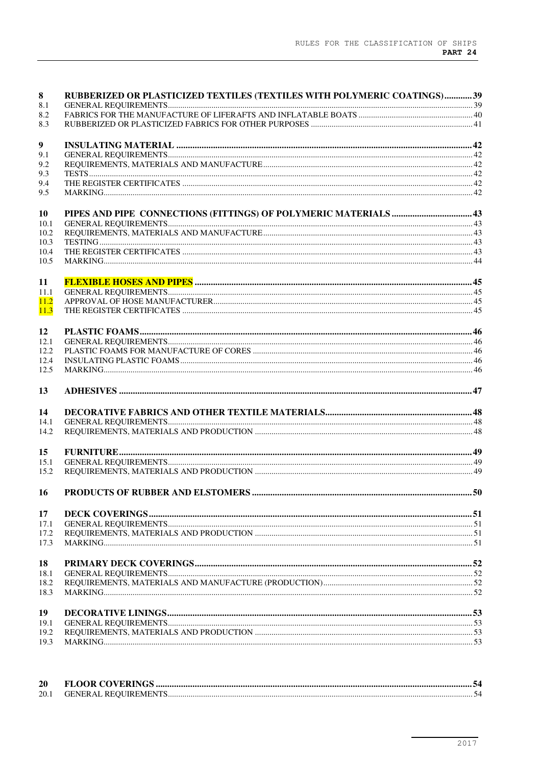| | | |
|---|---|---|
| **8** | **RUBBERIZED OR PLASTICIZED TEXTILES (TEXTILES WITH POLYMERIC COATINGS)** | **39** |
| 8.1 | GENERAL REQUIREMENTS | 39 |
| 8.2 | FABRICS FOR THE MANUFACTURE OF LIFERAFTS AND INFLATABLE BOATS | 40 |
| 8.3 | RUBBERIZED OR PLASTICIZED FABRICS FOR OTHER PURPOSES | 41 |
| **9** | **INSULATING MATERIAL** | **42** |
| 9.1 | GENERAL REQUIREMENTS | 42 |
| 9.2 | REQUIREMENTS, MATERIALS AND MANUFACTURE | 42 |
| 9.3 | TESTS | 42 |
| 9.4 | THE REGISTER CERTIFICATES | 42 |
| 9.5 | MARKING | 42 |
| **10** | **PIPES AND PIPE CONNECTIONS (FITTINGS) OF POLYMERIC MATERIALS** | **43** |
| 10.1 | GENERAL REQUIREMENTS | 43 |
| 10.2 | REQUIREMENTS, MATERIALS AND MANUFACTURE | 43 |
| 10.3 | TESTING | 43 |
| 10.4 | THE REGISTER CERTIFICATES | 43 |
| 10.5 | MARKING | 44 |
| **11** | **FLEXIBLE HOSES AND PIPES** | **45** |
| 11.1 | GENERAL REQUIREMENTS | 45 |
| 11.2 | APPROVAL OF HOSE MANUFACTURER | 45 |
| 11.3 | THE REGISTER CERTIFICATES | 45 |
| **12** | **PLASTIC FOAMS** | **46** |
| 12.1 | GENERAL REQUIREMENTS | 46 |
| 12.2 | PLASTIC FOAMS FOR MANUFACTURE OF CORES | 46 |
| 12.4 | INSULATING PLASTIC FOAMS | 46 |
| 12.5 | MARKING | 46 |
| **13** | **ADHESIVES** | **47** |
| **14** | **DECORATIVE FABRICS AND OTHER TEXTILE MATERIALS** | **48** |
| 14.1 | GENERAL REQUIREMENTS | 48 |
| 14.2 | REQUIREMENTS, MATERIALS AND PRODUCTION | 48 |
| **15** | **FURNITURE** | **49** |
| 15.1 | GENERAL REQUIREMENTS | 49 |
| 15.2 | REQUIREMENTS, MATERIALS AND PRODUCTION | 49 |
| **16** | **PRODUCTS OF RUBBER AND ELSTOMERS** | **50** |
| **17** | **DECK COVERINGS** | **51** |
| 17.1 | GENERAL REQUIREMENTS | 51 |
| 17.2 | REQUIREMENTS, MATERIALS AND PRODUCTION | 51 |
| 17.3 | MARKING | 51 |
| **18** | **PRIMARY DECK COVERINGS** | **52** |
| 18.1 | GENERAL REQUIREMENTS | 52 |
| 18.2 | REQUIREMENTS, MATERIALS AND MANUFACTURE (PRODUCTION) | 52 |
| 18.3 | MARKING | 52 |
| **19** | **DECORATIVE LININGS** | **53** |
| 19.1 | GENERAL REQUIREMENTS | 53 |
| 19.2 | REQUIREMENTS, MATERIALS AND PRODUCTION | 53 |
| 19.3 | MARKING | 53 |
| **20** | **FLOOR COVERINGS** | **54** |
| 20.1 | GENERAL REQUIREMENTS | 54 |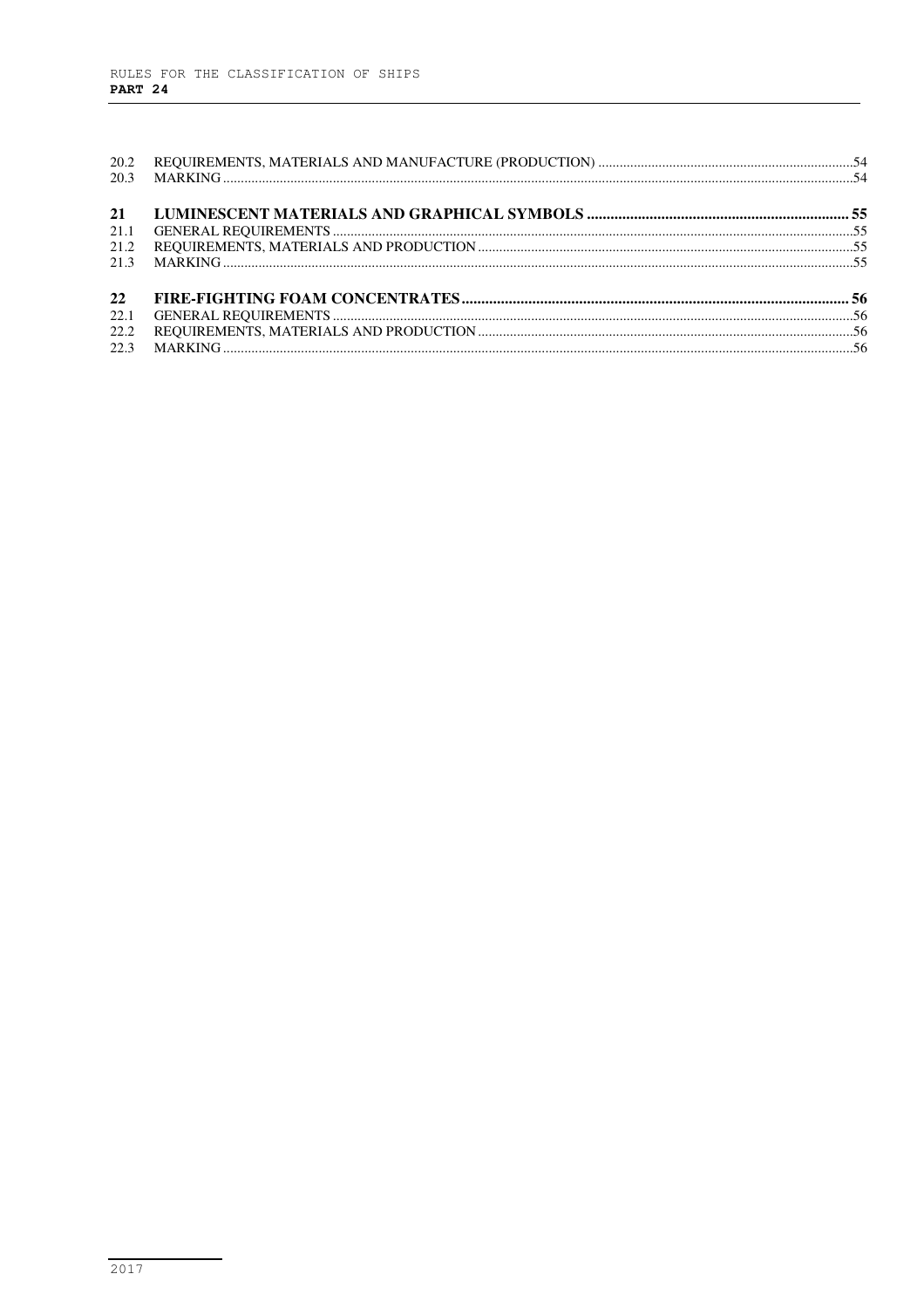| | | |
|---|---|---|
| 20.2 | REQUIREMENTS, MATERIALS AND MANUFACTURE (PRODUCTION) | 54 |
| 20.3 | MARKING | 54 |
| **21** | **LUMINESCENT MATERIALS AND GRAPHICAL SYMBOLS** | **55** |
| 21.1 | GENERAL REQUIREMENTS | 55 |
| 21.2 | REQUIREMENTS, MATERIALS AND PRODUCTION | 55 |
| 21.3 | MARKING | 55 |
| **22** | **FIRE-FIGHTING FOAM CONCENTRATES** | **56** |
| 22.1 | GENERAL REQUIREMENTS | 56 |
| 22.2 | REQUIREMENTS, MATERIALS AND PRODUCTION | 56 |
| 22.3 | MARKING | 56 |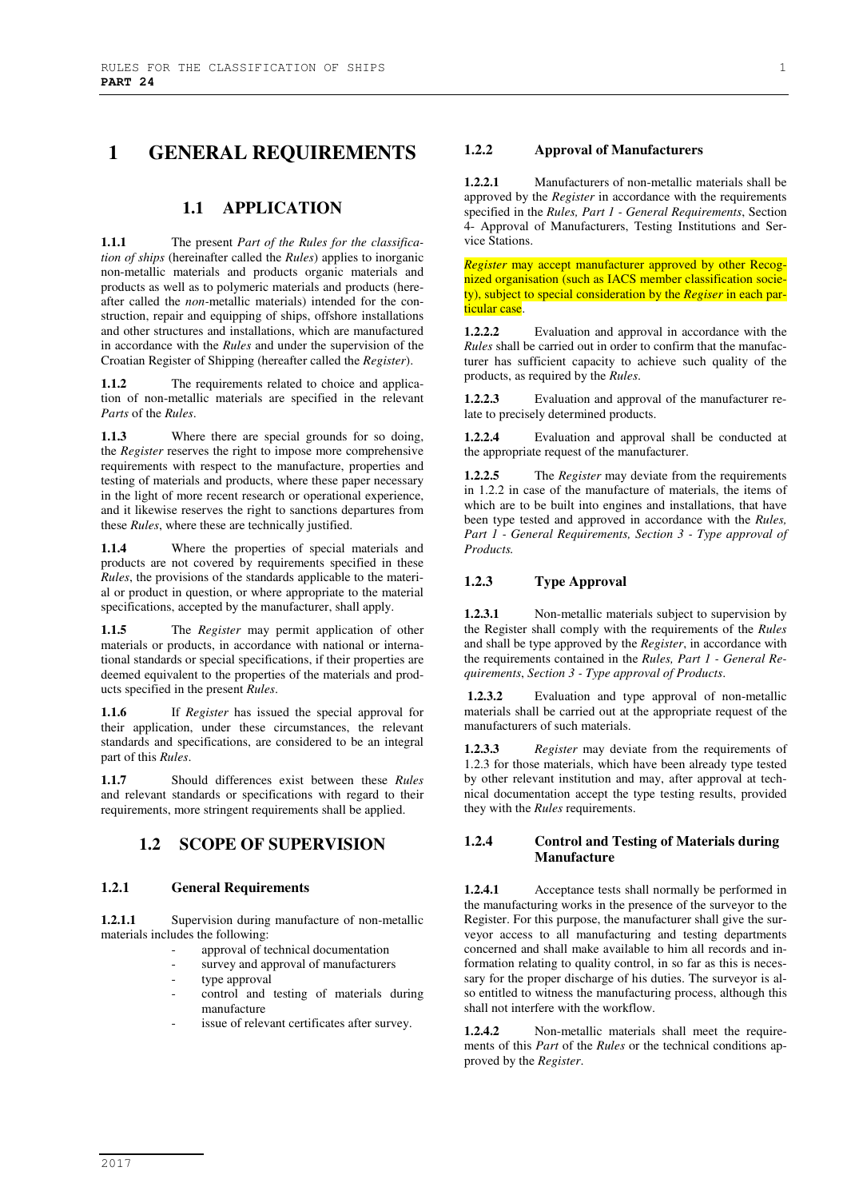# 1 GENERAL REQUIREMENTS

## 1.1 APPLICATION

**1.1.1** The present *Part of the Rules for the classification of ships* (hereinafter called the *Rules*) applies to inorganic non-metallic materials and products organic materials and products as well as to polymeric materials and products (hereafter called the *non*-metallic materials) intended for the construction, repair and equipping of ships, offshore installations and other structures and installations, which are manufactured in accordance with the *Rules* and under the supervision of the Croatian Register of Shipping (hereafter called the *Register*).

**1.1.2** The requirements related to choice and application of non-metallic materials are specified in the relevant *Parts* of the *Rules*.

**1.1.3** Where there are special grounds for so doing, the *Register* reserves the right to impose more comprehensive requirements with respect to the manufacture, properties and testing of materials and products, where these paper necessary in the light of more recent research or operational experience, and it likewise reserves the right to sanctions departures from these *Rules*, where these are technically justified.

**1.1.4** Where the properties of special materials and products are not covered by requirements specified in these *Rules*, the provisions of the standards applicable to the material or product in question, or where appropriate to the material specifications, accepted by the manufacturer, shall apply.

**1.1.5** The *Register* may permit application of other materials or products, in accordance with national or international standards or special specifications, if their properties are deemed equivalent to the properties of the materials and products specified in the present *Rules*.

**1.1.6** If *Register* has issued the special approval for their application, under these circumstances, the relevant standards and specifications, are considered to be an integral part of this *Rules*.

**1.1.7** Should differences exist between these *Rules* and relevant standards or specifications with regard to their requirements, more stringent requirements shall be applied.

## 1.2 SCOPE OF SUPERVISION

### 1.2.1 General Requirements

**1.2.1.1** Supervision during manufacture of non-metallic materials includes the following:

- approval of technical documentation
- survey and approval of manufacturers
- type approval
- control and testing of materials during manufacture
- issue of relevant certificates after survey.

### 1.2.2 Approval of Manufacturers

**1.2.2.1** Manufacturers of non-metallic materials shall be approved by the *Register* in accordance with the requirements specified in the *Rules, Part 1 - General Requirements*, Section 4- Approval of Manufacturers, Testing Institutions and Service Stations.

*Register* may accept manufacturer approved by other Recognized organisation (such as IACS member classification society), subject to special consideration by the *Regiser* in each particular case.

**1.2.2.2** Evaluation and approval in accordance with the *Rules* shall be carried out in order to confirm that the manufacturer has sufficient capacity to achieve such quality of the products, as required by the *Rules*.

**1.2.2.3** Evaluation and approval of the manufacturer relate to precisely determined products.

**1.2.2.4** Evaluation and approval shall be conducted at the appropriate request of the manufacturer.

**1.2.2.5** The *Register* may deviate from the requirements in 1.2.2 in case of the manufacture of materials, the items of which are to be built into engines and installations, that have been type tested and approved in accordance with the *Rules, Part 1 - General Requirements, Section 3 - Type approval of Products.*

### 1.2.3 Type Approval

**1.2.3.1** Non-metallic materials subject to supervision by the Register shall comply with the requirements of the *Rules* and shall be type approved by the *Register*, in accordance with the requirements contained in the *Rules, Part 1 - General Requirements*, *Section 3 - Type approval of Products*.

**1.2.3.2** Evaluation and type approval of non-metallic materials shall be carried out at the appropriate request of the manufacturers of such materials.

**1.2.3.3** *Register* may deviate from the requirements of 1.2.3 for those materials, which have been already type tested by other relevant institution and may, after approval at technical documentation accept the type testing results, provided they with the *Rules* requirements.

### 1.2.4 Control and Testing of Materials during Manufacture

**1.2.4.1** Acceptance tests shall normally be performed in the manufacturing works in the presence of the surveyor to the Register. For this purpose, the manufacturer shall give the surveyor access to all manufacturing and testing departments concerned and shall make available to him all records and information relating to quality control, in so far as this is necessary for the proper discharge of his duties. The surveyor is also entitled to witness the manufacturing process, although this shall not interfere with the workflow.

**1.2.4.2** Non-metallic materials shall meet the requirements of this *Part* of the *Rules* or the technical conditions approved by the *Register*.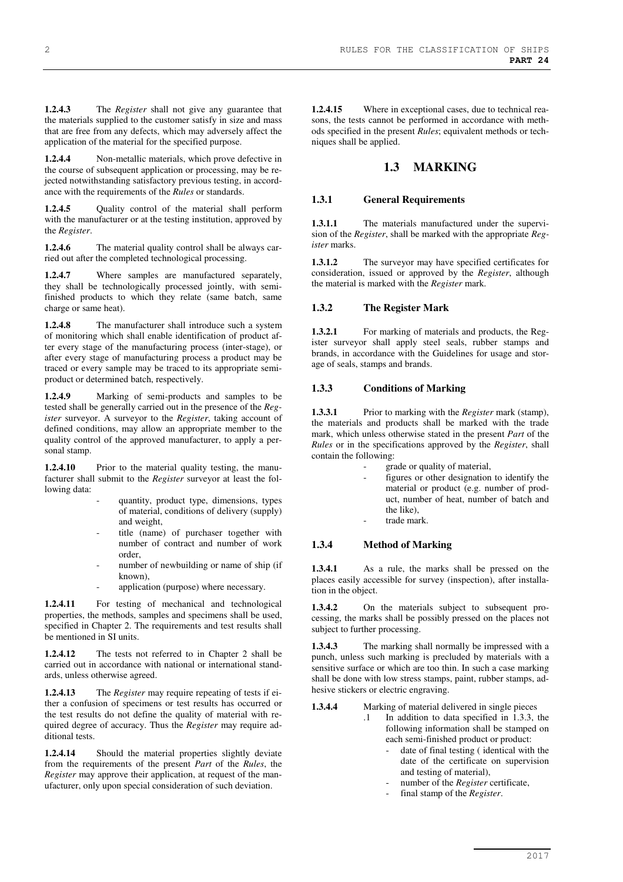**1.2.4.3** The *Register* shall not give any guarantee that the materials supplied to the customer satisfy in size and mass that are free from any defects, which may adversely affect the application of the material for the specified purpose.

**1.2.4.4** Non-metallic materials, which prove defective in the course of subsequent application or processing, may be rejected notwithstanding satisfactory previous testing, in accordance with the requirements of the *Rules* or standards.

**1.2.4.5** Quality control of the material shall perform with the manufacturer or at the testing institution, approved by the *Register*.

**1.2.4.6** The material quality control shall be always carried out after the completed technological processing.

**1.2.4.7** Where samples are manufactured separately, they shall be technologically processed jointly, with semi-finished products to which they relate (same batch, same charge or same heat).

**1.2.4.8** The manufacturer shall introduce such a system of monitoring which shall enable identification of product after every stage of the manufacturing process (inter-stage), or after every stage of manufacturing process a product may be traced or every sample may be traced to its appropriate semi-product or determined batch, respectively.

**1.2.4.9** Marking of semi-products and samples to be tested shall be generally carried out in the presence of the *Register* surveyor. A surveyor to the *Register*, taking account of defined conditions, may allow an appropriate member to the quality control of the approved manufacturer, to apply a personal stamp.

**1.2.4.10** Prior to the material quality testing, the manufacturer shall submit to the *Register* surveyor at least the following data:

- quantity, product type, dimensions, types of material, conditions of delivery (supply) and weight,
- title (name) of purchaser together with number of contract and number of work order,
- number of newbuilding or name of ship (if known),
- application (purpose) where necessary.

**1.2.4.11** For testing of mechanical and technological properties, the methods, samples and specimens shall be used, specified in Chapter 2. The requirements and test results shall be mentioned in SI units.

**1.2.4.12** The tests not referred to in Chapter 2 shall be carried out in accordance with national or international standards, unless otherwise agreed.

**1.2.4.13** The *Register* may require repeating of tests if either a confusion of specimens or test results has occurred or the test results do not define the quality of material with required degree of accuracy. Thus the *Register* may require additional tests.

**1.2.4.14** Should the material properties slightly deviate from the requirements of the present *Part* of the *Rules*, the *Register* may approve their application, at request of the manufacturer, only upon special consideration of such deviation.

**1.2.4.15** Where in exceptional cases, due to technical reasons, the tests cannot be performed in accordance with methods specified in the present *Rules*; equivalent methods or techniques shall be applied.

## 1.3 MARKING

### 1.3.1 General Requirements

**1.3.1.1** The materials manufactured under the supervision of the *Register*, shall be marked with the appropriate *Register* marks.

**1.3.1.2** The surveyor may have specified certificates for consideration, issued or approved by the *Register*, although the material is marked with the *Register* mark.

### 1.3.2 The Register Mark

**1.3.2.1** For marking of materials and products, the Register surveyor shall apply steel seals, rubber stamps and brands, in accordance with the Guidelines for usage and storage of seals, stamps and brands.

### 1.3.3 Conditions of Marking

**1.3.3.1** Prior to marking with the *Register* mark (stamp), the materials and products shall be marked with the trade mark, which unless otherwise stated in the present *Part* of the *Rules* or in the specifications approved by the *Register*, shall contain the following:

- grade or quality of material,
- figures or other designation to identify the material or product (e.g. number of product, number of heat, number of batch and the like),
- trade mark.

### 1.3.4 Method of Marking

**1.3.4.1** As a rule, the marks shall be pressed on the places easily accessible for survey (inspection), after installation in the object.

**1.3.4.2** On the materials subject to subsequent processing, the marks shall be possibly pressed on the places not subject to further processing.

**1.3.4.3** The marking shall normally be impressed with a punch, unless such marking is precluded by materials with a sensitive surface or which are too thin. In such a case marking shall be done with low stress stamps, paint, rubber stamps, adhesive stickers or electric engraving.

**1.3.4.4** Marking of material delivered in single pieces

.1 In addition to data specified in 1.3.3, the following information shall be stamped on each semi-finished product or product:

- date of final testing ( identical with the date of the certificate on supervision and testing of material),
- number of the *Register* certificate,
- final stamp of the *Register*.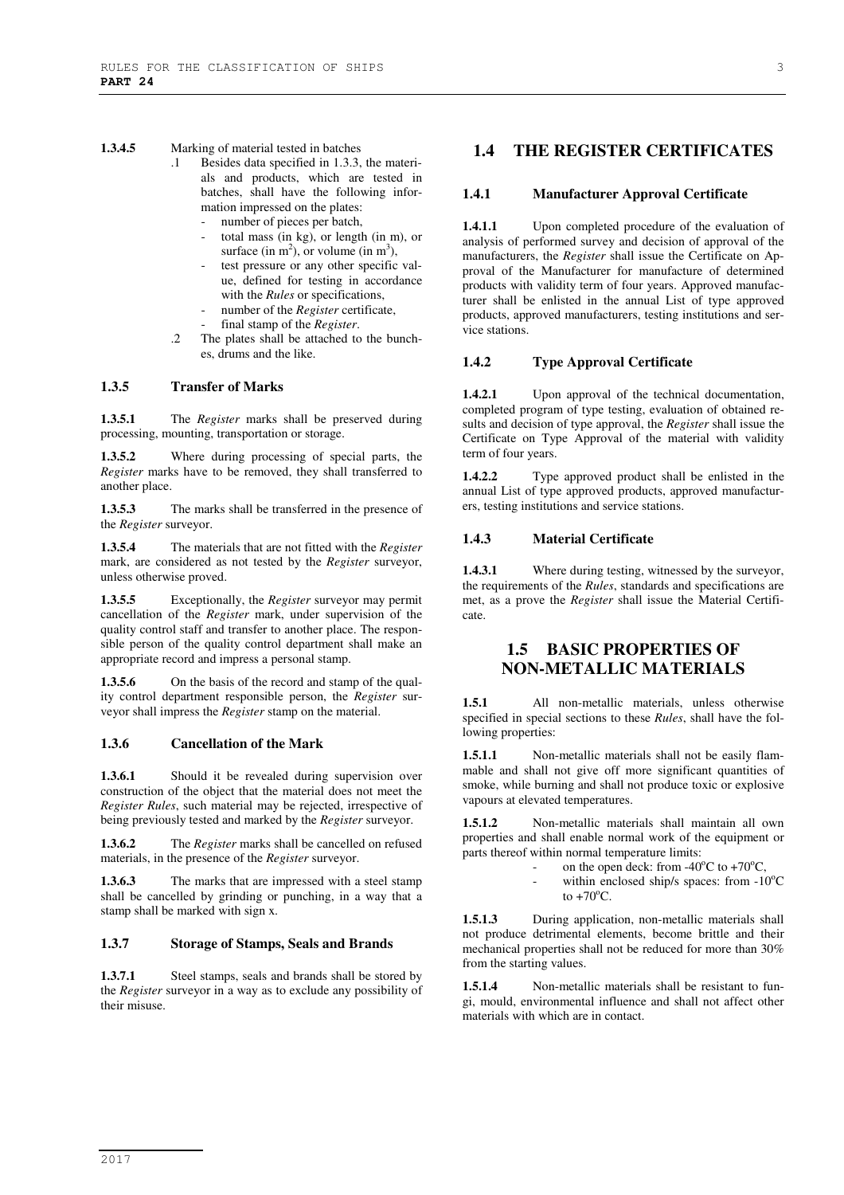**1.3.4.5** Marking of material tested in batches

.1 Besides data specified in 1.3.3, the materials and products, which are tested in batches, shall have the following information impressed on the plates:

- number of pieces per batch,
- total mass (in kg), or length (in m), or surface (in $m^2$), or volume (in $m^3$),
- test pressure or any other specific value, defined for testing in accordance with the *Rules* or specifications,
- number of the *Register* certificate,
- final stamp of the *Register*.

.2 The plates shall be attached to the bunches, drums and the like.

### 1.3.5 Transfer of Marks

**1.3.5.1** The *Register* marks shall be preserved during processing, mounting, transportation or storage.

**1.3.5.2** Where during processing of special parts, the *Register* marks have to be removed, they shall transferred to another place.

**1.3.5.3** The marks shall be transferred in the presence of the *Register* surveyor.

**1.3.5.4** The materials that are not fitted with the *Register* mark, are considered as not tested by the *Register* surveyor, unless otherwise proved.

**1.3.5.5** Exceptionally, the *Register* surveyor may permit cancellation of the *Register* mark, under supervision of the quality control staff and transfer to another place. The responsible person of the quality control department shall make an appropriate record and impress a personal stamp.

**1.3.5.6** On the basis of the record and stamp of the quality control department responsible person, the *Register* surveyor shall impress the *Register* stamp on the material.

### 1.3.6 Cancellation of the Mark

**1.3.6.1** Should it be revealed during supervision over construction of the object that the material does not meet the *Register Rules*, such material may be rejected, irrespective of being previously tested and marked by the *Register* surveyor.

**1.3.6.2** The *Register* marks shall be cancelled on refused materials, in the presence of the *Register* surveyor.

**1.3.6.3** The marks that are impressed with a steel stamp shall be cancelled by grinding or punching, in a way that a stamp shall be marked with sign x.

### 1.3.7 Storage of Stamps, Seals and Brands

**1.3.7.1** Steel stamps, seals and brands shall be stored by the *Register* surveyor in a way as to exclude any possibility of their misuse.

## 1.4 THE REGISTER CERTIFICATES

### 1.4.1 Manufacturer Approval Certificate

**1.4.1.1** Upon completed procedure of the evaluation of analysis of performed survey and decision of approval of the manufacturers, the *Register* shall issue the Certificate on Approval of the Manufacturer for manufacture of determined products with validity term of four years. Approved manufacturer shall be enlisted in the annual List of type approved products, approved manufacturers, testing institutions and service stations.

### 1.4.2 Type Approval Certificate

**1.4.2.1** Upon approval of the technical documentation, completed program of type testing, evaluation of obtained results and decision of type approval, the *Register* shall issue the Certificate on Type Approval of the material with validity term of four years.

**1.4.2.2** Type approved product shall be enlisted in the annual List of type approved products, approved manufacturers, testing institutions and service stations.

### 1.4.3 Material Certificate

**1.4.3.1** Where during testing, witnessed by the surveyor, the requirements of the *Rules*, standards and specifications are met, as a prove the *Register* shall issue the Material Certificate.

## 1.5 BASIC PROPERTIES OF NON-METALLIC MATERIALS

**1.5.1** All non-metallic materials, unless otherwise specified in special sections to these *Rules*, shall have the following properties:

**1.5.1.1** Non-metallic materials shall not be easily flammable and shall not give off more significant quantities of smoke, while burning and shall not produce toxic or explosive vapours at elevated temperatures.

**1.5.1.2** Non-metallic materials shall maintain all own properties and shall enable normal work of the equipment or parts thereof within normal temperature limits:

- on the open deck: from -40$^o$C to +70$^o$C,
- within enclosed ship/s spaces: from -10$^o$C to +70$^o$C.

**1.5.1.3** During application, non-metallic materials shall not produce detrimental elements, become brittle and their mechanical properties shall not be reduced for more than 30% from the starting values.

**1.5.1.4** Non-metallic materials shall be resistant to fungi, mould, environmental influence and shall not affect other materials with which are in contact.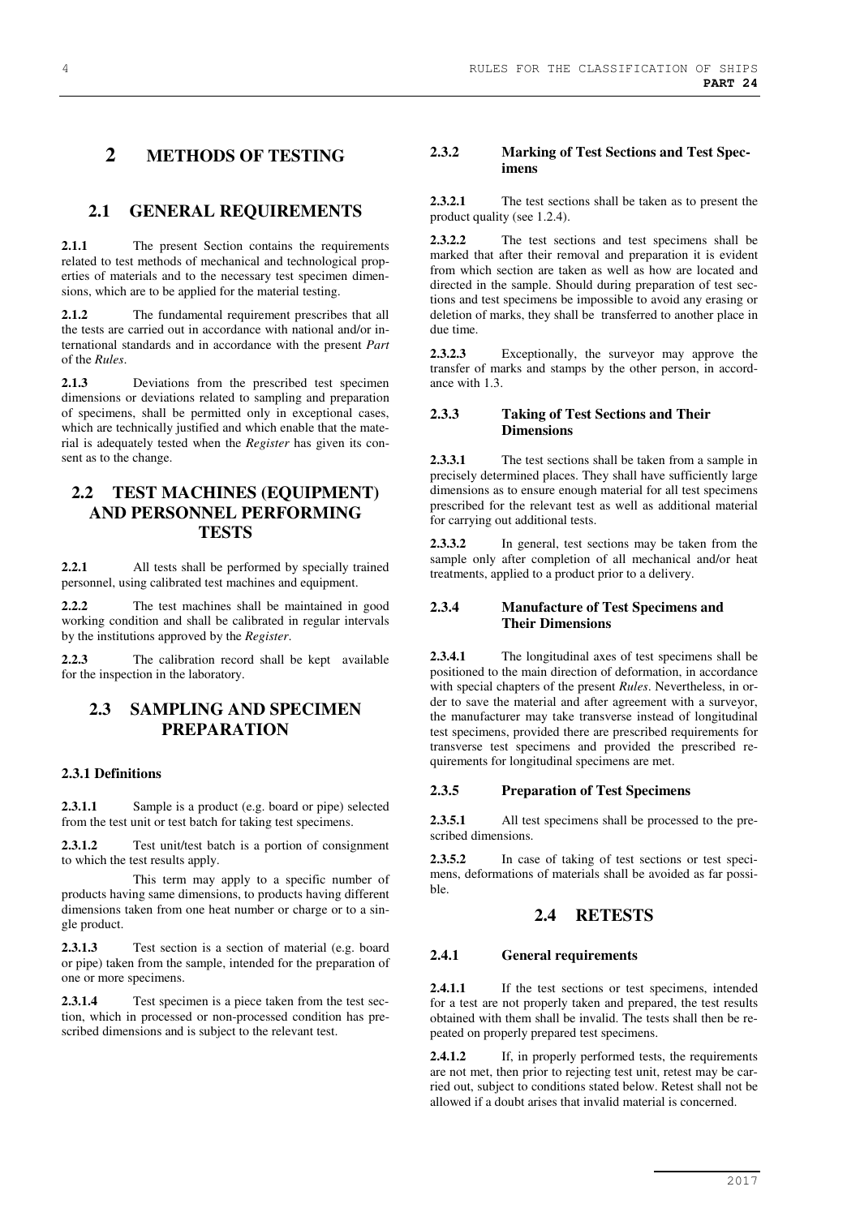# 2 METHODS OF TESTING

## 2.1 GENERAL REQUIREMENTS

**2.1.1** The present Section contains the requirements related to test methods of mechanical and technological properties of materials and to the necessary test specimen dimensions, which are to be applied for the material testing.

**2.1.2** The fundamental requirement prescribes that all the tests are carried out in accordance with national and/or international standards and in accordance with the present *Part* of the *Rules*.

**2.1.3** Deviations from the prescribed test specimen dimensions or deviations related to sampling and preparation of specimens, shall be permitted only in exceptional cases, which are technically justified and which enable that the material is adequately tested when the *Register* has given its consent as to the change.

## 2.2 TEST MACHINES (EQUIPMENT) AND PERSONNEL PERFORMING TESTS

**2.2.1** All tests shall be performed by specially trained personnel, using calibrated test machines and equipment.

**2.2.2** The test machines shall be maintained in good working condition and shall be calibrated in regular intervals by the institutions approved by the *Register*.

**2.2.3** The calibration record shall be kept available for the inspection in the laboratory.

## 2.3 SAMPLING AND SPECIMEN PREPARATION

### 2.3.1 Definitions

**2.3.1.1** Sample is a product (e.g. board or pipe) selected from the test unit or test batch for taking test specimens.

**2.3.1.2** Test unit/test batch is a portion of consignment to which the test results apply.

This term may apply to a specific number of products having same dimensions, to products having different dimensions taken from one heat number or charge or to a single product.

**2.3.1.3** Test section is a section of material (e.g. board or pipe) taken from the sample, intended for the preparation of one or more specimens.

**2.3.1.4** Test specimen is a piece taken from the test section, which in processed or non-processed condition has prescribed dimensions and is subject to the relevant test.

### 2.3.2 Marking of Test Sections and Test Specimens

**2.3.2.1** The test sections shall be taken as to present the product quality (see 1.2.4).

**2.3.2.2** The test sections and test specimens shall be marked that after their removal and preparation it is evident from which section are taken as well as how are located and directed in the sample. Should during preparation of test sections and test specimens be impossible to avoid any erasing or deletion of marks, they shall be transferred to another place in due time.

**2.3.2.3** Exceptionally, the surveyor may approve the transfer of marks and stamps by the other person, in accordance with 1.3.

### 2.3.3 Taking of Test Sections and Their Dimensions

**2.3.3.1** The test sections shall be taken from a sample in precisely determined places. They shall have sufficiently large dimensions as to ensure enough material for all test specimens prescribed for the relevant test as well as additional material for carrying out additional tests.

**2.3.3.2** In general, test sections may be taken from the sample only after completion of all mechanical and/or heat treatments, applied to a product prior to a delivery.

### 2.3.4 Manufacture of Test Specimens and Their Dimensions

**2.3.4.1** The longitudinal axes of test specimens shall be positioned to the main direction of deformation, in accordance with special chapters of the present *Rules*. Nevertheless, in order to save the material and after agreement with a surveyor, the manufacturer may take transverse instead of longitudinal test specimens, provided there are prescribed requirements for transverse test specimens and provided the prescribed requirements for longitudinal specimens are met.

### 2.3.5 Preparation of Test Specimens

**2.3.5.1** All test specimens shall be processed to the prescribed dimensions.

**2.3.5.2** In case of taking of test sections or test specimens, deformations of materials shall be avoided as far possible.

## 2.4 RETESTS

### 2.4.1 General requirements

**2.4.1.1** If the test sections or test specimens, intended for a test are not properly taken and prepared, the test results obtained with them shall be invalid. The tests shall then be repeated on properly prepared test specimens.

**2.4.1.2** If, in properly performed tests, the requirements are not met, then prior to rejecting test unit, retest may be carried out, subject to conditions stated below. Retest shall not be allowed if a doubt arises that invalid material is concerned.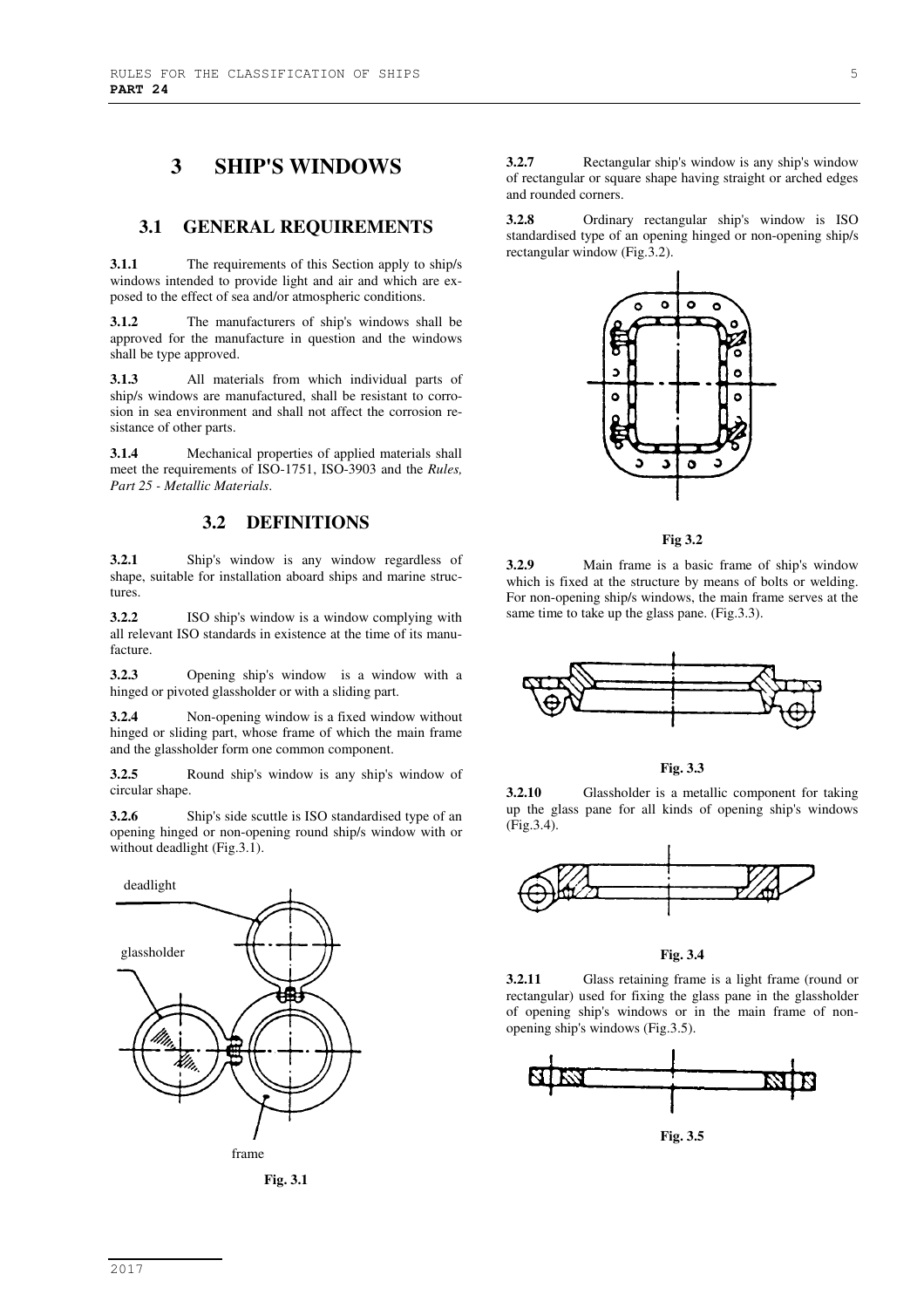# 3 SHIP'S WINDOWS

## 3.1 GENERAL REQUIREMENTS

**3.1.1** The requirements of this Section apply to ship/s windows intended to provide light and air and which are exposed to the effect of sea and/or atmospheric conditions.

**3.1.2** The manufacturers of ship's windows shall be approved for the manufacture in question and the windows shall be type approved.

**3.1.3** All materials from which individual parts of ship/s windows are manufactured, shall be resistant to corrosion in sea environment and shall not affect the corrosion resistance of other parts.

**3.1.4** Mechanical properties of applied materials shall meet the requirements of ISO-1751, ISO-3903 and the *Rules, Part 25 - Metallic Materials*.

## 3.2 DEFINITIONS

**3.2.1** Ship's window is any window regardless of shape, suitable for installation aboard ships and marine structures.

**3.2.2** ISO ship's window is a window complying with all relevant ISO standards in existence at the time of its manufacture.

**3.2.3** Opening ship's window is a window with a hinged or pivoted glassholder or with a sliding part.

**3.2.4** Non-opening window is a fixed window without hinged or sliding part, whose frame of which the main frame and the glassholder form one common component.

**3.2.5** Round ship's window is any ship's window of circular shape.

**3.2.6** Ship's side scuttle is ISO standardised type of an opening hinged or non-opening round ship/s window with or without deadlight (Fig.3.1).

deadlight

glassholder

frame

**Fig. 3.1**

**3.2.7** Rectangular ship's window is any ship's window of rectangular or square shape having straight or arched edges and rounded corners.

**3.2.8** Ordinary rectangular ship's window is ISO standardised type of an opening hinged or non-opening ship/s rectangular window (Fig.3.2).

**Fig 3.2**

**3.2.9** Main frame is a basic frame of ship's window which is fixed at the structure by means of bolts or welding. For non-opening ship/s windows, the main frame serves at the same time to take up the glass pane. (Fig.3.3).

**Fig. 3.3**

**3.2.10** Glassholder is a metallic component for taking up the glass pane for all kinds of opening ship's windows (Fig.3.4).

**Fig. 3.4**

**3.2.11** Glass retaining frame is a light frame (round or rectangular) used for fixing the glass pane in the glassholder of opening ship's windows or in the main frame of non-opening ship's windows (Fig.3.5).

**Fig. 3.5**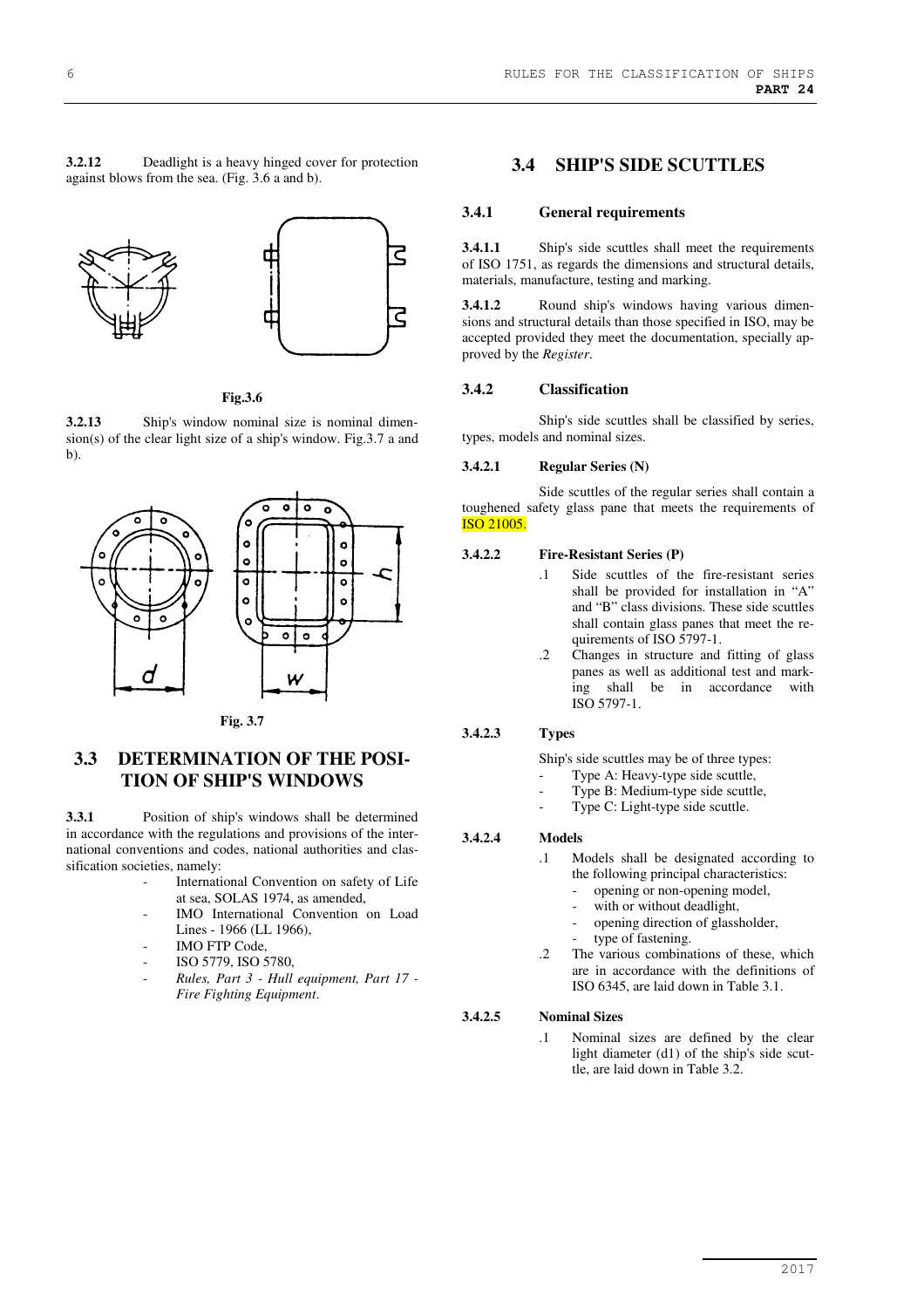**3.2.12** Deadlight is a heavy hinged cover for protection against blows from the sea. (Fig. 3.6 a and b).

Fig.3.6

**3.2.13** Ship's window nominal size is nominal dimension(s) of the clear light size of a ship's window. Fig.3.7 a and b).

Fig. 3.7

## 3.3 DETERMINATION OF THE POSITION OF SHIP'S WINDOWS

**3.3.1** Position of ship's windows shall be determined in accordance with the regulations and provisions of the international conventions and codes, national authorities and classification societies, namely:

- International Convention on safety of Life at sea, SOLAS 1974, as amended,
- IMO International Convention on Load Lines - 1966 (LL 1966),
- IMO FTP Code,
- ISO 5779, ISO 5780,
- *Rules, Part 3 - Hull equipment, Part 17 - Fire Fighting Equipment*.

## 3.4 SHIP'S SIDE SCUTTLES

### 3.4.1 General requirements

**3.4.1.1** Ship's side scuttles shall meet the requirements of ISO 1751, as regards the dimensions and structural details, materials, manufacture, testing and marking.

**3.4.1.2** Round ship's windows having various dimensions and structural details than those specified in ISO, may be accepted provided they meet the documentation, specially approved by the *Register*.

### 3.4.2 Classification

Ship's side scuttles shall be classified by series, types, models and nominal sizes.

#### 3.4.2.1 Regular Series (N)

Side scuttles of the regular series shall contain a toughened safety glass pane that meets the requirements of ISO 21005.

#### 3.4.2.2 Fire-Resistant Series (P)

.1 Side scuttles of the fire-resistant series shall be provided for installation in "A" and "B" class divisions. These side scuttles shall contain glass panes that meet the requirements of ISO 5797-1.

.2 Changes in structure and fitting of glass panes as well as additional test and marking shall be in accordance with ISO 5797-1.

#### 3.4.2.3 Types

Ship's side scuttles may be of three types:

- Type A: Heavy-type side scuttle,
- Type B: Medium-type side scuttle,
- Type C: Light-type side scuttle.

#### 3.4.2.4 Models

.1 Models shall be designated according to the following principal characteristics:
- opening or non-opening model,
- with or without deadlight,
- opening direction of glassholder,
- type of fastening.

.2 The various combinations of these, which are in accordance with the definitions of ISO 6345, are laid down in Table 3.1.

#### 3.4.2.5 Nominal Sizes

.1 Nominal sizes are defined by the clear light diameter (d1) of the ship's side scuttle, are laid down in Table 3.2.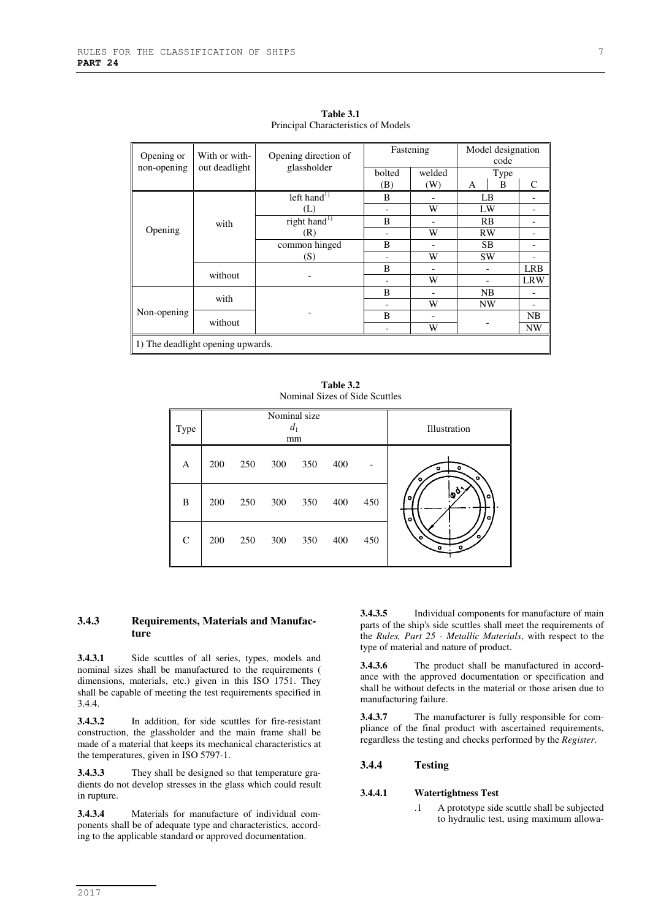**Table 3.1**
Principal Characteristics of Models

| Opening or non-opening | With or without deadlight | Opening direction of glassholder | Fastening | | Model designation code | | |
|---|---|---|---|---|---|---|---|
| | | | bolted (B) | welded (W) | Type | | |
| | | | | | A | B | C |
| Opening | with | left hand[1) ] (L) | B | - | LB | | - |
| | | | - | W | LW | | - |
| | | right hand[1)] (R) | B | - | RB | | - |
| | | | - | W | RW | | - |
| | | common hinged (S) | B | - | SB | | - |
| | | | - | W | SW | | - |
| | without | - | B | - | - | | LRB |
| | | | - | W | - | | LRW |
| Non-opening | with | - | B | - | NB | | - |
| | | | - | W | NW | | - |
| | without | | B | - | - | | NB |
| | | | - | W | | | NW |

1) The deadlight opening upwards.

**Table 3.2**
Nominal Sizes of Side Scuttles

| Type | Nominal size $d_1$ mm | | | | | | Illustration |
|---|---|---|---|---|---|---|---|
| A | 200 | 250 | 300 | 350 | 400 | - | |
| B | 200 | 250 | 300 | 350 | 400 | 450 | |
| C | 200 | 250 | 300 | 350 | 400 | 450 | |

### 3.4.3 Requirements, Materials and Manufacture

**3.4.3.1** Side scuttles of all series, types, models and nominal sizes shall be manufactured to the requirements ( dimensions, materials, etc.) given in this ISO 1751. They shall be capable of meeting the test requirements specified in 3.4.4.

**3.4.3.2** In addition, for side scuttles for fire-resistant construction, the glassholder and the main frame shall be made of a material that keeps its mechanical characteristics at the temperatures, given in ISO 5797-1.

**3.4.3.3** They shall be designed so that temperature gradients do not develop stresses in the glass which could result in rupture.

**3.4.3.4** Materials for manufacture of individual components shall be of adequate type and characteristics, according to the applicable standard or approved documentation.

**3.4.3.5** Individual components for manufacture of main parts of the ship's side scuttles shall meet the requirements of the *Rules, Part 25 - Metallic Materials*, with respect to the type of material and nature of product.

**3.4.3.6** The product shall be manufactured in accordance with the approved documentation or specification and shall be without defects in the material or those arisen due to manufacturing failure.

**3.4.3.7** The manufacturer is fully responsible for compliance of the final product with ascertained requirements, regardless the testing and checks performed by the *Register*.

### 3.4.4 Testing

**3.4.4.1 Watertightness Test**

.1 A prototype side scuttle shall be subjected to hydraulic test, using maximum allowa-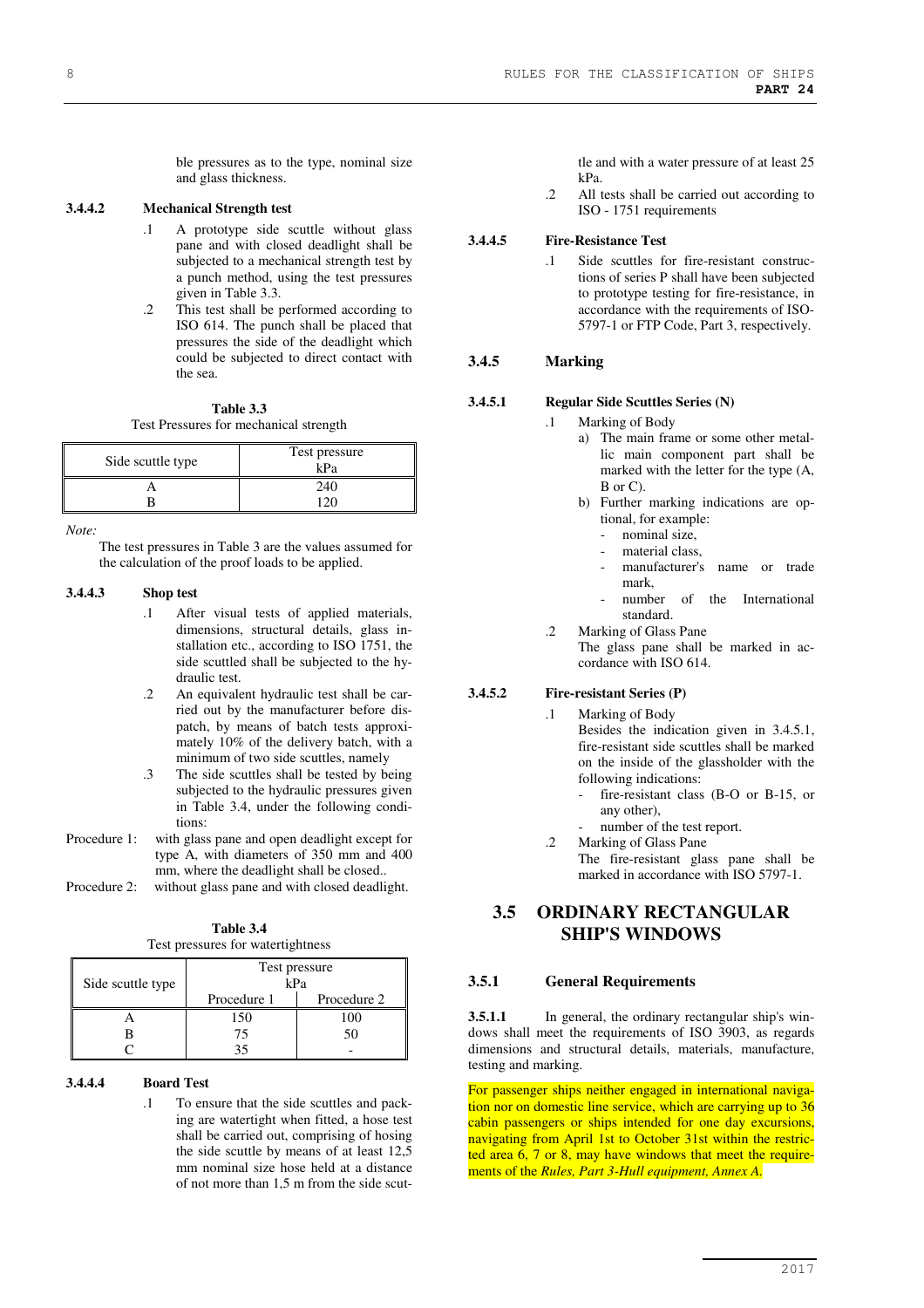ble pressures as to the type, nominal size and glass thickness.

#### 3.4.4.2 Mechanical Strength test

.1 A prototype side scuttle without glass pane and with closed deadlight shall be subjected to a mechanical strength test by a punch method, using the test pressures given in Table 3.3.

.2 This test shall be performed according to ISO 614. The punch shall be placed that pressures the side of the deadlight which could be subjected to direct contact with the sea.

**Table 3.3**
Test Pressures for mechanical strength

| Side scuttle type | Test pressure kPa |
|---|---|
| A | 240 |
| B | 120 |

*Note:*
The test pressures in Table 3 are the values assumed for the calculation of the proof loads to be applied.

#### 3.4.4.3 Shop test

.1 After visual tests of applied materials, dimensions, structural details, glass installation etc., according to ISO 1751, the side scuttled shall be subjected to the hydraulic test.

.2 An equivalent hydraulic test shall be carried out by the manufacturer before dispatch, by means of batch tests approximately 10% of the delivery batch, with a minimum of two side scuttles, namely

.3 The side scuttles shall be tested by being subjected to the hydraulic pressures given in Table 3.4, under the following conditions:

Procedure 1: with glass pane and open deadlight except for type A, with diameters of 350 mm and 400 mm, where the deadlight shall be closed..

Procedure 2: without glass pane and with closed deadlight.

**Table 3.4**
Test pressures for watertightness

| Side scuttle type | Test pressure kPa | |
|---|---|---|
| | Procedure 1 | Procedure 2 |
| A | 150 | 100 |
| B | 75 | 50 |
| C | 35 | - |

#### 3.4.4.4 Board Test

.1 To ensure that the side scuttles and packing are watertight when fitted, a hose test shall be carried out, comprising of hosing the side scuttle by means of at least 12,5 mm nominal size hose held at a distance of not more than 1,5 m from the side scuttle and with a water pressure of at least 25 kPa.

.2 All tests shall be carried out according to ISO - 1751 requirements

#### 3.4.4.5 Fire-Resistance Test

.1 Side scuttles for fire-resistant constructions of series P shall have been subjected to prototype testing for fire-resistance, in accordance with the requirements of ISO-5797-1 or FTP Code, Part 3, respectively.

### 3.4.5 Marking

#### 3.4.5.1 Regular Side Scuttles Series (N)

.1 Marking of Body
  a) The main frame or some other metallic main component part shall be marked with the letter for the type (A, B or C).
  b) Further marking indications are optional, for example:
   - nominal size,
   - material class,
   - manufacturer's name or trade mark,
   - number of the International standard.

.2 Marking of Glass Pane
The glass pane shall be marked in accordance with ISO 614.

#### 3.4.5.2 Fire-resistant Series (P)

.1 Marking of Body
Besides the indication given in 3.4.5.1, fire-resistant side scuttles shall be marked on the inside of the glassholder with the following indications:
 - fire-resistant class (B-O or B-15, or any other),
 - number of the test report.

.2 Marking of Glass Pane
The fire-resistant glass pane shall be marked in accordance with ISO 5797-1.

## 3.5 ORDINARY RECTANGULAR SHIP'S WINDOWS

### 3.5.1 General Requirements

**3.5.1.1** In general, the ordinary rectangular ship's windows shall meet the requirements of ISO 3903, as regards dimensions and structural details, materials, manufacture, testing and marking.

For passenger ships neither engaged in international navigation nor on domestic line service, which are carrying up to 36 cabin passengers or ships intended for one day excursions, navigating from April 1st to October 31st within the restricted area 6, 7 or 8, may have windows that meet the requirements of the *Rules, Part 3-Hull equipment, Annex A.*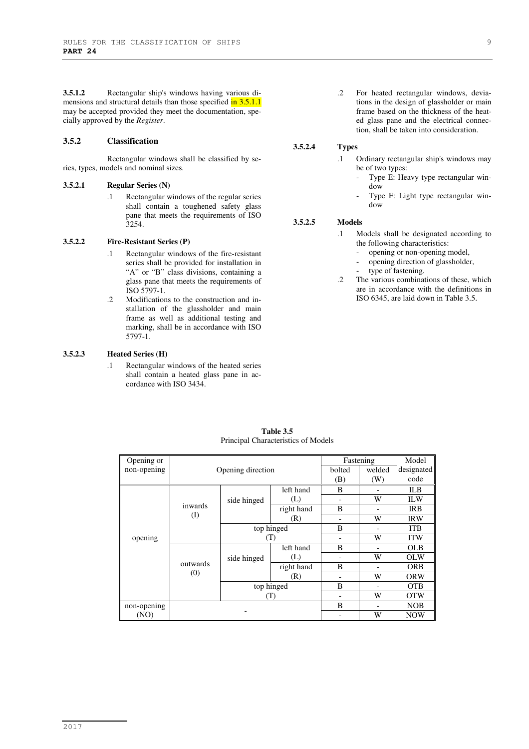**3.5.1.2** Rectangular ship's windows having various dimensions and structural details than those specified in 3.5.1.1 may be accepted provided they meet the documentation, specially approved by the *Register*.

### 3.5.2 Classification

Rectangular windows shall be classified by series, types, models and nominal sizes.

#### 3.5.2.1 Regular Series (N)

.1 Rectangular windows of the regular series shall contain a toughened safety glass pane that meets the requirements of ISO 3254.

#### 3.5.2.2 Fire-Resistant Series (P)

.1 Rectangular windows of the fire-resistant series shall be provided for installation in "A" or "B" class divisions, containing a glass pane that meets the requirements of ISO 5797-1.

.2 Modifications to the construction and installation of the glassholder and main frame as well as additional testing and marking, shall be in accordance with ISO 5797-1.

#### 3.5.2.3 Heated Series (H)

.1 Rectangular windows of the heated series shall contain a heated glass pane in accordance with ISO 3434.

.2 For heated rectangular windows, deviations in the design of glassholder or main frame based on the thickness of the heated glass pane and the electrical connection, shall be taken into consideration.

#### 3.5.2.4 Types

.1 Ordinary rectangular ship's windows may be of two types:

- Type E: Heavy type rectangular window
- Type F: Light type rectangular window

#### 3.5.2.5 Models

.1 Models shall be designated according to the following characteristics:

- opening or non-opening model,
- opening direction of glassholder,
- type of fastening.

.2 The various combinations of these, which are in accordance with the definitions in ISO 6345, are laid down in Table 3.5.

**Table 3.5**
Principal Characteristics of Models

| Opening or non-opening | Opening direction | | | Fastening | | Model designated code |
|---|---|---|---|---|---|---|
| | | | | bolted (B) | welded (W) | |
| opening | inwards (I) | side hinged | left hand (L) | B | - | ILB |
| | | | | - | W | ILW |
| | | | right hand (R) | B | - | IRB |
| | | | | - | W | IRW |
| | | top hinged (T) | | B | - | ITB |
| | | | | - | W | ITW |
| | outwards (0) | side hinged | left hand (L) | B | - | OLB |
| | | | | - | W | OLW |
| | | | right hand (R) | B | - | ORB |
| | | | | - | W | ORW |
| | | top hinged (T) | | B | - | OTB |
| | | | | - | W | OTW |
| non-opening (NO) | - | | | B | - | NOB |
| | | | | - | W | NOW |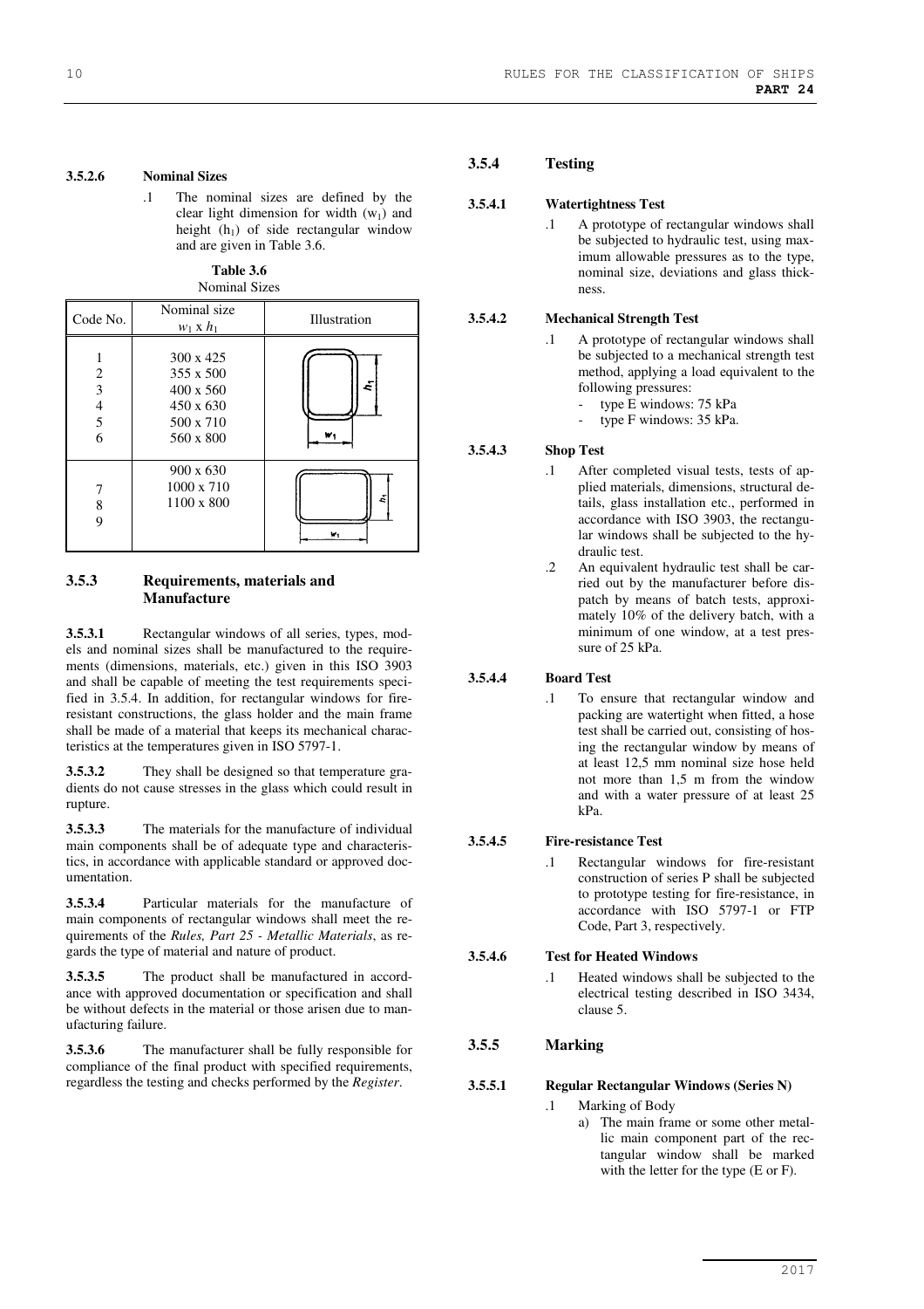#### 3.5.2.6 Nominal Sizes

.1 The nominal sizes are defined by the clear light dimension for width ($w_1$) and height ($h_1$) of side rectangular window and are given in Table 3.6.

**Table 3.6**
Nominal Sizes

| Code No. | Nominal size $w_1$ x $h_1$ | Illustration |
|---|---|---|
| 1<br>2<br>3<br>4<br>5<br>6 | 300 x 425<br>355 x 500<br>400 x 560<br>450 x 630<br>500 x 710<br>560 x 800 | |
| 7<br>8<br>9 | 900 x 630<br>1000 x 710<br>1100 x 800 | |

### 3.5.3 Requirements, materials and Manufacture

**3.5.3.1** Rectangular windows of all series, types, models and nominal sizes shall be manufactured to the requirements (dimensions, materials, etc.) given in this ISO 3903 and shall be capable of meeting the test requirements specified in 3.5.4. In addition, for rectangular windows for fire-resistant constructions, the glass holder and the main frame shall be made of a material that keeps its mechanical characteristics at the temperatures given in ISO 5797-1.

**3.5.3.2** They shall be designed so that temperature gradients do not cause stresses in the glass which could result in rupture.

**3.5.3.3** The materials for the manufacture of individual main components shall be of adequate type and characteristics, in accordance with applicable standard or approved documentation.

**3.5.3.4** Particular materials for the manufacture of main components of rectangular windows shall meet the requirements of the *Rules, Part 25 - Metallic Materials*, as regards the type of material and nature of product.

**3.5.3.5** The product shall be manufactured in accordance with approved documentation or specification and shall be without defects in the material or those arisen due to manufacturing failure.

**3.5.3.6** The manufacturer shall be fully responsible for compliance of the final product with specified requirements, regardless the testing and checks performed by the *Register*.

### 3.5.4 Testing

#### 3.5.4.1 Watertightness Test

.1 A prototype of rectangular windows shall be subjected to hydraulic test, using maximum allowable pressures as to the type, nominal size, deviations and glass thickness.

#### 3.5.4.2 Mechanical Strength Test

.1 A prototype of rectangular windows shall be subjected to a mechanical strength test method, applying a load equivalent to the following pressures:
- type E windows: 75 kPa
- type F windows: 35 kPa.

#### 3.5.4.3 Shop Test

.1 After completed visual tests, tests of applied materials, dimensions, structural details, glass installation etc., performed in accordance with ISO 3903, the rectangular windows shall be subjected to the hydraulic test.

.2 An equivalent hydraulic test shall be carried out by the manufacturer before dispatch by means of batch tests, approximately 10% of the delivery batch, with a minimum of one window, at a test pressure of 25 kPa.

#### 3.5.4.4 Board Test

.1 To ensure that rectangular window and packing are watertight when fitted, a hose test shall be carried out, consisting of hosing the rectangular window by means of at least 12,5 mm nominal size hose held not more than 1,5 m from the window and with a water pressure of at least 25 kPa.

#### 3.5.4.5 Fire-resistance Test

.1 Rectangular windows for fire-resistant construction of series P shall be subjected to prototype testing for fire-resistance, in accordance with ISO 5797-1 or FTP Code, Part 3, respectively.

#### 3.5.4.6 Test for Heated Windows

.1 Heated windows shall be subjected to the electrical testing described in ISO 3434, clause 5.

### 3.5.5 Marking

#### 3.5.5.1 Regular Rectangular Windows (Series N)

.1 Marking of Body

a) The main frame or some other metallic main component part of the rectangular window shall be marked with the letter for the type (E or F).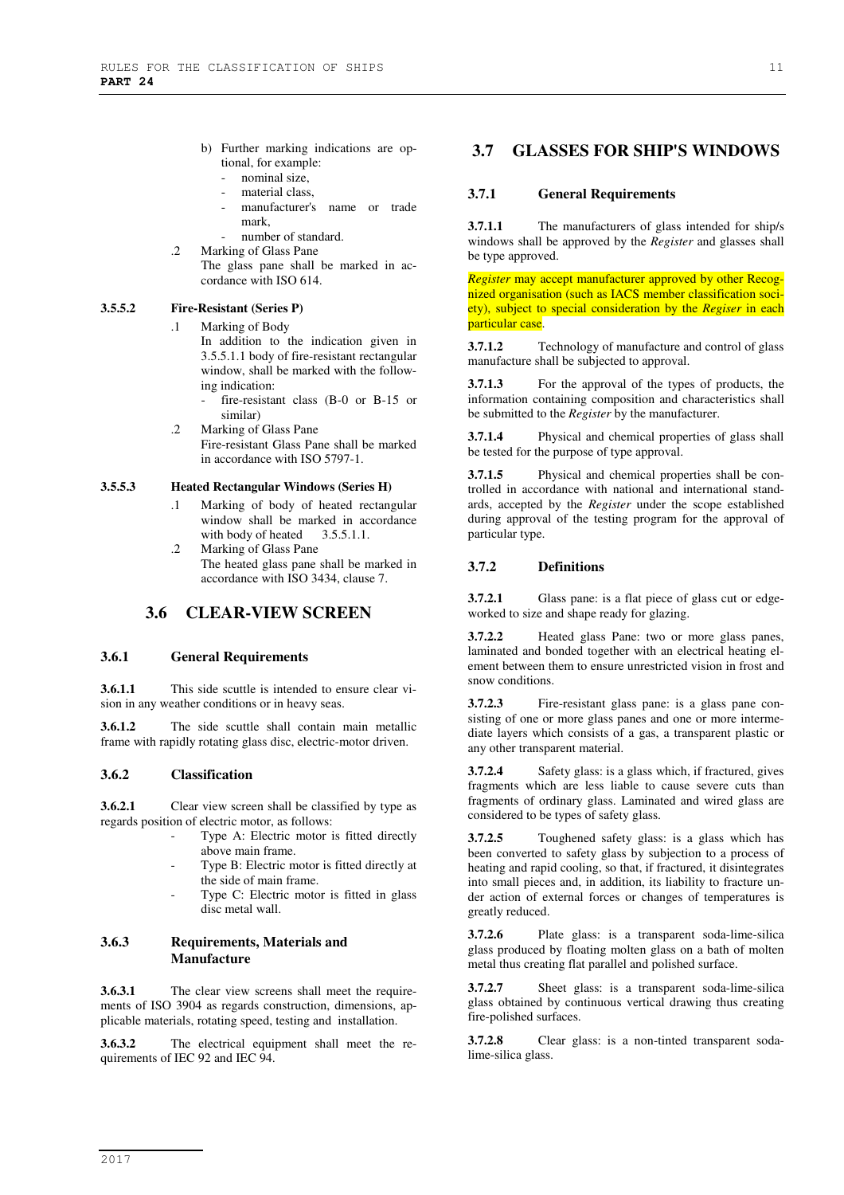b) Further marking indications are optional, for example:
   - nominal size,
   - material class,
   - manufacturer's name or trade mark,
   - number of standard.

.2 Marking of Glass Pane
The glass pane shall be marked in accordance with ISO 614.

**3.5.5.2 Fire-Resistant (Series P)**

.1 Marking of Body
In addition to the indication given in 3.5.5.1.1 body of fire-resistant rectangular window, shall be marked with the following indication:
- fire-resistant class (B-0 or B-15 or similar)

.2 Marking of Glass Pane
Fire-resistant Glass Pane shall be marked in accordance with ISO 5797-1.

**3.5.5.3 Heated Rectangular Windows (Series H)**

.1 Marking of body of heated rectangular window shall be marked in accordance with body of heated 3.5.5.1.1.

.2 Marking of Glass Pane
The heated glass pane shall be marked in accordance with ISO 3434, clause 7.

## 3.6 CLEAR-VIEW SCREEN

### 3.6.1 General Requirements

**3.6.1.1** This side scuttle is intended to ensure clear vision in any weather conditions or in heavy seas.

**3.6.1.2** The side scuttle shall contain main metallic frame with rapidly rotating glass disc, electric-motor driven.

### 3.6.2 Classification

**3.6.2.1** Clear view screen shall be classified by type as regards position of electric motor, as follows:

- Type A: Electric motor is fitted directly above main frame.
- Type B: Electric motor is fitted directly at the side of main frame.
- Type C: Electric motor is fitted in glass disc metal wall.

### 3.6.3 Requirements, Materials and Manufacture

**3.6.3.1** The clear view screens shall meet the requirements of ISO 3904 as regards construction, dimensions, applicable materials, rotating speed, testing and installation.

**3.6.3.2** The electrical equipment shall meet the requirements of IEC 92 and IEC 94.

## 3.7 GLASSES FOR SHIP'S WINDOWS

### 3.7.1 General Requirements

**3.7.1.1** The manufacturers of glass intended for ship/s windows shall be approved by the *Register* and glasses shall be type approved.

*Register* may accept manufacturer approved by other Recognized organisation (such as IACS member classification society), subject to special consideration by the *Regiser* in each particular case.

**3.7.1.2** Technology of manufacture and control of glass manufacture shall be subjected to approval.

**3.7.1.3** For the approval of the types of products, the information containing composition and characteristics shall be submitted to the *Register* by the manufacturer.

**3.7.1.4** Physical and chemical properties of glass shall be tested for the purpose of type approval.

**3.7.1.5** Physical and chemical properties shall be controlled in accordance with national and international standards, accepted by the *Register* under the scope established during approval of the testing program for the approval of particular type.

### 3.7.2 Definitions

**3.7.2.1** Glass pane: is a flat piece of glass cut or edge-worked to size and shape ready for glazing.

**3.7.2.2** Heated glass Pane: two or more glass panes, laminated and bonded together with an electrical heating element between them to ensure unrestricted vision in frost and snow conditions.

**3.7.2.3** Fire-resistant glass pane: is a glass pane consisting of one or more glass panes and one or more intermediate layers which consists of a gas, a transparent plastic or any other transparent material.

**3.7.2.4** Safety glass: is a glass which, if fractured, gives fragments which are less liable to cause severe cuts than fragments of ordinary glass. Laminated and wired glass are considered to be types of safety glass.

**3.7.2.5** Toughened safety glass: is a glass which has been converted to safety glass by subjection to a process of heating and rapid cooling, so that, if fractured, it disintegrates into small pieces and, in addition, its liability to fracture under action of external forces or changes of temperatures is greatly reduced.

**3.7.2.6** Plate glass: is a transparent soda-lime-silica glass produced by floating molten glass on a bath of molten metal thus creating flat parallel and polished surface.

**3.7.2.7** Sheet glass: is a transparent soda-lime-silica glass obtained by continuous vertical drawing thus creating fire-polished surfaces.

**3.7.2.8** Clear glass: is a non-tinted transparent soda-lime-silica glass.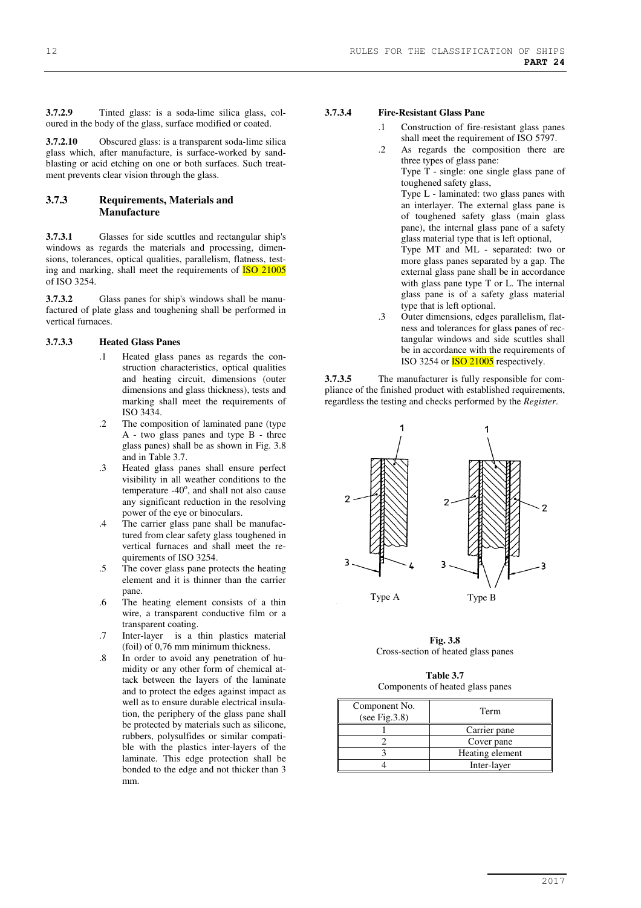**3.7.2.9** Tinted glass: is a soda-lime silica glass, coloured in the body of the glass, surface modified or coated.

**3.7.2.10** Obscured glass: is a transparent soda-lime silica glass which, after manufacture, is surface-worked by sandblasting or acid etching on one or both surfaces. Such treatment prevents clear vision through the glass.

### 3.7.3 Requirements, Materials and Manufacture

**3.7.3.1** Glasses for side scuttles and rectangular ship's windows as regards the materials and processing, dimensions, tolerances, optical qualities, parallelism, flatness, testing and marking, shall meet the requirements of ISO 21005 of ISO 3254.

**3.7.3.2** Glass panes for ship's windows shall be manufactured of plate glass and toughening shall be performed in vertical furnaces.

**3.7.3.3 Heated Glass Panes**

.1 Heated glass panes as regards the construction characteristics, optical qualities and heating circuit, dimensions (outer dimensions and glass thickness), tests and marking shall meet the requirements of ISO 3434.

.2 The composition of laminated pane (type A - two glass panes and type B - three glass panes) shall be as shown in Fig. 3.8 and in Table 3.7.

.3 Heated glass panes shall ensure perfect visibility in all weather conditions to the temperature -40°, and shall not also cause any significant reduction in the resolving power of the eye or binoculars.

.4 The carrier glass pane shall be manufactured from clear safety glass toughened in vertical furnaces and shall meet the requirements of ISO 3254.

.5 The cover glass pane protects the heating element and it is thinner than the carrier pane.

.6 The heating element consists of a thin wire, a transparent conductive film or a transparent coating.

.7 Inter-layer is a thin plastics material (foil) of 0,76 mm minimum thickness.

.8 In order to avoid any penetration of humidity or any other form of chemical attack between the layers of the laminate and to protect the edges against impact as well as to ensure durable electrical insulation, the periphery of the glass pane shall be protected by materials such as silicone, rubbers, polysulfides or similar compatible with the plastics inter-layers of the laminate. This edge protection shall be bonded to the edge and not thicker than 3 mm.

**3.7.3.4 Fire-Resistant Glass Pane**

.1 Construction of fire-resistant glass panes shall meet the requirement of ISO 5797.

.2 As regards the composition there are three types of glass pane:
Type T - single: one single glass pane of toughened safety glass,
Type L - laminated: two glass panes with an interlayer. The external glass pane is of toughened safety glass (main glass pane), the internal glass pane of a safety glass material type that is left optional,
Type MT and ML - separated: two or more glass panes separated by a gap. The external glass pane shall be in accordance with glass pane type T or L. The internal glass pane is of a safety glass material type that is left optional.

.3 Outer dimensions, edges parallelism, flatness and tolerances for glass panes of rectangular windows and side scuttles shall be in accordance with the requirements of ISO 3254 or ISO 21005 respectively.

**3.7.3.5** The manufacturer is fully responsible for compliance of the finished product with established requirements, regardless the testing and checks performed by the *Register*.

**Fig. 3.8**
Cross-section of heated glass panes

**Table 3.7**
Components of heated glass panes

| Component No. (see Fig.3.8) | Term |
|---|---|
| 1 | Carrier pane |
| 2 | Cover pane |
| 3 | Heating element |
| 4 | Inter-layer |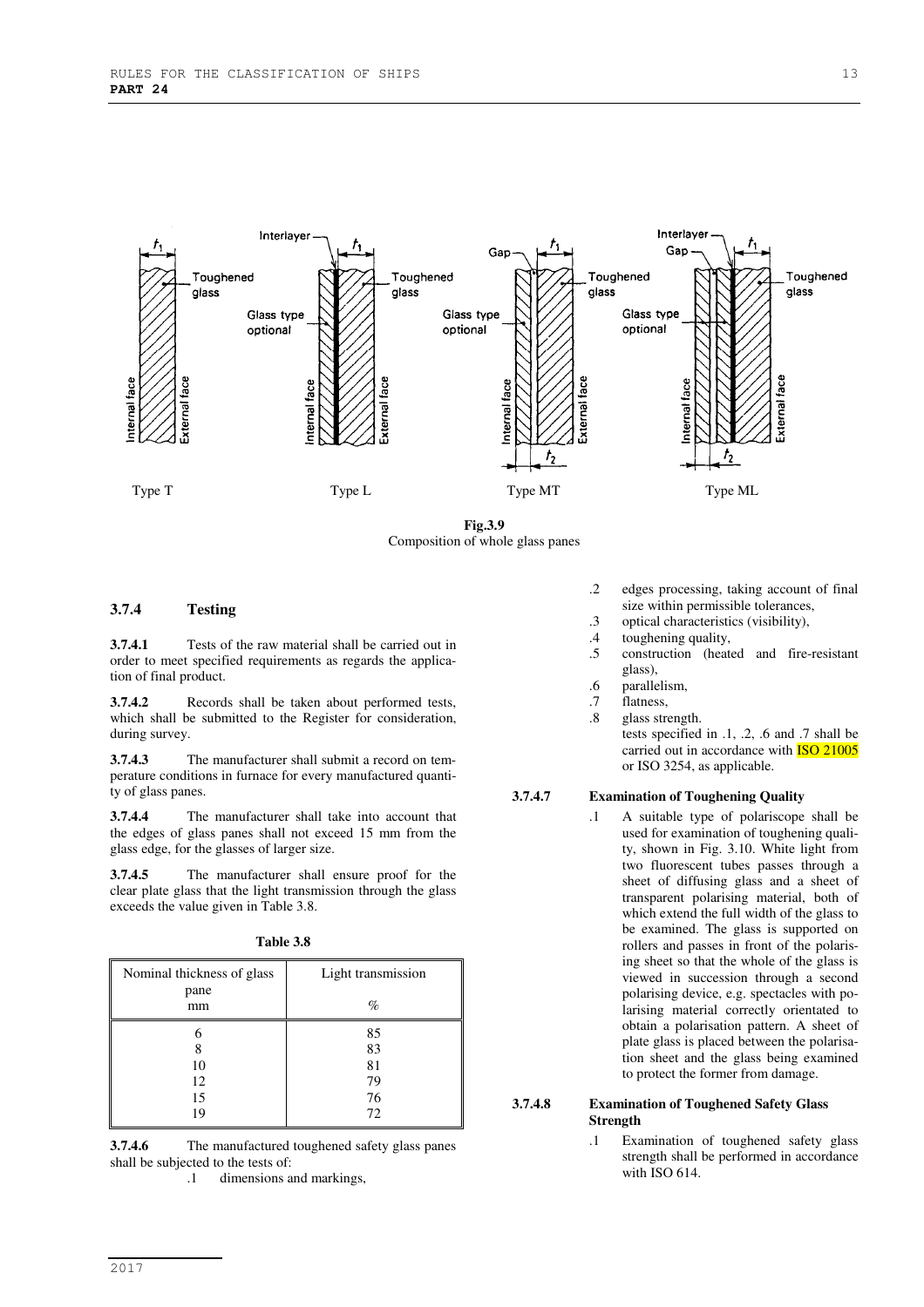Fig.3.9
Composition of whole glass panes

### 3.7.4 Testing

**3.7.4.1** Tests of the raw material shall be carried out in order to meet specified requirements as regards the application of final product.

**3.7.4.2** Records shall be taken about performed tests, which shall be submitted to the Register for consideration, during survey.

**3.7.4.3** The manufacturer shall submit a record on temperature conditions in furnace for every manufactured quantity of glass panes.

**3.7.4.4** The manufacturer shall take into account that the edges of glass panes shall not exceed 15 mm from the glass edge, for the glasses of larger size.

**3.7.4.5** The manufacturer shall ensure proof for the clear plate glass that the light transmission through the glass exceeds the value given in Table 3.8.

**Table 3.8**

| Nominal thickness of glass pane<br>mm | Light transmission<br>% |
|---|---|
| 6 | 85 |
| 8 | 83 |
| 10 | 81 |
| 12 | 79 |
| 15 | 76 |
| 19 | 72 |

**3.7.4.6** The manufactured toughened safety glass panes shall be subjected to the tests of:

.1 dimensions and markings,

.2 edges processing, taking account of final size within permissible tolerances,

.3 optical characteristics (visibility),

.4 toughening quality,

.5 construction (heated and fire-resistant glass),

.6 parallelism,

.7 flatness,

.8 glass strength.

tests specified in .1, .2, .6 and .7 shall be carried out in accordance with ISO 21005 or ISO 3254, as applicable.

**3.7.4.7 Examination of Toughening Quality**

.1 A suitable type of polariscope shall be used for examination of toughening quality, shown in Fig. 3.10. White light from two fluorescent tubes passes through a sheet of diffusing glass and a sheet of transparent polarising material, both of which extend the full width of the glass to be examined. The glass is supported on rollers and passes in front of the polarising sheet so that the whole of the glass is viewed in succession through a second polarising device, e.g. spectacles with polarising material correctly orientated to obtain a polarisation pattern. A sheet of plate glass is placed between the polarisation sheet and the glass being examined to protect the former from damage.

**3.7.4.8 Examination of Toughened Safety Glass Strength**

.1 Examination of toughened safety glass strength shall be performed in accordance with ISO 614.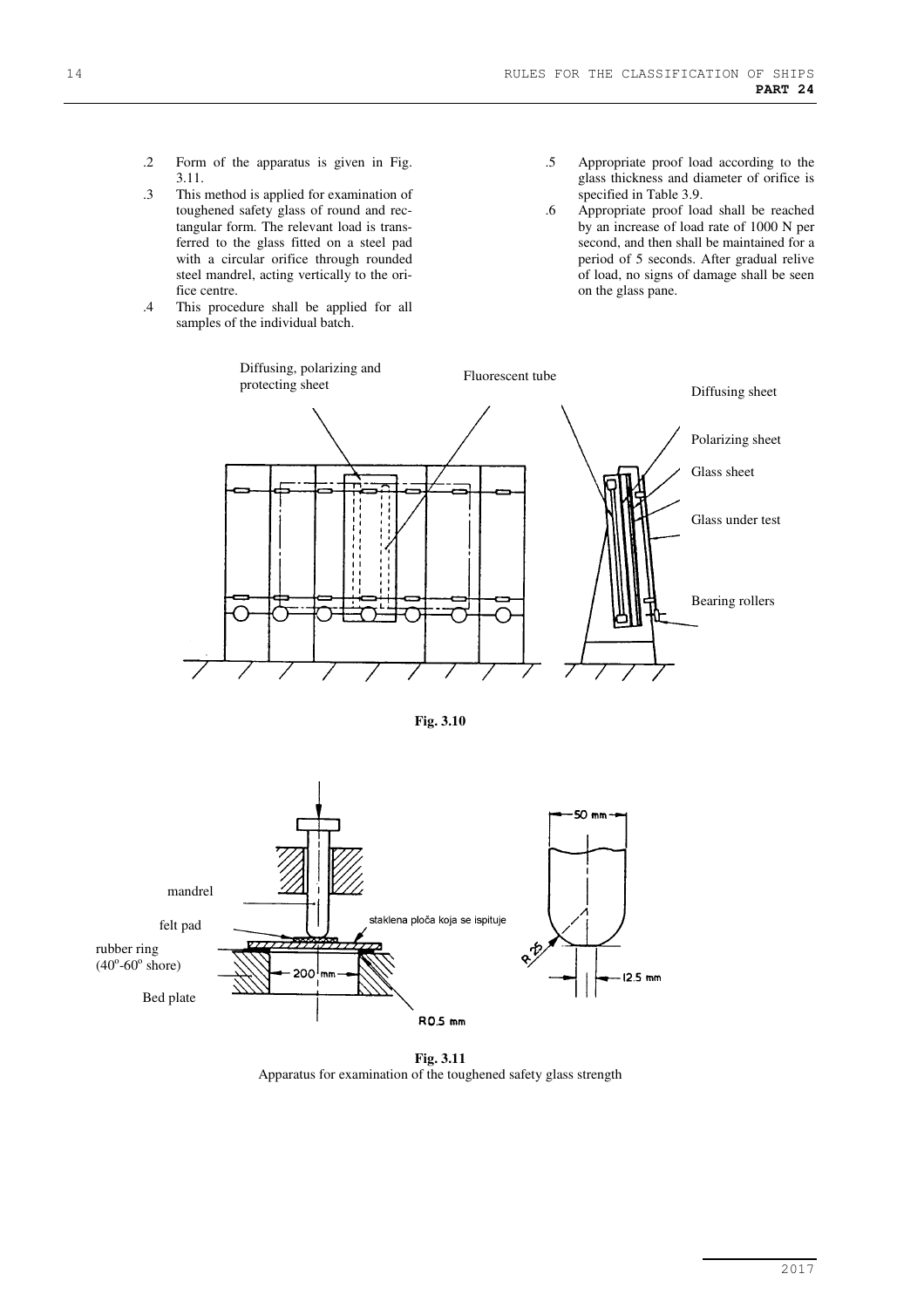.2 Form of the apparatus is given in Fig. 3.11.

.3 This method is applied for examination of toughened safety glass of round and rectangular form. The relevant load is transferred to the glass fitted on a steel pad with a circular orifice through rounded steel mandrel, acting vertically to the orifice centre.

.4 This procedure shall be applied for all samples of the individual batch.

.5 Appropriate proof load according to the glass thickness and diameter of orifice is specified in Table 3.9.

.6 Appropriate proof load shall be reached by an increase of load rate of 1000 N per second, and then shall be maintained for a period of 5 seconds. After gradual relive of load, no signs of damage shall be seen on the glass pane.

Diffusing, polarizing and protecting sheet
Fluorescent tube
Diffusing sheet
Polarizing sheet
Glass sheet
Glass under test
Bearing rollers

**Fig. 3.10**

mandrel
felt pad
rubber ring ($40^o$-$60^o$ shore)
Bed plate
staklena ploča koja se ispituje
200 mm
R0.5 mm
50 mm
R 25
12.5 mm

**Fig. 3.11**
Apparatus for examination of the toughened safety glass strength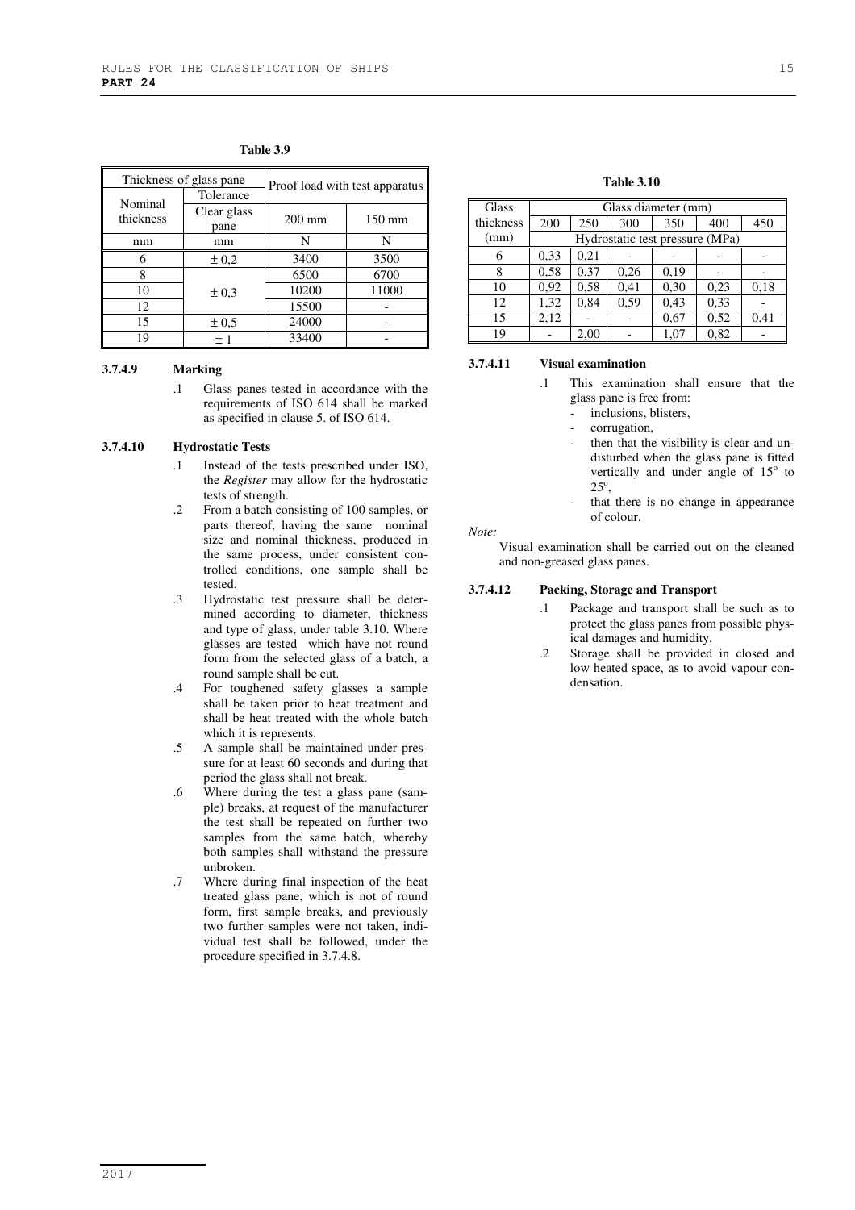**Table 3.9**

| Thickness of glass pane | | Proof load with test apparatus | |
|---|---|---|---|
| Nominal thickness | Tolerance Clear glass pane | 200 mm | 150 mm |
| mm | mm | N | N |
| 6 | ± 0,2 | 3400 | 3500 |
| 8 | ± 0,3 | 6500 | 6700 |
| 10 | | 10200 | 11000 |
| 12 | | 15500 | - |
| 15 | ± 0,5 | 24000 | - |
| 19 | ± 1 | 33400 | - |

### 3.7.4.9 Marking

.1 Glass panes tested in accordance with the requirements of ISO 614 shall be marked as specified in clause 5. of ISO 614.

### 3.7.4.10 Hydrostatic Tests

.1 Instead of the tests prescribed under ISO, the *Register* may allow for the hydrostatic tests of strength.

.2 From a batch consisting of 100 samples, or parts thereof, having the same nominal size and nominal thickness, produced in the same process, under consistent controlled conditions, one sample shall be tested.

.3 Hydrostatic test pressure shall be determined according to diameter, thickness and type of glass, under table 3.10. Where glasses are tested which have not round form from the selected glass of a batch, a round sample shall be cut.

.4 For toughened safety glasses a sample shall be taken prior to heat treatment and shall be heat treated with the whole batch which it is represents.

.5 A sample shall be maintained under pressure for at least 60 seconds and during that period the glass shall not break.

.6 Where during the test a glass pane (sample) breaks, at request of the manufacturer the test shall be repeated on further two samples from the same batch, whereby both samples shall withstand the pressure unbroken.

.7 Where during final inspection of the heat treated glass pane, which is not of round form, first sample breaks, and previously two further samples were not taken, individual test shall be followed, under the procedure specified in 3.7.4.8.

**Table 3.10**

| Glass thickness (mm) | Glass diameter (mm) | | | | | |
|---|---|---|---|---|---|---|
| | 200 | 250 | 300 | 350 | 400 | 450 |
| | Hydrostatic test pressure (MPa) | | | | | |
| 6 | 0,33 | 0,21 | - | - | - | - |
| 8 | 0,58 | 0,37 | 0,26 | 0,19 | - | - |
| 10 | 0,92 | 0,58 | 0,41 | 0,30 | 0,23 | 0,18 |
| 12 | 1,32 | 0,84 | 0,59 | 0,43 | 0,33 | - |
| 15 | 2,12 | - | - | 0,67 | 0,52 | 0,41 |
| 19 | - | 2,00 | - | 1,07 | 0,82 | - |

### 3.7.4.11 Visual examination

.1 This examination shall ensure that the glass pane is free from:

- inclusions, blisters,
- corrugation,
- then that the visibility is clear and undisturbed when the glass pane is fitted vertically and under angle of 15° to 25°,
- that there is no change in appearance of colour.

*Note:*

Visual examination shall be carried out on the cleaned and non-greased glass panes.

### 3.7.4.12 Packing, Storage and Transport

.1 Package and transport shall be such as to protect the glass panes from possible physical damages and humidity.

.2 Storage shall be provided in closed and low heated space, as to avoid vapour condensation.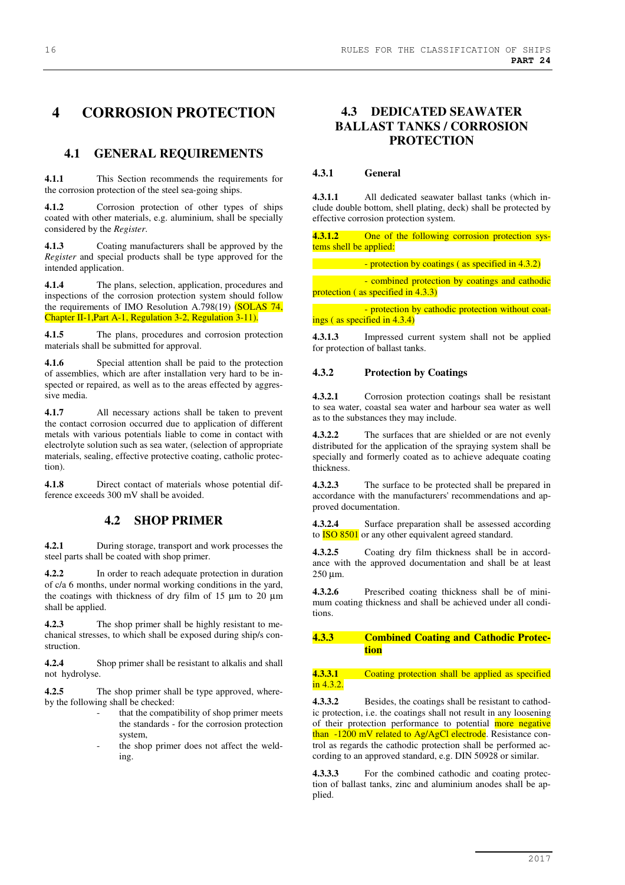# 4 CORROSION PROTECTION

## 4.1 GENERAL REQUIREMENTS

**4.1.1** This Section recommends the requirements for the corrosion protection of the steel sea-going ships.

**4.1.2** Corrosion protection of other types of ships coated with other materials, e.g. aluminium, shall be specially considered by the *Register*.

**4.1.3** Coating manufacturers shall be approved by the *Register* and special products shall be type approved for the intended application.

**4.1.4** The plans, selection, application, procedures and inspections of the corrosion protection system should follow the requirements of IMO Resolution A.798(19) (SOLAS 74, Chapter II-1,Part A-1, Regulation 3-2, Regulation 3-11).

**4.1.5** The plans, procedures and corrosion protection materials shall be submitted for approval.

**4.1.6** Special attention shall be paid to the protection of assemblies, which are after installation very hard to be inspected or repaired, as well as to the areas effected by aggressive media.

**4.1.7** All necessary actions shall be taken to prevent the contact corrosion occurred due to application of different metals with various potentials liable to come in contact with electrolyte solution such as sea water, (selection of appropriate materials, sealing, effective protective coating, catholic protection).

**4.1.8** Direct contact of materials whose potential difference exceeds 300 mV shall be avoided.

## 4.2 SHOP PRIMER

**4.2.1** During storage, transport and work processes the steel parts shall be coated with shop primer.

**4.2.2** In order to reach adequate protection in duration of c/a 6 months, under normal working conditions in the yard, the coatings with thickness of dry film of 15 µm to 20 µm shall be applied.

**4.2.3** The shop primer shall be highly resistant to mechanical stresses, to which shall be exposed during ship/s construction.

**4.2.4** Shop primer shall be resistant to alkalis and shall not hydrolyse.

**4.2.5** The shop primer shall be type approved, whereby the following shall be checked:

- that the compatibility of shop primer meets the standards - for the corrosion protection system,
- the shop primer does not affect the welding.

## 4.3 DEDICATED SEAWATER BALLAST TANKS / CORROSION PROTECTION

### 4.3.1 General

**4.3.1.1** All dedicated seawater ballast tanks (which include double bottom, shell plating, deck) shall be protected by effective corrosion protection system.

**4.3.1.2** One of the following corrosion protection systems shell be applied:

- protection by coatings ( as specified in 4.3.2)
- combined protection by coatings and cathodic protection ( as specified in 4.3.3)
- protection by cathodic protection without coatings ( as specified in 4.3.4)

**4.3.1.3** Impressed current system shall not be applied for protection of ballast tanks.

### 4.3.2 Protection by Coatings

**4.3.2.1** Corrosion protection coatings shall be resistant to sea water, coastal sea water and harbour sea water as well as to the substances they may include.

**4.3.2.2** The surfaces that are shielded or are not evenly distributed for the application of the spraying system shall be specially and formerly coated as to achieve adequate coating thickness.

**4.3.2.3** The surface to be protected shall be prepared in accordance with the manufacturers' recommendations and approved documentation.

**4.3.2.4** Surface preparation shall be assessed according to ISO 8501 or any other equivalent agreed standard.

**4.3.2.5** Coating dry film thickness shall be in accordance with the approved documentation and shall be at least 250 µm.

**4.3.2.6** Prescribed coating thickness shall be of minimum coating thickness and shall be achieved under all conditions.

### 4.3.3 Combined Coating and Cathodic Protection

**4.3.3.1** Coating protection shall be applied as specified in 4.3.2.

**4.3.3.2** Besides, the coatings shall be resistant to cathodic protection, i.e. the coatings shall not result in any loosening of their protection performance to potential more negative than -1200 mV related to Ag/AgCl electrode. Resistance control as regards the cathodic protection shall be performed according to an approved standard, e.g. DIN 50928 or similar.

**4.3.3.3** For the combined cathodic and coating protection of ballast tanks, zinc and aluminium anodes shall be applied.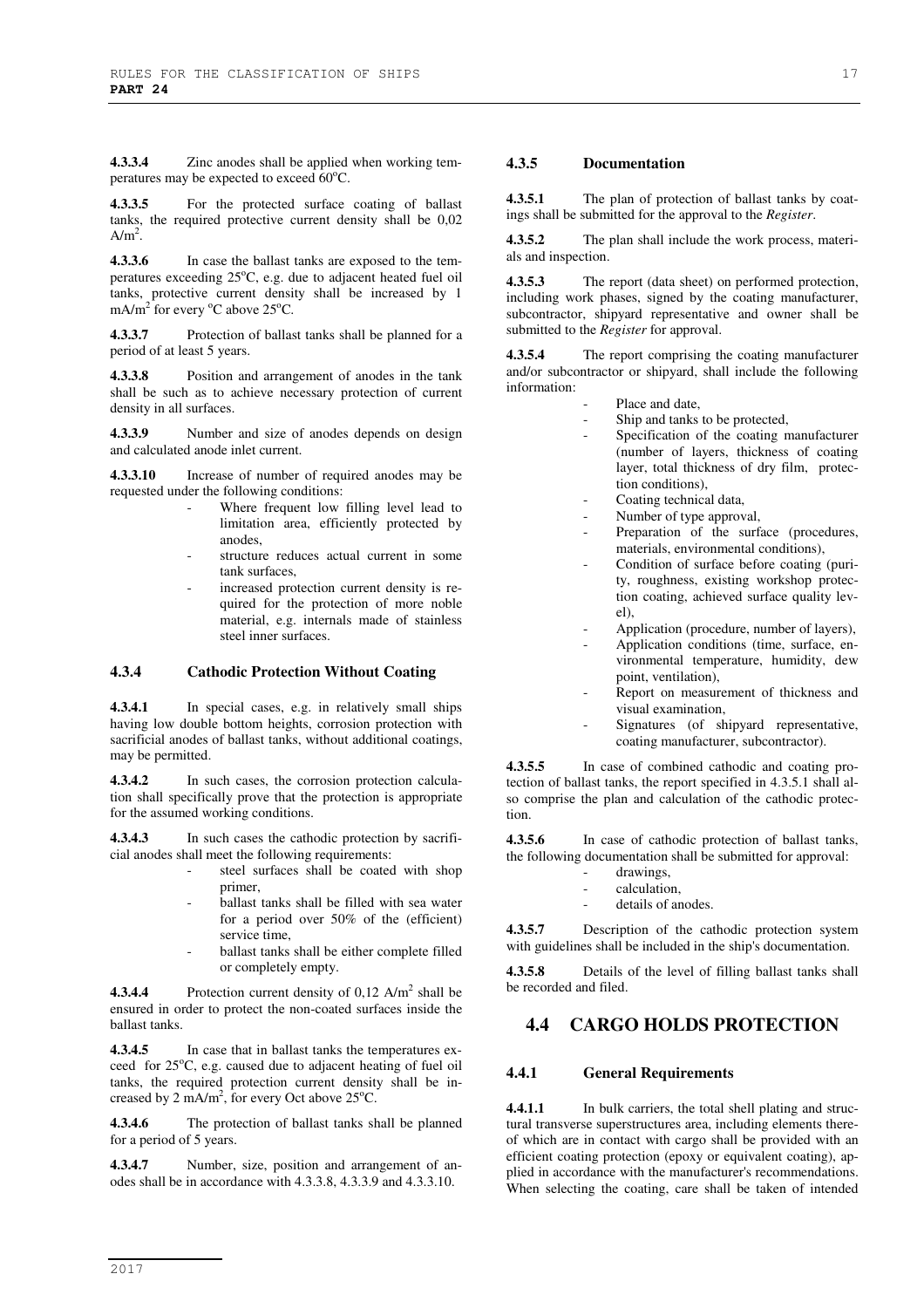**4.3.3.4** Zinc anodes shall be applied when working temperatures may be expected to exceed 60°C.

**4.3.3.5** For the protected surface coating of ballast tanks, the required protective current density shall be 0,02 $A/m^2$.

**4.3.3.6** In case the ballast tanks are exposed to the temperatures exceeding 25°C, e.g. due to adjacent heated fuel oil tanks, protective current density shall be increased by 1 $mA/m^2$ for every °C above 25°C.

**4.3.3.7** Protection of ballast tanks shall be planned for a period of at least 5 years.

**4.3.3.8** Position and arrangement of anodes in the tank shall be such as to achieve necessary protection of current density in all surfaces.

**4.3.3.9** Number and size of anodes depends on design and calculated anode inlet current.

**4.3.3.10** Increase of number of required anodes may be requested under the following conditions:

- Where frequent low filling level lead to limitation area, efficiently protected by anodes,
- structure reduces actual current in some tank surfaces,
- increased protection current density is required for the protection of more noble material, e.g. internals made of stainless steel inner surfaces.

### 4.3.4 Cathodic Protection Without Coating

**4.3.4.1** In special cases, e.g. in relatively small ships having low double bottom heights, corrosion protection with sacrificial anodes of ballast tanks, without additional coatings, may be permitted.

**4.3.4.2** In such cases, the corrosion protection calculation shall specifically prove that the protection is appropriate for the assumed working conditions.

**4.3.4.3** In such cases the cathodic protection by sacrificial anodes shall meet the following requirements:

- steel surfaces shall be coated with shop primer,
- ballast tanks shall be filled with sea water for a period over 50% of the (efficient) service time,
- ballast tanks shall be either complete filled or completely empty.

**4.3.4.4** Protection current density of 0,12 $A/m^2$ shall be ensured in order to protect the non-coated surfaces inside the ballast tanks.

**4.3.4.5** In case that in ballast tanks the temperatures exceed for 25°C, e.g. caused due to adjacent heating of fuel oil tanks, the required protection current density shall be increased by 2 $mA/m^2$, for every Oct above 25°C.

**4.3.4.6** The protection of ballast tanks shall be planned for a period of 5 years.

**4.3.4.7** Number, size, position and arrangement of anodes shall be in accordance with 4.3.3.8, 4.3.3.9 and 4.3.3.10.

### 4.3.5 Documentation

**4.3.5.1** The plan of protection of ballast tanks by coatings shall be submitted for the approval to the *Register*.

**4.3.5.2** The plan shall include the work process, materials and inspection.

**4.3.5.3** The report (data sheet) on performed protection, including work phases, signed by the coating manufacturer, subcontractor, shipyard representative and owner shall be submitted to the *Register* for approval.

**4.3.5.4** The report comprising the coating manufacturer and/or subcontractor or shipyard, shall include the following information:

- Place and date,
- Ship and tanks to be protected,
- Specification of the coating manufacturer (number of layers, thickness of coating layer, total thickness of dry film, protection conditions),
- Coating technical data,
- Number of type approval,
- Preparation of the surface (procedures, materials, environmental conditions),
- Condition of surface before coating (purity, roughness, existing workshop protection coating, achieved surface quality level),
- Application (procedure, number of layers),
- Application conditions (time, surface, environmental temperature, humidity, dew point, ventilation),
- Report on measurement of thickness and visual examination,
- Signatures (of shipyard representative, coating manufacturer, subcontractor).

**4.3.5.5** In case of combined cathodic and coating protection of ballast tanks, the report specified in 4.3.5.1 shall also comprise the plan and calculation of the cathodic protection.

**4.3.5.6** In case of cathodic protection of ballast tanks, the following documentation shall be submitted for approval:

- drawings,
- calculation,
- details of anodes.

**4.3.5.7** Description of the cathodic protection system with guidelines shall be included in the ship's documentation.

**4.3.5.8** Details of the level of filling ballast tanks shall be recorded and filed.

## 4.4 CARGO HOLDS PROTECTION

### 4.4.1 General Requirements

**4.4.1.1** In bulk carriers, the total shell plating and structural transverse superstructures area, including elements thereof which are in contact with cargo shall be provided with an efficient coating protection (epoxy or equivalent coating), applied in accordance with the manufacturer's recommendations. When selecting the coating, care shall be taken of intended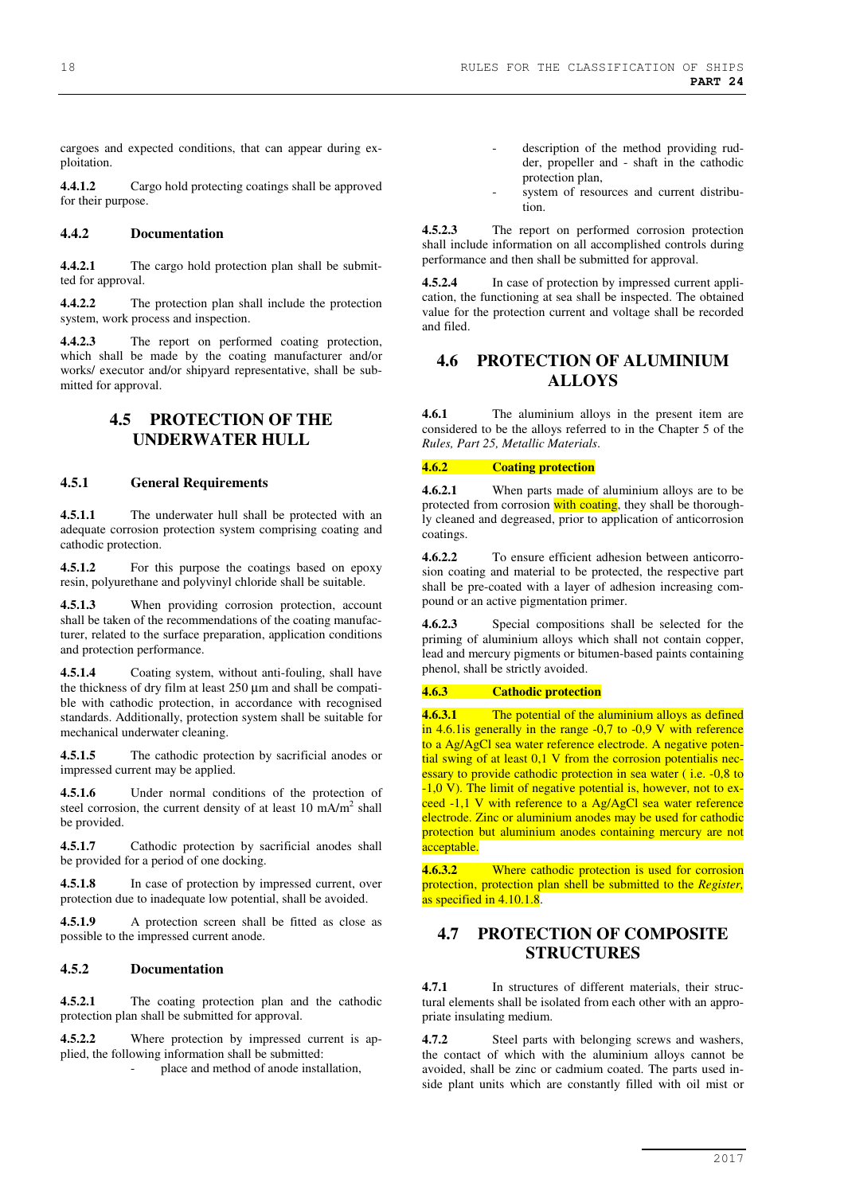cargoes and expected conditions, that can appear during exploitation.

**4.4.1.2** Cargo hold protecting coatings shall be approved for their purpose.

### 4.4.2 Documentation

**4.4.2.1** The cargo hold protection plan shall be submitted for approval.

**4.4.2.2** The protection plan shall include the protection system, work process and inspection.

**4.4.2.3** The report on performed coating protection, which shall be made by the coating manufacturer and/or works/ executor and/or shipyard representative, shall be submitted for approval.

## 4.5 PROTECTION OF THE UNDERWATER HULL

### 4.5.1 General Requirements

**4.5.1.1** The underwater hull shall be protected with an adequate corrosion protection system comprising coating and cathodic protection.

**4.5.1.2** For this purpose the coatings based on epoxy resin, polyurethane and polyvinyl chloride shall be suitable.

**4.5.1.3** When providing corrosion protection, account shall be taken of the recommendations of the coating manufacturer, related to the surface preparation, application conditions and protection performance.

**4.5.1.4** Coating system, without anti-fouling, shall have the thickness of dry film at least 250 μm and shall be compatible with cathodic protection, in accordance with recognised standards. Additionally, protection system shall be suitable for mechanical underwater cleaning.

**4.5.1.5** The cathodic protection by sacrificial anodes or impressed current may be applied.

**4.5.1.6** Under normal conditions of the protection of steel corrosion, the current density of at least 10 mA/m$^2$ shall be provided.

**4.5.1.7** Cathodic protection by sacrificial anodes shall be provided for a period of one docking.

**4.5.1.8** In case of protection by impressed current, over protection due to inadequate low potential, shall be avoided.

**4.5.1.9** A protection screen shall be fitted as close as possible to the impressed current anode.

### 4.5.2 Documentation

**4.5.2.1** The coating protection plan and the cathodic protection plan shall be submitted for approval.

**4.5.2.2** Where protection by impressed current is applied, the following information shall be submitted:

- place and method of anode installation,
- description of the method providing rudder, propeller and - shaft in the cathodic protection plan,
- system of resources and current distribution.

**4.5.2.3** The report on performed corrosion protection shall include information on all accomplished controls during performance and then shall be submitted for approval.

**4.5.2.4** In case of protection by impressed current application, the functioning at sea shall be inspected. The obtained value for the protection current and voltage shall be recorded and filed.

## 4.6 PROTECTION OF ALUMINIUM ALLOYS

**4.6.1** The aluminium alloys in the present item are considered to be the alloys referred to in the Chapter 5 of the *Rules, Part 25, Metallic Materials*.

### 4.6.2 Coating protection

**4.6.2.1** When parts made of aluminium alloys are to be protected from corrosion with coating, they shall be thoroughly cleaned and degreased, prior to application of anticorrosion coatings.

**4.6.2.2** To ensure efficient adhesion between anticorrosion coating and material to be protected, the respective part shall be pre-coated with a layer of adhesion increasing compound or an active pigmentation primer.

**4.6.2.3** Special compositions shall be selected for the priming of aluminium alloys which shall not contain copper, lead and mercury pigments or bitumen-based paints containing phenol, shall be strictly avoided.

### 4.6.3 Cathodic protection

**4.6.3.1** The potential of the aluminium alloys as defined in 4.6.1is generally in the range -0,7 to -0,9 V with reference to a Ag/AgCl sea water reference electrode. A negative potential swing of at least 0,1 V from the corrosion potentialis necessary to provide cathodic protection in sea water ( i.e. -0,8 to -1,0 V). The limit of negative potential is, however, not to exceed -1,1 V with reference to a Ag/AgCl sea water reference electrode. Zinc or aluminium anodes may be used for cathodic protection but aluminium anodes containing mercury are not acceptable.

**4.6.3.2** Where cathodic protection is used for corrosion protection, protection plan shell be submitted to the *Register,* as specified in 4.10.1.8.

## 4.7 PROTECTION OF COMPOSITE STRUCTURES

**4.7.1** In structures of different materials, their structural elements shall be isolated from each other with an appropriate insulating medium.

**4.7.2** Steel parts with belonging screws and washers, the contact of which with the aluminium alloys cannot be avoided, shall be zinc or cadmium coated. The parts used inside plant units which are constantly filled with oil mist or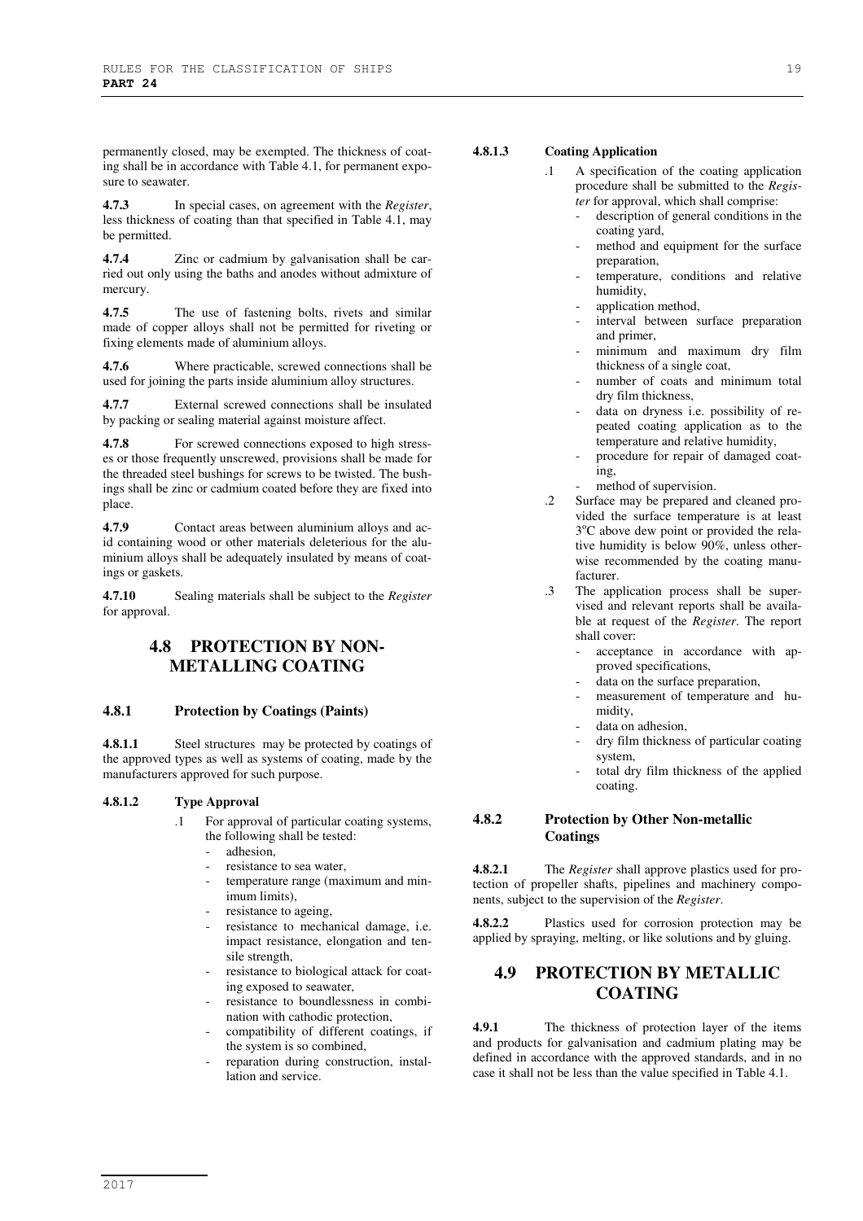permanently closed, may be exempted. The thickness of coating shall be in accordance with Table 4.1, for permanent exposure to seawater.

**4.7.3** In special cases, on agreement with the *Register*, less thickness of coating than that specified in Table 4.1, may be permitted.

**4.7.4** Zinc or cadmium by galvanisation shall be carried out only using the baths and anodes without admixture of mercury.

**4.7.5** The use of fastening bolts, rivets and similar made of copper alloys shall not be permitted for riveting or fixing elements made of aluminium alloys.

**4.7.6** Where practicable, screwed connections shall be used for joining the parts inside aluminium alloy structures.

**4.7.7** External screwed connections shall be insulated by packing or sealing material against moisture affect.

**4.7.8** For screwed connections exposed to high stresses or those frequently unscrewed, provisions shall be made for the threaded steel bushings for screws to be twisted. The bushings shall be zinc or cadmium coated before they are fixed into place.

**4.7.9** Contact areas between aluminium alloys and acid containing wood or other materials deleterious for the aluminium alloys shall be adequately insulated by means of coatings or gaskets.

**4.7.10** Sealing materials shall be subject to the *Register* for approval.

## 4.8 PROTECTION BY NON-METALLING COATING

### 4.8.1 Protection by Coatings (Paints)

**4.8.1.1** Steel structures may be protected by coatings of the approved types as well as systems of coating, made by the manufacturers approved for such purpose.

#### 4.8.1.2 Type Approval

.1 For approval of particular coating systems, the following shall be tested:

- adhesion,
- resistance to sea water,
- temperature range (maximum and minimum limits),
- resistance to ageing,
- resistance to mechanical damage, i.e. impact resistance, elongation and tensile strength,
- resistance to biological attack for coating exposed to seawater,
- resistance to boundlessness in combination with cathodic protection,
- compatibility of different coatings, if the system is so combined,
- reparation during construction, installation and service.

#### 4.8.1.3 Coating Application

.1 A specification of the coating application procedure shall be submitted to the *Register* for approval, which shall comprise:

- description of general conditions in the coating yard,
- method and equipment for the surface preparation,
- temperature, conditions and relative humidity,
- application method,
- interval between surface preparation and primer,
- minimum and maximum dry film thickness of a single coat,
- number of coats and minimum total dry film thickness,
- data on dryness i.e. possibility of repeated coating application as to the temperature and relative humidity,
- procedure for repair of damaged coating,
- method of supervision.

.2 Surface may be prepared and cleaned provided the surface temperature is at least 3°C above dew point or provided the relative humidity is below 90%, unless otherwise recommended by the coating manufacturer.

.3 The application process shall be supervised and relevant reports shall be available at request of the *Register*. The report shall cover:

- acceptance in accordance with approved specifications,
- data on the surface preparation,
- measurement of temperature and humidity,
- data on adhesion,
- dry film thickness of particular coating system,
- total dry film thickness of the applied coating.

### 4.8.2 Protection by Other Non-metallic Coatings

**4.8.2.1** The *Register* shall approve plastics used for protection of propeller shafts, pipelines and machinery components, subject to the supervision of the *Register*.

**4.8.2.2** Plastics used for corrosion protection may be applied by spraying, melting, or like solutions and by gluing.

## 4.9 PROTECTION BY METALLIC COATING

**4.9.1** The thickness of protection layer of the items and products for galvanisation and cadmium plating may be defined in accordance with the approved standards, and in no case it shall not be less than the value specified in Table 4.1.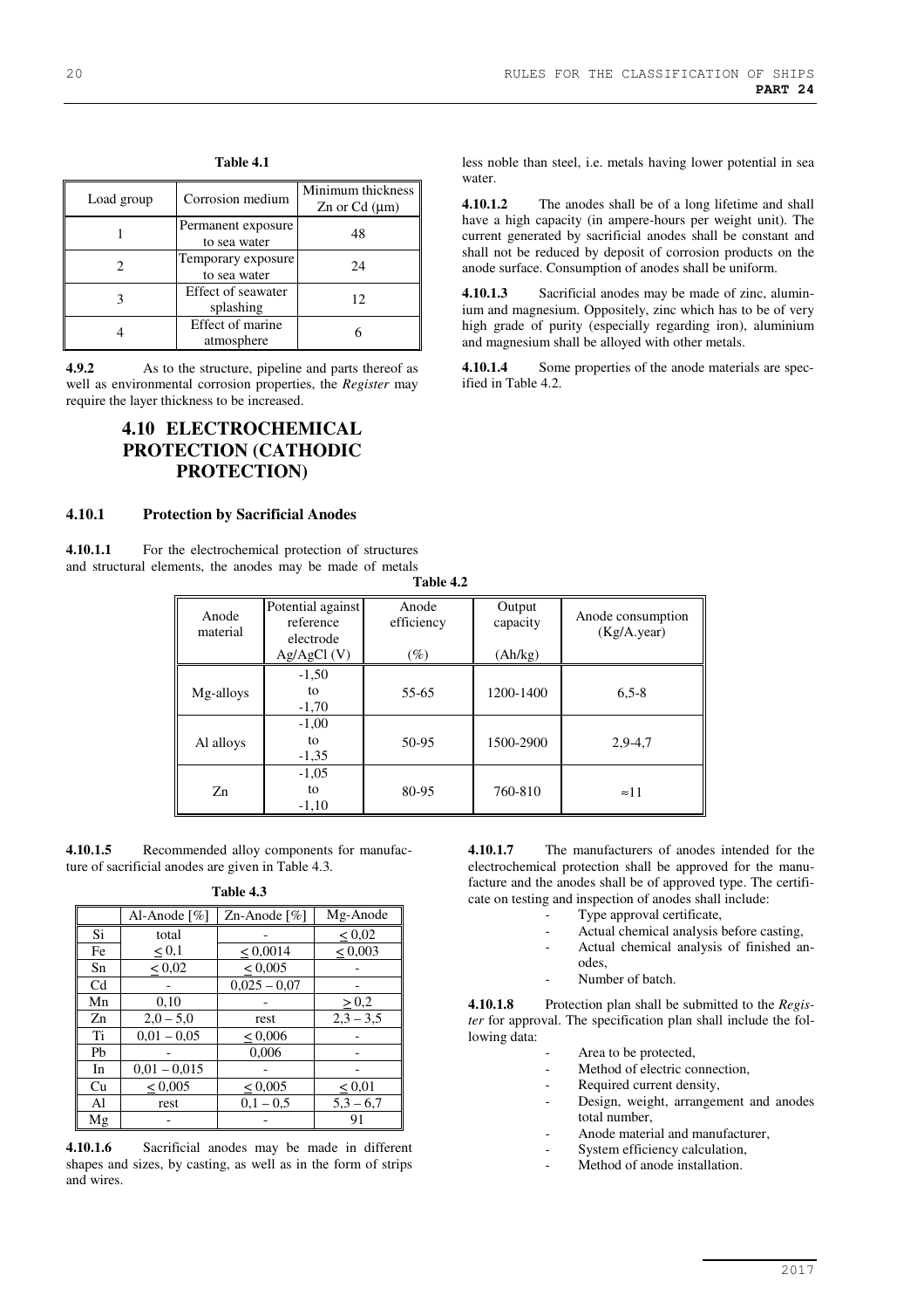**Table 4.1**

| Load group | Corrosion medium | Minimum thickness Zn or Cd (μm) |
|---|---|---|
| 1 | Permanent exposure to sea water | 48 |
| 2 | Temporary exposure to sea water | 24 |
| 3 | Effect of seawater splashing | 12 |
| 4 | Effect of marine atmosphere | 6 |

**4.9.2** As to the structure, pipeline and parts thereof as well as environmental corrosion properties, the *Register* may require the layer thickness to be increased.

## 4.10 ELECTROCHEMICAL PROTECTION (CATHODIC PROTECTION)

### 4.10.1 Protection by Sacrificial Anodes

**4.10.1.1** For the electrochemical protection of structures and structural elements, the anodes may be made of metals less noble than steel, i.e. metals having lower potential in sea water.

**4.10.1.2** The anodes shall be of a long lifetime and shall have a high capacity (in ampere-hours per weight unit). The current generated by sacrificial anodes shall be constant and shall not be reduced by deposit of corrosion products on the anode surface. Consumption of anodes shall be uniform.

**4.10.1.3** Sacrificial anodes may be made of zinc, aluminium and magnesium. Oppositely, zinc which has to be of very high grade of purity (especially regarding iron), aluminium and magnesium shall be alloyed with other metals.

**4.10.1.4** Some properties of the anode materials are specified in Table 4.2.

**Table 4.2**

| Anode material | Potential against reference electrode Ag/AgCl (V) | Anode efficiency (%) | Output capacity (Ah/kg) | Anode consumption (Kg/A.year) |
|---|---|---|---|---|
| Mg-alloys | -1,50 to -1,70 | 55-65 | 1200-1400 | 6,5-8 |
| Al alloys | -1,00 to -1,35 | 50-95 | 1500-2900 | 2,9-4,7 |
| Zn | -1,05 to -1,10 | 80-95 | 760-810 | ≈11 |

**4.10.1.5** Recommended alloy components for manufacture of sacrificial anodes are given in Table 4.3.

**Table 4.3**

| | Al-Anode [%] | Zn-Anode [%] | Mg-Anode |
|---|---|---|---|
| Si | total | - | ≤ 0,02 |
| Fe | ≤ 0,1 | ≤ 0,0014 | ≤ 0,003 |
| Sn | ≤ 0,02 | ≤ 0,005 | - |
| Cd | - | 0,025 – 0,07 | - |
| Mn | 0,10 | - | ≥ 0,2 |
| Zn | 2,0 – 5,0 | rest | 2,3 – 3,5 |
| Ti | 0,01 – 0,05 | ≤ 0,006 | - |
| Pb | - | 0,006 | - |
| In | 0,01 – 0,015 | - | - |
| Cu | ≤ 0,005 | ≤ 0,005 | ≤ 0,01 |
| Al | rest | 0,1 – 0,5 | 5,3 – 6,7 |
| Mg | - | - | 91 |

**4.10.1.6** Sacrificial anodes may be made in different shapes and sizes, by casting, as well as in the form of strips and wires.

**4.10.1.7** The manufacturers of anodes intended for the electrochemical protection shall be approved for the manufacture and the anodes shall be of approved type. The certificate on testing and inspection of anodes shall include:

- Type approval certificate,
- Actual chemical analysis before casting,
- Actual chemical analysis of finished anodes,
- Number of batch.

**4.10.1.8** Protection plan shall be submitted to the *Register* for approval. The specification plan shall include the following data:

- Area to be protected,
- Method of electric connection,
- Required current density,
- Design, weight, arrangement and anodes total number,
- Anode material and manufacturer,
- System efficiency calculation,
- Method of anode installation.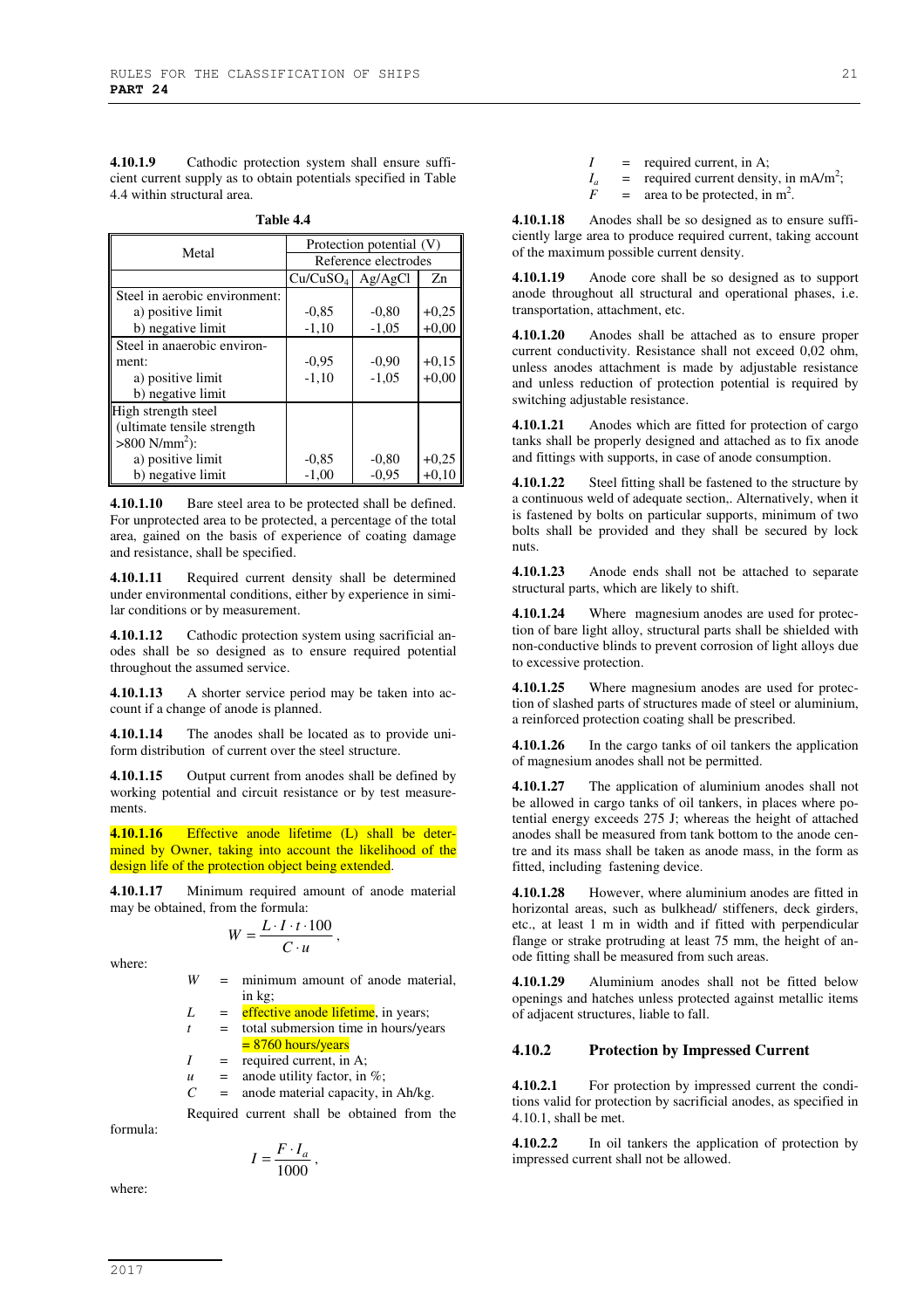**4.10.1.9** Cathodic protection system shall ensure sufficient current supply as to obtain potentials specified in Table 4.4 within structural area.

**Table 4.4**

| Metal | Protection potential (V) | | |
|---|---|---|---|
| | Reference electrodes | | |
| | $Cu/CuSO_4$ | Ag/AgCl | Zn |
| Steel in aerobic environment: | | | |
| a) positive limit | -0,85 | -0,80 | +0,25 |
| b) negative limit | -1,10 | -1,05 | +0,00 |
| Steel in anaerobic environment: | | | |
| a) positive limit | -0,95 | -0,90 | +0,15 |
| b) negative limit | -1,10 | -1,05 | +0,00 |
| High strength steel (ultimate tensile strength >800 N/mm$^2$): | | | |
| a) positive limit | -0,85 | -0,80 | +0,25 |
| b) negative limit | -1,00 | -0,95 | +0,10 |

**4.10.1.10** Bare steel area to be protected shall be defined. For unprotected area to be protected, a percentage of the total area, gained on the basis of experience of coating damage and resistance, shall be specified.

**4.10.1.11** Required current density shall be determined under environmental conditions, either by experience in similar conditions or by measurement.

**4.10.1.12** Cathodic protection system using sacrificial anodes shall be so designed as to ensure required potential throughout the assumed service.

**4.10.1.13** A shorter service period may be taken into account if a change of anode is planned.

**4.10.1.14** The anodes shall be located as to provide uniform distribution of current over the steel structure.

**4.10.1.15** Output current from anodes shall be defined by working potential and circuit resistance or by test measurements.

**4.10.1.16** Effective anode lifetime (L) shall be determined by Owner, taking into account the likelihood of the design life of the protection object being extended.

**4.10.1.17** Minimum required amount of anode material may be obtained, from the formula:

$$W = \frac{L \cdot I \cdot t \cdot 100}{C \cdot u},$$

where:

- $W$ = minimum amount of anode material, in kg;
- $L$ = effective anode lifetime, in years;
- $t$ = total submersion time in hours/years = 8760 hours/years
- $I$ = required current, in A;
- $u$ = anode utility factor, in %;
- $C$ = anode material capacity, in Ah/kg.

Required current shall be obtained from the formula:

$$I = \frac{F \cdot I_a}{1000},$$

where:

- $I$ = required current, in A;
- $I_a$ = required current density, in mA/m$^2$;
- $F$ = area to be protected, in m$^2$.

**4.10.1.18** Anodes shall be so designed as to ensure sufficiently large area to produce required current, taking account of the maximum possible current density.

**4.10.1.19** Anode core shall be so designed as to support anode throughout all structural and operational phases, i.e. transportation, attachment, etc.

**4.10.1.20** Anodes shall be attached as to ensure proper current conductivity. Resistance shall not exceed 0,02 ohm, unless anodes attachment is made by adjustable resistance and unless reduction of protection potential is required by switching adjustable resistance.

**4.10.1.21** Anodes which are fitted for protection of cargo tanks shall be properly designed and attached as to fix anode and fittings with supports, in case of anode consumption.

**4.10.1.22** Steel fitting shall be fastened to the structure by a continuous weld of adequate section,. Alternatively, when it is fastened by bolts on particular supports, minimum of two bolts shall be provided and they shall be secured by lock nuts.

**4.10.1.23** Anode ends shall not be attached to separate structural parts, which are likely to shift.

**4.10.1.24** Where magnesium anodes are used for protection of bare light alloy, structural parts shall be shielded with non-conductive blinds to prevent corrosion of light alloys due to excessive protection.

**4.10.1.25** Where magnesium anodes are used for protection of slashed parts of structures made of steel or aluminium, a reinforced protection coating shall be prescribed.

**4.10.1.26** In the cargo tanks of oil tankers the application of magnesium anodes shall not be permitted.

**4.10.1.27** The application of aluminium anodes shall not be allowed in cargo tanks of oil tankers, in places where potential energy exceeds 275 J; whereas the height of attached anodes shall be measured from tank bottom to the anode centre and its mass shall be taken as anode mass, in the form as fitted, including fastening device.

**4.10.1.28** However, where aluminium anodes are fitted in horizontal areas, such as bulkhead/ stiffeners, deck girders, etc., at least 1 m in width and if fitted with perpendicular flange or strake protruding at least 75 mm, the height of anode fitting shall be measured from such areas.

**4.10.1.29** Aluminium anodes shall not be fitted below openings and hatches unless protected against metallic items of adjacent structures, liable to fall.

### 4.10.2 Protection by Impressed Current

**4.10.2.1** For protection by impressed current the conditions valid for protection by sacrificial anodes, as specified in 4.10.1, shall be met.

**4.10.2.2** In oil tankers the application of protection by impressed current shall not be allowed.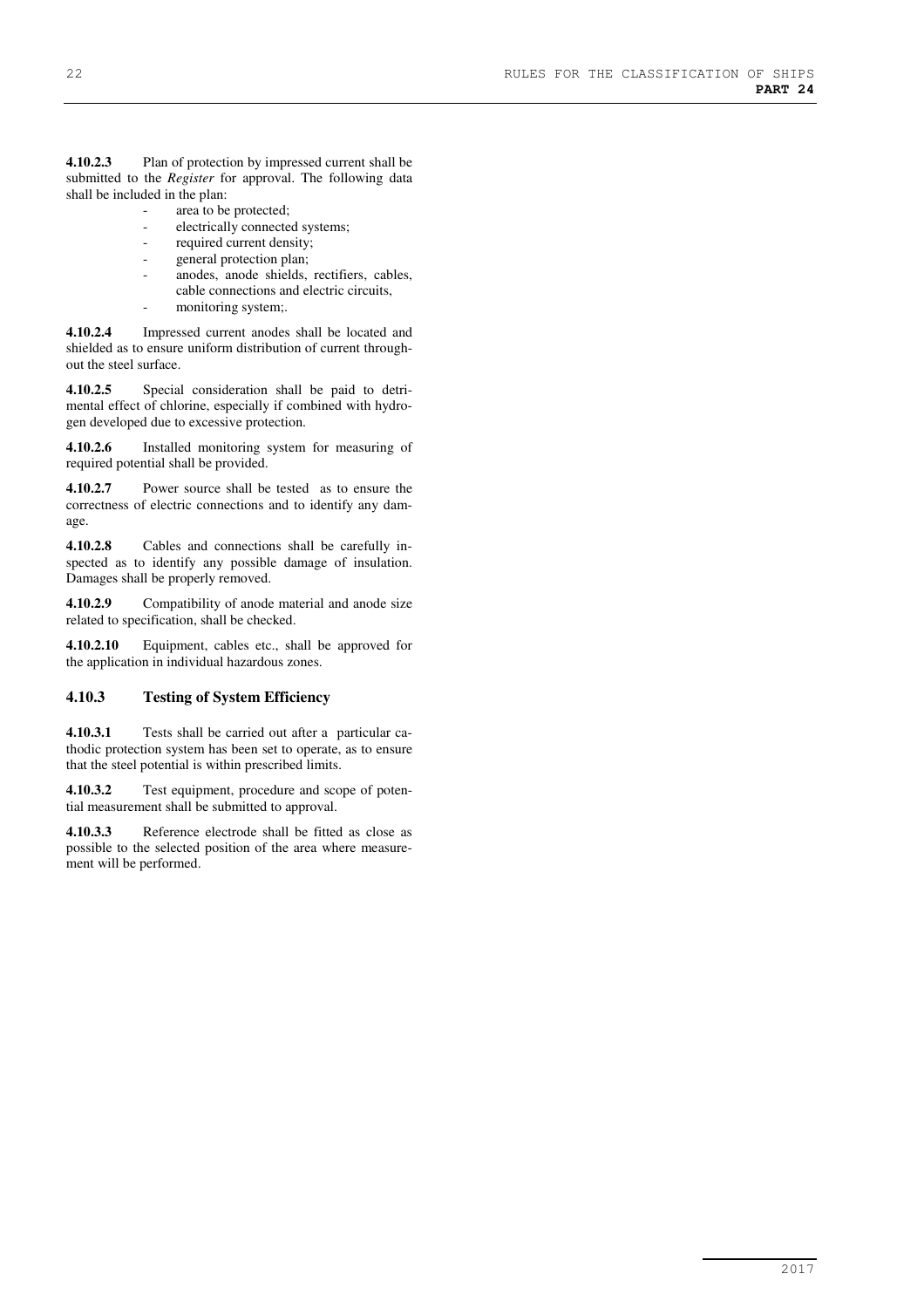**4.10.2.3** Plan of protection by impressed current shall be submitted to the *Register* for approval. The following data shall be included in the plan:

- area to be protected;
- electrically connected systems;
- required current density;
- general protection plan;
- anodes, anode shields, rectifiers, cables, cable connections and electric circuits,
- monitoring system;.

**4.10.2.4** Impressed current anodes shall be located and shielded as to ensure uniform distribution of current throughout the steel surface.

**4.10.2.5** Special consideration shall be paid to detrimental effect of chlorine, especially if combined with hydrogen developed due to excessive protection.

**4.10.2.6** Installed monitoring system for measuring of required potential shall be provided.

**4.10.2.7** Power source shall be tested as to ensure the correctness of electric connections and to identify any damage.

**4.10.2.8** Cables and connections shall be carefully inspected as to identify any possible damage of insulation. Damages shall be properly removed.

**4.10.2.9** Compatibility of anode material and anode size related to specification, shall be checked.

**4.10.2.10** Equipment, cables etc., shall be approved for the application in individual hazardous zones.

### 4.10.3 Testing of System Efficiency

**4.10.3.1** Tests shall be carried out after a particular cathodic protection system has been set to operate, as to ensure that the steel potential is within prescribed limits.

**4.10.3.2** Test equipment, procedure and scope of potential measurement shall be submitted to approval.

**4.10.3.3** Reference electrode shall be fitted as close as possible to the selected position of the area where measurement will be performed.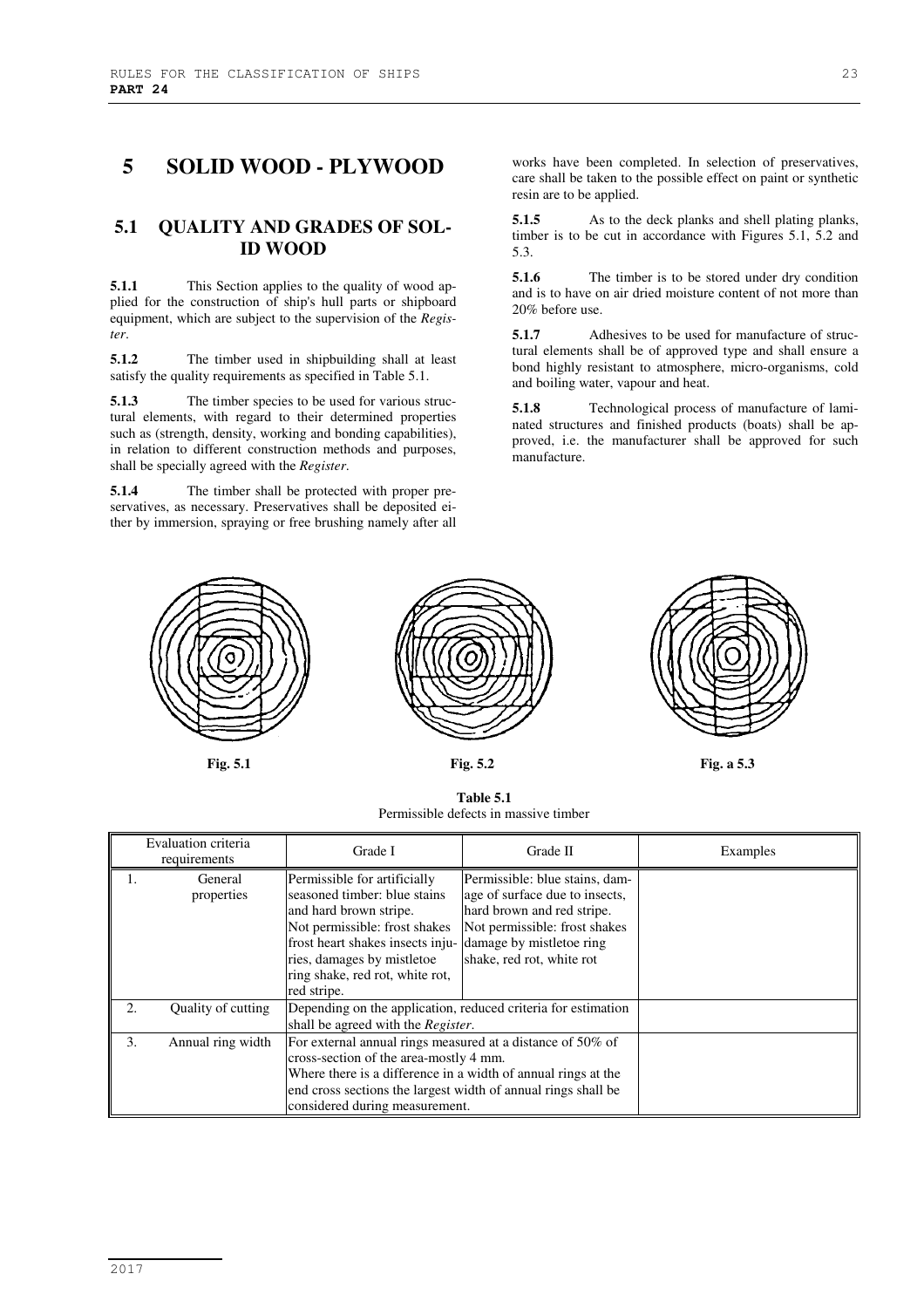# 5 SOLID WOOD - PLYWOOD

## 5.1 QUALITY AND GRADES OF SOLID WOOD

**5.1.1** This Section applies to the quality of wood applied for the construction of ship's hull parts or shipboard equipment, which are subject to the supervision of the *Register*.

**5.1.2** The timber used in shipbuilding shall at least satisfy the quality requirements as specified in Table 5.1.

**5.1.3** The timber species to be used for various structural elements, with regard to their determined properties such as (strength, density, working and bonding capabilities), in relation to different construction methods and purposes, shall be specially agreed with the *Register*.

**5.1.4** The timber shall be protected with proper preservatives, as necessary. Preservatives shall be deposited either by immersion, spraying or free brushing namely after all works have been completed. In selection of preservatives, care shall be taken to the possible effect on paint or synthetic resin are to be applied.

**5.1.5** As to the deck planks and shell plating planks, timber is to be cut in accordance with Figures 5.1, 5.2 and 5.3.

**5.1.6** The timber is to be stored under dry condition and is to have on air dried moisture content of not more than 20% before use.

**5.1.7** Adhesives to be used for manufacture of structural elements shall be of approved type and shall ensure a bond highly resistant to atmosphere, micro-organisms, cold and boiling water, vapour and heat.

**5.1.8** Technological process of manufacture of laminated structures and finished products (boats) shall be approved, i.e. the manufacturer shall be approved for such manufacture.

**Fig. 5.1**

**Fig. 5.2**

**Fig. a 5.3**

**Table 5.1**
Permissible defects in massive timber

| Evaluation criteria requirements | | Grade I | Grade II | Examples |
|---|---|---|---|---|
| 1. | General properties | Permissible for artificially seasoned timber: blue stains and hard brown stripe.<br>Not permissible: frost shakes frost heart shakes insects injuries, damages by mistletoe ring shake, red rot, white rot, red stripe. | Permissible: blue stains, damage of surface due to insects, hard brown and red stripe.<br>Not permissible: frost shakes damage by mistletoe ring shake, red rot, white rot | |
| 2. | Quality of cutting | Depending on the application, reduced criteria for estimation shall be agreed with the *Register*. | | |
| 3. | Annual ring width | For external annual rings measured at a distance of 50% of cross-section of the area-mostly 4 mm.<br>Where there is a difference in a width of annual rings at the end cross sections the largest width of annual rings shall be considered during measurement. | | |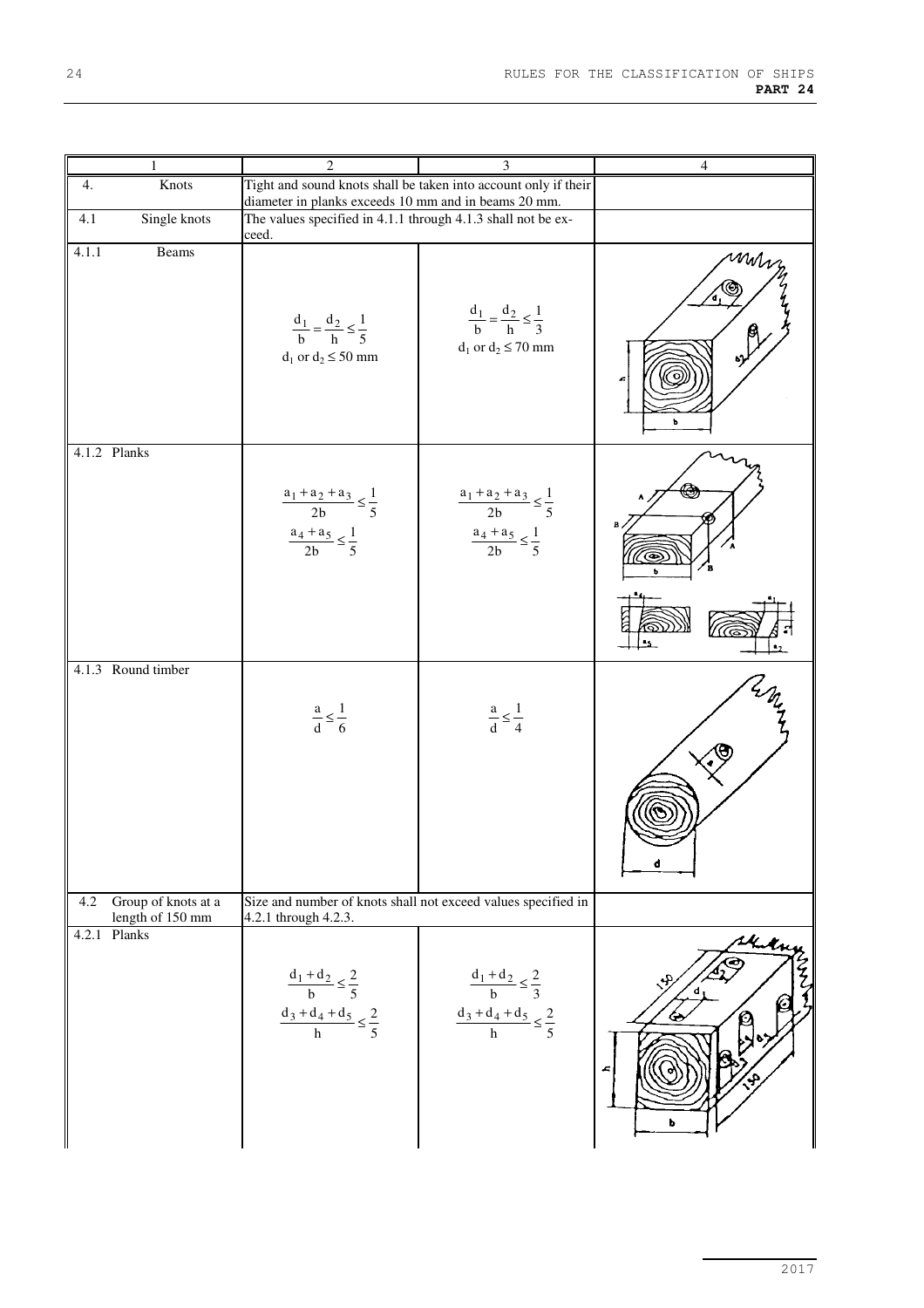| 1 | 2 | 3 | 4 |
|---|---|---|---|
| 4. Knots | Tight and sound knots shall be taken into account only if their diameter in planks exceeds 10 mm and in beams 20 mm. | | |
| 4.1 Single knots | The values specified in 4.1.1 through 4.1.3 shall not be exceeded. | | |
| 4.1.1 Beams | $\frac{d_1}{b} = \frac{d_2}{h} \leq \frac{1}{5}$<br>$d_1$ or $d_2 \leq 50$ mm | $\frac{d_1}{b} = \frac{d_2}{h} \leq \frac{1}{3}$<br>$d_1$ or $d_2 \leq 70$ mm | |
| 4.1.2 Planks | $\frac{a_1 + a_2 + a_3}{2b} \leq \frac{1}{5}$<br>$\frac{a_4 + a_5}{2b} \leq \frac{1}{5}$ | $\frac{a_1 + a_2 + a_3}{2b} \leq \frac{1}{5}$<br>$\frac{a_4 + a_5}{2b} \leq \frac{1}{5}$ | |
| 4.1.3 Round timber | $\frac{a}{d} \leq \frac{1}{6}$ | $\frac{a}{d} \leq \frac{1}{4}$ | |
| 4.2 Group of knots at a length of 150 mm | Size and number of knots shall not exceed values specified in 4.2.1 through 4.2.3. | | |
| 4.2.1 Planks | $\frac{d_1 + d_2}{b} \leq \frac{2}{5}$<br>$\frac{d_3 + d_4 + d_5}{h} \leq \frac{2}{5}$ | $\frac{d_1 + d_2}{b} \leq \frac{2}{3}$<br>$\frac{d_3 + d_4 + d_5}{h} \leq \frac{2}{5}$ | |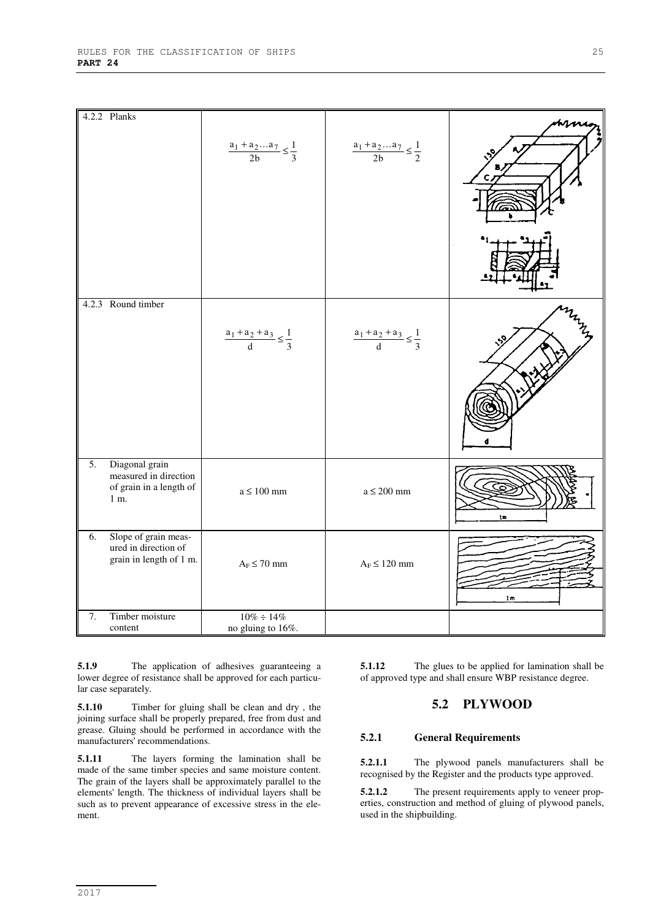| | | | |
|---|---|---|---|
| 4.2.2 Planks | $\frac{a_1 + a_2 ... a_7}{2b} \leq \frac{1}{3}$ | $\frac{a_1 + a_2 ... a_7}{2b} \leq \frac{1}{2}$ | |
| 4.2.3 Round timber | $\frac{a_1 + a_2 + a_3}{d} \leq \frac{1}{3}$ | $\frac{a_1 + a_2 + a_3}{d} \leq \frac{1}{3}$ | |
| 5. Diagonal grain measured in direction of grain in a length of 1 m. | $a \leq 100$ mm | $a \leq 200$ mm | |
| 6. Slope of grain measured in direction of grain in length of 1 m. | $A_F \leq 70$ mm | $A_F \leq 120$ mm | |
| 7. Timber moisture content | 10% ÷ 14% no gluing to 16%. | | |

**5.1.9** The application of adhesives guaranteeing a lower degree of resistance shall be approved for each particular case separately.

**5.1.10** Timber for gluing shall be clean and dry , the joining surface shall be properly prepared, free from dust and grease. Gluing should be performed in accordance with the manufacturers' recommendations.

**5.1.11** The layers forming the lamination shall be made of the same timber species and same moisture content. The grain of the layers shall be approximately parallel to the elements' length. The thickness of individual layers shall be such as to prevent appearance of excessive stress in the element.

**5.1.12** The glues to be applied for lamination shall be of approved type and shall ensure WBP resistance degree.

## 5.2 PLYWOOD

### 5.2.1 General Requirements

**5.2.1.1** The plywood panels manufacturers shall be recognised by the Register and the products type approved.

**5.2.1.2** The present requirements apply to veneer properties, construction and method of gluing of plywood panels, used in the shipbuilding.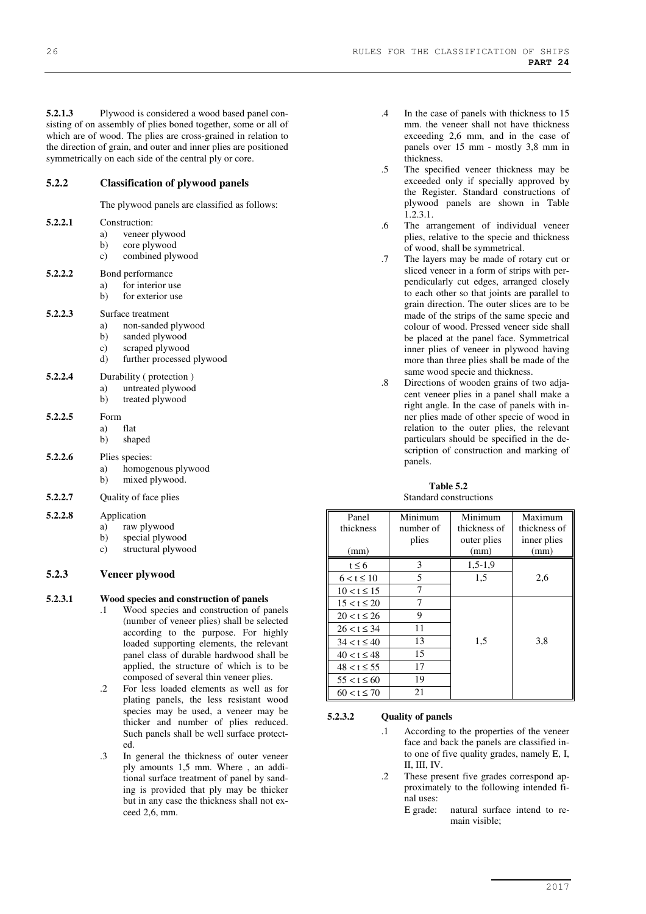**5.2.1.3** Plywood is considered a wood based panel consisting of on assembly of plies boned together, some or all of which are of wood. The plies are cross-grained in relation to the direction of grain, and outer and inner plies are positioned symmetrically on each side of the central ply or core.

### 5.2.2 Classification of plywood panels

The plywood panels are classified as follows:

**5.2.2.1** Construction:
- a) veneer plywood
- b) core plywood
- c) combined plywood

**5.2.2.2** Bond performance
- a) for interior use
- b) for exterior use

**5.2.2.3** Surface treatment
- a) non-sanded plywood
- b) sanded plywood
- c) scraped plywood
- d) further processed plywood

**5.2.2.4** Durability ( protection )
- a) untreated plywood
- b) treated plywood

**5.2.2.5** Form
- a) flat
- b) shaped

**5.2.2.6** Plies species:
- a) homogenous plywood
- b) mixed plywood.

**5.2.2.7** Quality of face plies

**5.2.2.8** Application
- a) raw plywood
- b) special plywood
- c) structural plywood

### 5.2.3 Veneer plywood

**5.2.3.1 Wood species and construction of panels**

.1 Wood species and construction of panels (number of veneer plies) shall be selected according to the purpose. For highly loaded supporting elements, the relevant panel class of durable hardwood shall be applied, the structure of which is to be composed of several thin veneer plies.

.2 For less loaded elements as well as for plating panels, the less resistant wood species may be used, a veneer may be thicker and number of plies reduced. Such panels shall be well surface protected.

.3 In general the thickness of outer veneer ply amounts 1,5 mm. Where , an additional surface treatment of panel by sanding is provided that ply may be thicker but in any case the thickness shall not exceed 2,6, mm.

.4 In the case of panels with thickness to 15 mm. the veneer shall not have thickness exceeding 2,6 mm, and in the case of panels over 15 mm - mostly 3,8 mm in thickness.

.5 The specified veneer thickness may be exceeded only if specially approved by the Register. Standard constructions of plywood panels are shown in Table 1.2.3.1.

.6 The arrangement of individual veneer plies, relative to the specie and thickness of wood, shall be symmetrical.

.7 The layers may be made of rotary cut or sliced veneer in a form of strips with perpendicularly cut edges, arranged closely to each other so that joints are parallel to grain direction. The outer slices are to be made of the strips of the same specie and colour of wood. Pressed veneer side shall be placed at the panel face. Symmetrical inner plies of veneer in plywood having more than three plies shall be made of the same wood specie and thickness.

.8 Directions of wooden grains of two adjacent veneer plies in a panel shall make a right angle. In the case of panels with inner plies made of other specie of wood in relation to the outer plies, the relevant particulars should be specified in the description of construction and marking of panels.

**Table 5.2**
Standard constructions

| Panel thickness (mm) | Minimum number of plies | Minimum thickness of outer plies (mm) | Maximum thickness of inner plies (mm) |
|---|---|---|---|
| t ≤ 6 | 3 | 1,5-1,9 | 2,6 |
| 6 < t ≤ 10 | 5 | 1,5 | |
| 10 < t ≤ 15 | 7 | | |
| 15 < t ≤ 20 | 7 | 1,5 | 3,8 |
| 20 < t ≤ 26 | 9 | | |
| 26 < t ≤ 34 | 11 | | |
| 34 < t ≤ 40 | 13 | | |
| 40 < t ≤ 48 | 15 | | |
| 48 < t ≤ 55 | 17 | | |
| 55 < t ≤ 60 | 19 | | |
| 60 < t ≤ 70 | 21 | | |

**5.2.3.2 Quality of panels**

.1 According to the properties of the veneer face and back the panels are classified into one of five quality grades, namely E, I, II, III, IV.

.2 These present five grades correspond approximately to the following intended final uses:

E grade: natural surface intend to remain visible;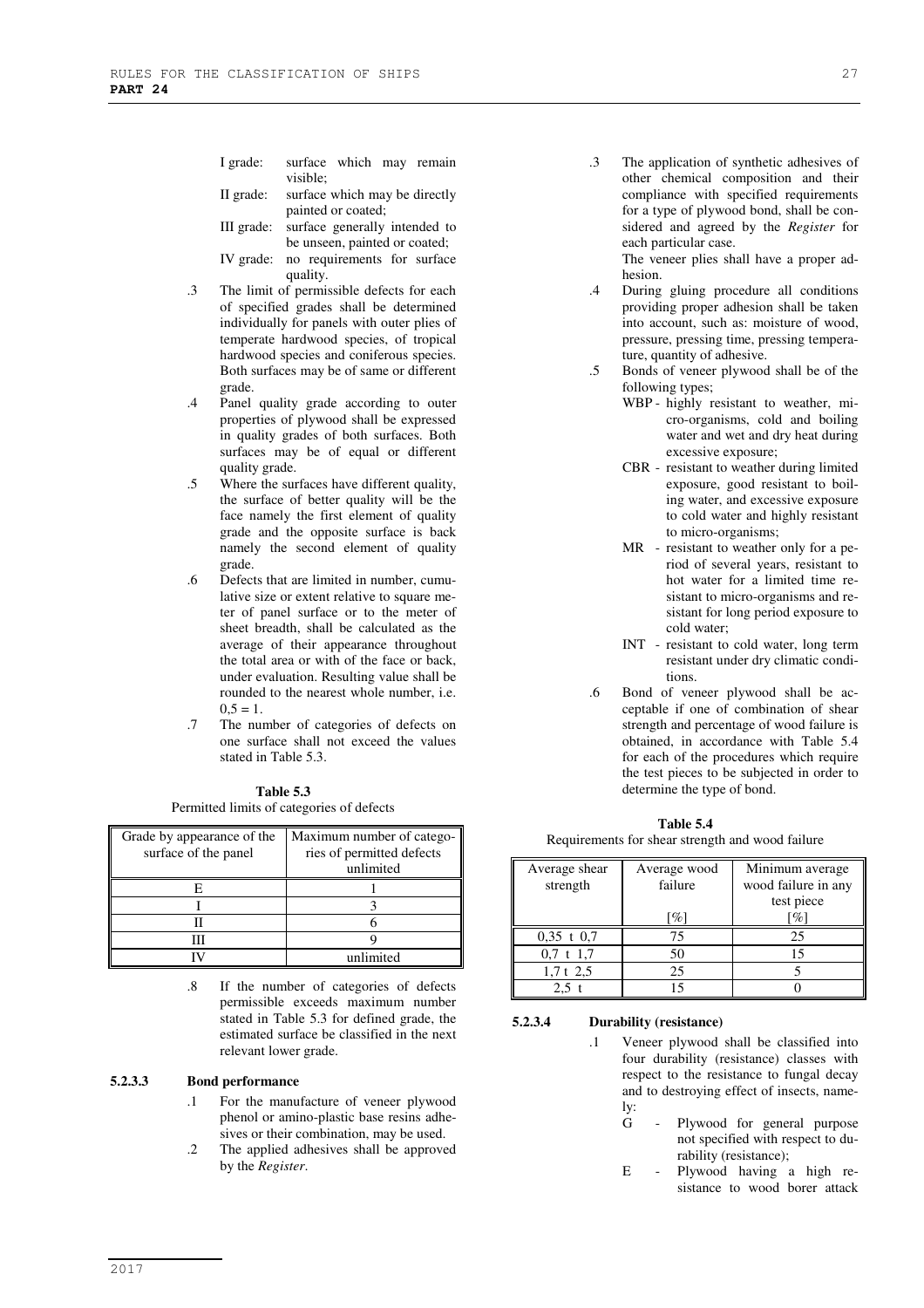I grade: surface which may remain visible;

II grade: surface which may be directly painted or coated;

III grade: surface generally intended to be unseen, painted or coated;

IV grade: no requirements for surface quality.

.3 The limit of permissible defects for each of specified grades shall be determined individually for panels with outer plies of temperate hardwood species, of tropical hardwood species and coniferous species. Both surfaces may be of same or different grade.

.4 Panel quality grade according to outer properties of plywood shall be expressed in quality grades of both surfaces. Both surfaces may be of equal or different quality grade.

.5 Where the surfaces have different quality, the surface of better quality will be the face namely the first element of quality grade and the opposite surface is back namely the second element of quality grade.

.6 Defects that are limited in number, cumulative size or extent relative to square meter of panel surface or to the meter of sheet breadth, shall be calculated as the average of their appearance throughout the total area or with of the face or back, under evaluation. Resulting value shall be rounded to the nearest whole number, i.e. 0,5 = 1.

.7 The number of categories of defects on one surface shall not exceed the values stated in Table 5.3.

**Table 5.3**
Permitted limits of categories of defects

| Grade by appearance of the surface of the panel | Maximum number of categories of permitted defects unlimited |
|---|---|
| E | 1 |
| I | 3 |
| II | 6 |
| III | 9 |
| IV | unlimited |

.8 If the number of categories of defects permissible exceeds maximum number stated in Table 5.3 for defined grade, the estimated surface be classified in the next relevant lower grade.

**5.2.3.3 Bond performance**

.1 For the manufacture of veneer plywood phenol or amino-plastic base resins adhesives or their combination, may be used.

.2 The applied adhesives shall be approved by the *Register*.

.3 The application of synthetic adhesives of other chemical composition and their compliance with specified requirements for a type of plywood bond, shall be considered and agreed by the *Register* for each particular case.

The veneer plies shall have a proper adhesion.

.4 During gluing procedure all conditions providing proper adhesion shall be taken into account, such as: moisture of wood, pressure, pressing time, pressing temperature, quantity of adhesive.

.5 Bonds of veneer plywood shall be of the following types;

- WBP - highly resistant to weather, micro-organisms, cold and boiling water and wet and dry heat during excessive exposure;
- CBR - resistant to weather during limited exposure, good resistant to boiling water, and excessive exposure to cold water and highly resistant to micro-organisms;
- MR - resistant to weather only for a period of several years, resistant to hot water for a limited time resistant to micro-organisms and resistant for long period exposure to cold water;
- INT - resistant to cold water, long term resistant under dry climatic conditions.

.6 Bond of veneer plywood shall be acceptable if one of combination of shear strength and percentage of wood failure is obtained, in accordance with Table 5.4 for each of the procedures which require the test pieces to be subjected in order to determine the type of bond.

**Table 5.4**
Requirements for shear strength and wood failure

| Average shear strength | Average wood failure [%] | Minimum average wood failure in any test piece [%] |
|---|---|---|
| 0,35 t 0,7 | 75 | 25 |
| 0,7 t 1,7 | 50 | 15 |
| 1,7 t 2,5 | 25 | 5 |
| 2,5 t | 15 | 0 |

**5.2.3.4 Durability (resistance)**

.1 Veneer plywood shall be classified into four durability (resistance) classes with respect to the resistance to fungal decay and to destroying effect of insects, namely:

- G - Plywood for general purpose not specified with respect to durability (resistance);
- E - Plywood having a high resistance to wood borer attack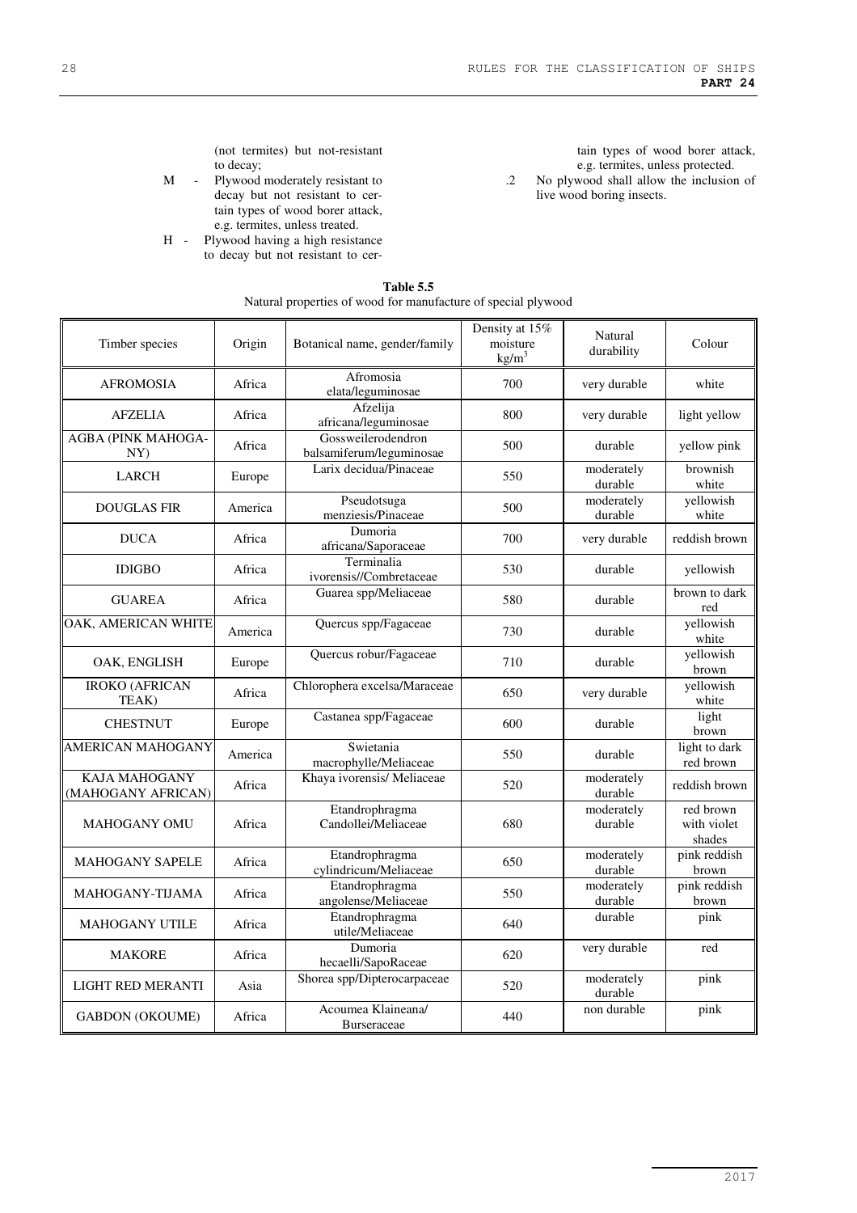(not termites) but not-resistant to decay;

M - Plywood moderately resistant to decay but not resistant to certain types of wood borer attack, e.g. termites, unless treated.

H - Plywood having a high resistance to decay but not resistant to certain types of wood borer attack, e.g. termites, unless protected.

.2 No plywood shall allow the inclusion of live wood boring insects.

**Table 5.5**
Natural properties of wood for manufacture of special plywood

| Timber species | Origin | Botanical name, gender/family | Density at 15% moisture kg/m$^3$ | Natural durability | Colour |
|---|---|---|---|---|---|
| AFROMOSIA | Africa | Afromosia elata/leguminosae | 700 | very durable | white |
| AFZELIA | Africa | Afzelija africana/leguminosae | 800 | very durable | light yellow |
| AGBA (PINK MAHOGANY) | Africa | Gossweilerodendron balsamiferum/leguminosae | 500 | durable | yellow pink |
| LARCH | Europe | Larix decidua/Pinaceae | 550 | moderately durable | brownish white |
| DOUGLAS FIR | America | Pseudotsuga menziesis/Pinaceae | 500 | moderately durable | yellowish white |
| DUCA | Africa | Dumoria africana/Saporaceae | 700 | very durable | reddish brown |
| IDIGBO | Africa | Terminalia ivorensis//Combretaceae | 530 | durable | yellowish |
| GUAREA | Africa | Guarea spp/Meliaceae | 580 | durable | brown to dark red |
| OAK, AMERICAN WHITE | America | Quercus spp/Fagaceae | 730 | durable | yellowish white |
| OAK, ENGLISH | Europe | Quercus robur/Fagaceae | 710 | durable | yellowish brown |
| IROKO (AFRICAN TEAK) | Africa | Chlorophera excelsa/Maraceae | 650 | very durable | yellowish white |
| CHESTNUT | Europe | Castanea spp/Fagaceae | 600 | durable | light brown |
| AMERICAN MAHOGANY | America | Swietania macrophylle/Meliaceae | 550 | durable | light to dark red brown |
| KAJA MAHOGANY (MAHOGANY AFRICAN) | Africa | Khaya ivorensis/ Meliaceae | 520 | moderately durable | reddish brown |
| MAHOGANY OMU | Africa | Etandrophragma Candollei/Meliaceae | 680 | moderately durable | red brown with violet shades |
| MAHOGANY SAPELE | Africa | Etandrophragma cylindricum/Meliaceae | 650 | moderately durable | pink reddish brown |
| MAHOGANY-TIJAMA | Africa | Etandrophragma angolense/Meliaceae | 550 | moderately durable | pink reddish brown |
| MAHOGANY UTILE | Africa | Etandrophragma utile/Meliaceae | 640 | durable | pink |
| MAKORE | Africa | Dumoria hecaelli/SapoRaceae | 620 | very durable | red |
| LIGHT RED MERANTI | Asia | Shorea spp/Dipterocarpaceae | 520 | moderately durable | pink |
| GABDON (OKOUME) | Africa | Acoumea Klaineana/ Burseraceae | 440 | non durable | pink |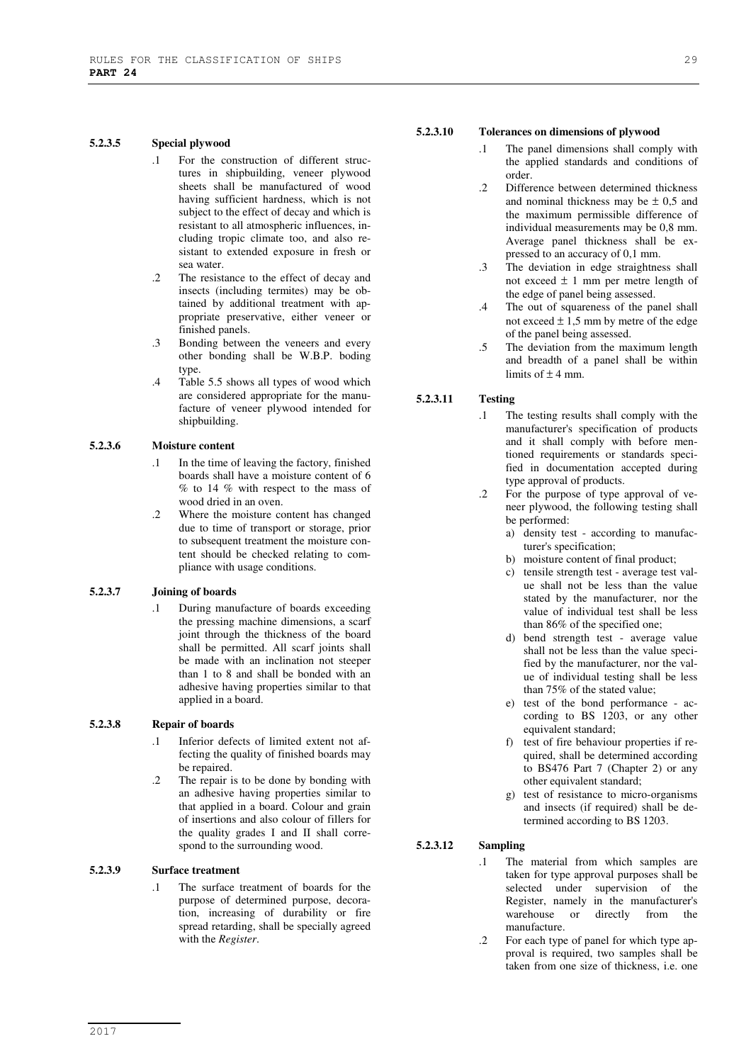#### 5.2.3.5 Special plywood

.1 For the construction of different structures in shipbuilding, veneer plywood sheets shall be manufactured of wood having sufficient hardness, which is not subject to the effect of decay and which is resistant to all atmospheric influences, including tropic climate too, and also resistant to extended exposure in fresh or sea water.

.2 The resistance to the effect of decay and insects (including termites) may be obtained by additional treatment with appropriate preservative, either veneer or finished panels.

.3 Bonding between the veneers and every other bonding shall be W.B.P. boding type.

.4 Table 5.5 shows all types of wood which are considered appropriate for the manufacture of veneer plywood intended for shipbuilding.

#### 5.2.3.6 Moisture content

.1 In the time of leaving the factory, finished boards shall have a moisture content of 6 % to 14 % with respect to the mass of wood dried in an oven.

.2 Where the moisture content has changed due to time of transport or storage, prior to subsequent treatment the moisture content should be checked relating to compliance with usage conditions.

#### 5.2.3.7 Joining of boards

.1 During manufacture of boards exceeding the pressing machine dimensions, a scarf joint through the thickness of the board shall be permitted. All scarf joints shall be made with an inclination not steeper than 1 to 8 and shall be bonded with an adhesive having properties similar to that applied in a board.

#### 5.2.3.8 Repair of boards

.1 Inferior defects of limited extent not affecting the quality of finished boards may be repaired.

.2 The repair is to be done by bonding with an adhesive having properties similar to that applied in a board. Colour and grain of insertions and also colour of fillers for the quality grades I and II shall correspond to the surrounding wood.

#### 5.2.3.9 Surface treatment

.1 The surface treatment of boards for the purpose of determined purpose, decoration, increasing of durability or fire spread retarding, shall be specially agreed with the *Register*.

#### 5.2.3.10 Tolerances on dimensions of plywood

.1 The panel dimensions shall comply with the applied standards and conditions of order.

.2 Difference between determined thickness and nominal thickness may be ± 0,5 and the maximum permissible difference of individual measurements may be 0,8 mm. Average panel thickness shall be expressed to an accuracy of 0,1 mm.

.3 The deviation in edge straightness shall not exceed ± 1 mm per metre length of the edge of panel being assessed.

.4 The out of squareness of the panel shall not exceed ± 1,5 mm by metre of the edge of the panel being assessed.

.5 The deviation from the maximum length and breadth of a panel shall be within limits of ± 4 mm.

#### 5.2.3.11 Testing

.1 The testing results shall comply with the manufacturer's specification of products and it shall comply with before mentioned requirements or standards specified in documentation accepted during type approval of products.

.2 For the purpose of type approval of veneer plywood, the following testing shall be performed:

a) density test - according to manufacturer's specification;

b) moisture content of final product;

c) tensile strength test - average test value shall not be less than the value stated by the manufacturer, nor the value of individual test shall be less than 86% of the specified one;

d) bend strength test - average value shall not be less than the value specified by the manufacturer, nor the value of individual testing shall be less than 75% of the stated value;

e) test of the bond performance - according to BS 1203, or any other equivalent standard;

f) test of fire behaviour properties if required, shall be determined according to BS476 Part 7 (Chapter 2) or any other equivalent standard;

g) test of resistance to micro-organisms and insects (if required) shall be determined according to BS 1203.

#### 5.2.3.12 Sampling

.1 The material from which samples are taken for type approval purposes shall be selected under supervision of the Register, namely in the manufacturer's warehouse or directly from the manufacture.

.2 For each type of panel for which type approval is required, two samples shall be taken from one size of thickness, i.e. one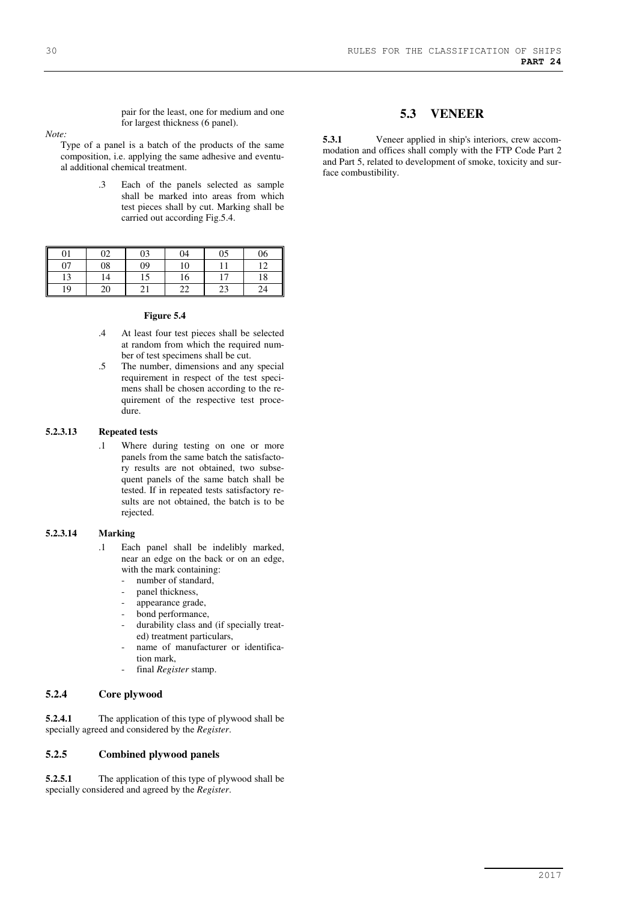pair for the least, one for medium and one for largest thickness (6 panel).

*Note:*

Type of a panel is a batch of the products of the same composition, i.e. applying the same adhesive and eventual additional chemical treatment.

.3 Each of the panels selected as sample shall be marked into areas from which test pieces shall by cut. Marking shall be carried out according Fig.5.4.

| 01 | 02 | 03 | 04 | 05 | 06 |
|---|---|---|---|---|---|
| 07 | 08 | 09 | 10 | 11 | 12 |
| 13 | 14 | 15 | 16 | 17 | 18 |
| 19 | 20 | 21 | 22 | 23 | 24 |

**Figure 5.4**

.4 At least four test pieces shall be selected at random from which the required number of test specimens shall be cut.

.5 The number, dimensions and any special requirement in respect of the test specimens shall be chosen according to the requirement of the respective test procedure.

**5.2.3.13 Repeated tests**

.1 Where during testing on one or more panels from the same batch the satisfactory results are not obtained, two subsequent panels of the same batch shall be tested. If in repeated tests satisfactory results are not obtained, the batch is to be rejected.

**5.2.3.14 Marking**

.1 Each panel shall be indelibly marked, near an edge on the back or on an edge, with the mark containing:
- number of standard,
- panel thickness,
- appearance grade,
- bond performance,
- durability class and (if specially treated) treatment particulars,
- name of manufacturer or identification mark,
- final *Register* stamp.

### 5.2.4 Core plywood

**5.2.4.1** The application of this type of plywood shall be specially agreed and considered by the *Register*.

### 5.2.5 Combined plywood panels

**5.2.5.1** The application of this type of plywood shall be specially considered and agreed by the *Register*.

## 5.3 VENEER

**5.3.1** Veneer applied in ship's interiors, crew accommodation and offices shall comply with the FTP Code Part 2 and Part 5, related to development of smoke, toxicity and surface combustibility.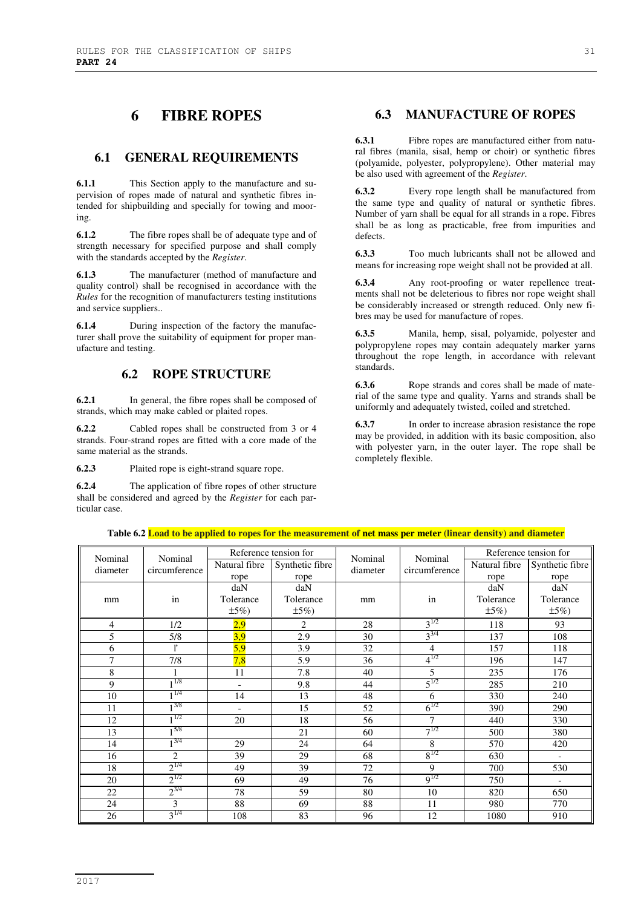# 6 FIBRE ROPES

## 6.1 GENERAL REQUIREMENTS

**6.1.1** This Section apply to the manufacture and supervision of ropes made of natural and synthetic fibres intended for shipbuilding and specially for towing and mooring.

**6.1.2** The fibre ropes shall be of adequate type and of strength necessary for specified purpose and shall comply with the standards accepted by the *Register*.

**6.1.3** The manufacturer (method of manufacture and quality control) shall be recognised in accordance with the *Rules* for the recognition of manufacturers testing institutions and service suppliers..

**6.1.4** During inspection of the factory the manufacturer shall prove the suitability of equipment for proper manufacture and testing.

## 6.2 ROPE STRUCTURE

**6.2.1** In general, the fibre ropes shall be composed of strands, which may make cabled or plaited ropes.

**6.2.2** Cabled ropes shall be constructed from 3 or 4 strands. Four-strand ropes are fitted with a core made of the same material as the strands.

**6.2.3** Plaited rope is eight-strand square rope.

**6.2.4** The application of fibre ropes of other structure shall be considered and agreed by the *Register* for each particular case.

## 6.3 MANUFACTURE OF ROPES

**6.3.1** Fibre ropes are manufactured either from natural fibres (manila, sisal, hemp or choir) or synthetic fibres (polyamide, polyester, polypropylene). Other material may be also used with agreement of the *Register*.

**6.3.2** Every rope length shall be manufactured from the same type and quality of natural or synthetic fibres. Number of yarn shall be equal for all strands in a rope. Fibres shall be as long as practicable, free from impurities and defects.

**6.3.3** Too much lubricants shall not be allowed and means for increasing rope weight shall not be provided at all.

**6.3.4** Any root-proofing or water repellence treatments shall not be deleterious to fibres nor rope weight shall be considerably increased or strength reduced. Only new fibres may be used for manufacture of ropes.

**6.3.5** Manila, hemp, sisal, polyamide, polyester and polypropylene ropes may contain adequately marker yarns throughout the rope length, in accordance with relevant standards.

**6.3.6** Rope strands and cores shall be made of material of the same type and quality. Yarns and strands shall be uniformly and adequately twisted, coiled and stretched.

**6.3.7** In order to increase abrasion resistance the rope may be provided, in addition with its basic composition, also with polyester yarn, in the outer layer. The rope shall be completely flexible.

**Table 6.2 Load to be applied to ropes for the measurement of net mass per meter (linear density) and diameter**

| Nominal diameter | Nominal circumference | Reference tension for | | Nominal diameter | Nominal circumference | Reference tension for | |
|---|---|---|---|---|---|---|---|
| | | Natural fibre rope | Synthetic fibre rope | | | Natural fibre rope | Synthetic fibre rope |
| mm | in | daN Tolerance ±5%) | daN Tolerance ±5%) | mm | in | daN Tolerance ±5%) | daN Tolerance ±5%) |
| 4 | 1/2 | 2,9 | 2 | 28 | $3^{1/2}$ | 118 | 93 |
| 5 | 5/8 | 3,9 | 2.9 | 30 | $3^{3/4}$ | 137 | 108 |
| 6 | I' | 5,9 | 3.9 | 32 | 4 | 157 | 118 |
| 7 | 7/8 | 7,8 | 5.9 | 36 | $4^{1/2}$ | 196 | 147 |
| 8 | 1 | 11 | 7.8 | 40 | 5 | 235 | 176 |
| 9 | $1^{1/8}$ | - | 9.8 | 44 | $5^{1/2}$ | 285 | 210 |
| 10 | $1^{1/4}$ | 14 | 13 | 48 | 6 | 330 | 240 |
| 11 | $1^{3/8}$ | - | 15 | 52 | $6^{1/2}$ | 390 | 290 |
| 12 | $1^{1/2}$ | 20 | 18 | 56 | 7 | 440 | 330 |
| 13 | $1^{5/8}$ | | 21 | 60 | $7^{1/2}$ | 500 | 380 |
| 14 | $1^{3/4}$ | 29 | 24 | 64 | 8 | 570 | 420 |
| 16 | 2 | 39 | 29 | 68 | $8^{1/2}$ | 630 | - |
| 18 | $2^{1/4}$ | 49 | 39 | 72 | 9 | 700 | 530 |
| 20 | $2^{1/2}$ | 69 | 49 | 76 | $9^{1/2}$ | 750 | - |
| 22 | $2^{3/4}$ | 78 | 59 | 80 | 10 | 820 | 650 |
| 24 | 3 | 88 | 69 | 88 | 11 | 980 | 770 |
| 26 | $3^{1/4}$ | 108 | 83 | 96 | 12 | 1080 | 910 |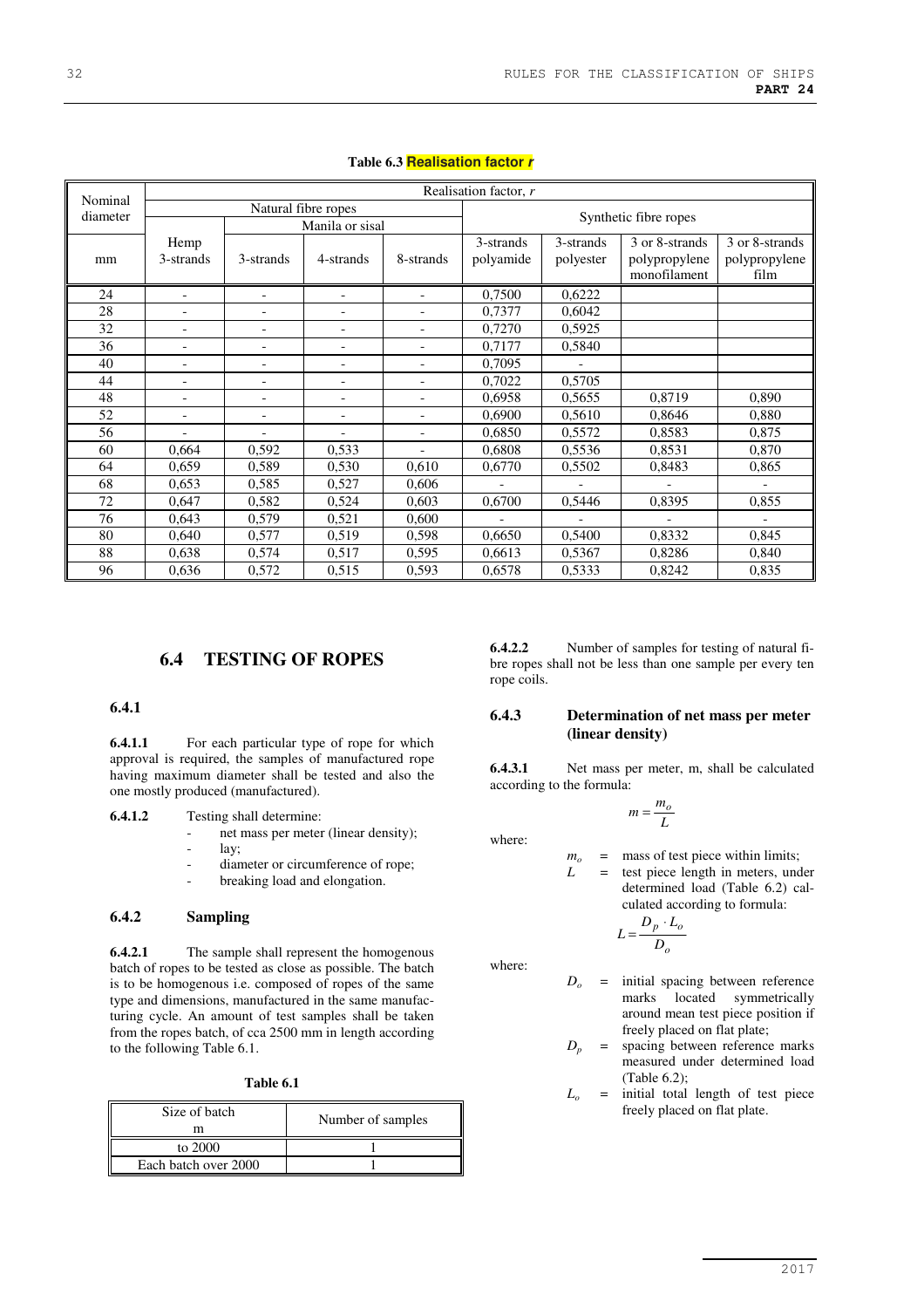**Table 6.3 Realisation factor *r***

| Nominal diameter | Realisation factor, *r* | | | | | | | |
|---|---|---|---|---|---|---|---|---|
| | Natural fibre ropes | | | | Synthetic fibre ropes | | | |
| | | Manila or sisal | | | | | | |
| mm | Hemp 3-strands | 3-strands | 4-strands | 8-strands | 3-strands polyamide | 3-strands polyester | 3 or 8-strands polypropylene monofilament | 3 or 8-strands polypropylene film |
| 24 | - | - | - | - | 0,7500 | 0,6222 | | |
| 28 | - | - | - | - | 0,7377 | 0,6042 | | |
| 32 | - | - | - | - | 0,7270 | 0,5925 | | |
| 36 | - | - | - | - | 0,7177 | 0,5840 | | |
| 40 | - | - | - | - | 0,7095 | - | | |
| 44 | - | - | - | - | 0,7022 | 0,5705 | | |
| 48 | - | - | - | - | 0,6958 | 0,5655 | 0,8719 | 0,890 |
| 52 | - | - | - | - | 0,6900 | 0,5610 | 0,8646 | 0,880 |
| 56 | - | - | - | - | 0,6850 | 0,5572 | 0,8583 | 0,875 |
| 60 | 0,664 | 0,592 | 0,533 | - | 0,6808 | 0,5536 | 0,8531 | 0,870 |
| 64 | 0,659 | 0,589 | 0,530 | 0,610 | 0,6770 | 0,5502 | 0,8483 | 0,865 |
| 68 | 0,653 | 0,585 | 0,527 | 0,606 | - | - | - | - |
| 72 | 0,647 | 0,582 | 0,524 | 0,603 | 0,6700 | 0,5446 | 0,8395 | 0,855 |
| 76 | 0,643 | 0,579 | 0,521 | 0,600 | - | - | - | - |
| 80 | 0,640 | 0,577 | 0,519 | 0,598 | 0,6650 | 0,5400 | 0,8332 | 0,845 |
| 88 | 0,638 | 0,574 | 0,517 | 0,595 | 0,6613 | 0,5367 | 0,8286 | 0,840 |
| 96 | 0,636 | 0,572 | 0,515 | 0,593 | 0,6578 | 0,5333 | 0,8242 | 0,835 |

## 6.4 TESTING OF ROPES

### 6.4.1

**6.4.1.1** For each particular type of rope for which approval is required, the samples of manufactured rope having maximum diameter shall be tested and also the one mostly produced (manufactured).

**6.4.1.2** Testing shall determine:

- net mass per meter (linear density);
- lay;
- diameter or circumference of rope;
- breaking load and elongation.

### 6.4.2 Sampling

**6.4.2.1** The sample shall represent the homogenous batch of ropes to be tested as close as possible. The batch is to be homogenous i.e. composed of ropes of the same type and dimensions, manufactured in the same manufacturing cycle. An amount of test samples shall be taken from the ropes batch, of cca 2500 mm in length according to the following Table 6.1.

**Table 6.1**

| Size of batch m | Number of samples |
|---|---|
| to 2000 | 1 |
| Each batch over 2000 | 1 |

**6.4.2.2** Number of samples for testing of natural fibre ropes shall not be less than one sample per every ten rope coils.

### 6.4.3 Determination of net mass per meter (linear density)

**6.4.3.1** Net mass per meter, m, shall be calculated according to the formula:

$$m = \frac{m_o}{L}$$

where:

$m_o$ = mass of test piece within limits;

$L$ = test piece length in meters, under determined load (Table 6.2) calculated according to formula:

$$L = \frac{D_p \cdot L_o}{D_o}$$

where:

$D_o$ = initial spacing between reference marks located symmetrically around mean test piece position if freely placed on flat plate;

$D_p$ = spacing between reference marks measured under determined load (Table 6.2);

$L_o$ = initial total length of test piece freely placed on flat plate.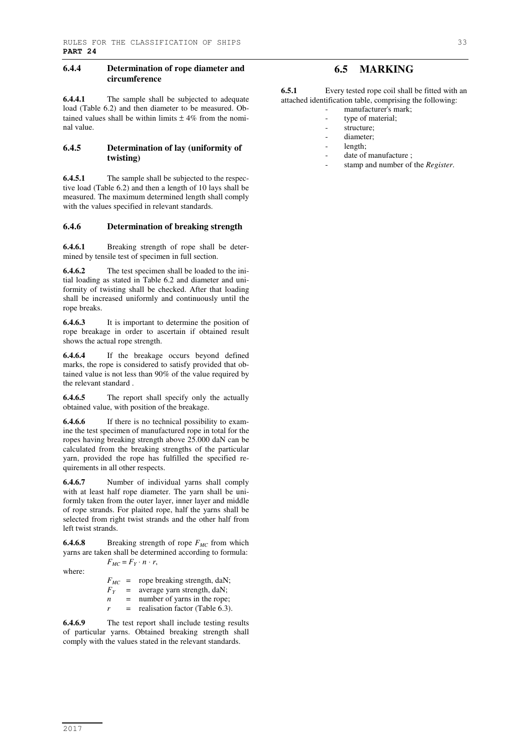### 6.4.4 Determination of rope diameter and circumference

**6.4.4.1** The sample shall be subjected to adequate load (Table 6.2) and then diameter to be measured. Obtained values shall be within limits ± 4% from the nominal value.

### 6.4.5 Determination of lay (uniformity of twisting)

**6.4.5.1** The sample shall be subjected to the respective load (Table 6.2) and then a length of 10 lays shall be measured. The maximum determined length shall comply with the values specified in relevant standards.

### 6.4.6 Determination of breaking strength

**6.4.6.1** Breaking strength of rope shall be determined by tensile test of specimen in full section.

**6.4.6.2** The test specimen shall be loaded to the initial loading as stated in Table 6.2 and diameter and uniformity of twisting shall be checked. After that loading shall be increased uniformly and continuously until the rope breaks.

**6.4.6.3** It is important to determine the position of rope breakage in order to ascertain if obtained result shows the actual rope strength.

**6.4.6.4** If the breakage occurs beyond defined marks, the rope is considered to satisfy provided that obtained value is not less than 90% of the value required by the relevant standard .

**6.4.6.5** The report shall specify only the actually obtained value, with position of the breakage.

**6.4.6.6** If there is no technical possibility to examine the test specimen of manufactured rope in total for the ropes having breaking strength above 25.000 daN can be calculated from the breaking strengths of the particular yarn, provided the rope has fulfilled the specified requirements in all other respects.

**6.4.6.7** Number of individual yarns shall comply with at least half rope diameter. The yarn shall be uniformly taken from the outer layer, inner layer and middle of rope strands. For plaited rope, half the yarns shall be selected from right twist strands and the other half from left twist strands.

**6.4.6.8** Breaking strength of rope $F_{MC}$ from which yarns are taken shall be determined according to formula:

$$F_{MC} = F_Y \cdot n \cdot r,$$

where:

- $F_{MC}$ = rope breaking strength, daN;
- $F_Y$ = average yarn strength, daN;
- $n$ = number of yarns in the rope;
- $r$ = realisation factor (Table 6.3).

**6.4.6.9** The test report shall include testing results of particular yarns. Obtained breaking strength shall comply with the values stated in the relevant standards.

## 6.5 MARKING

**6.5.1** Every tested rope coil shall be fitted with an attached identification table, comprising the following:

- manufacturer's mark;
- type of material;
- structure;
- diameter;
- length;
- date of manufacture ;
- stamp and number of the *Register*.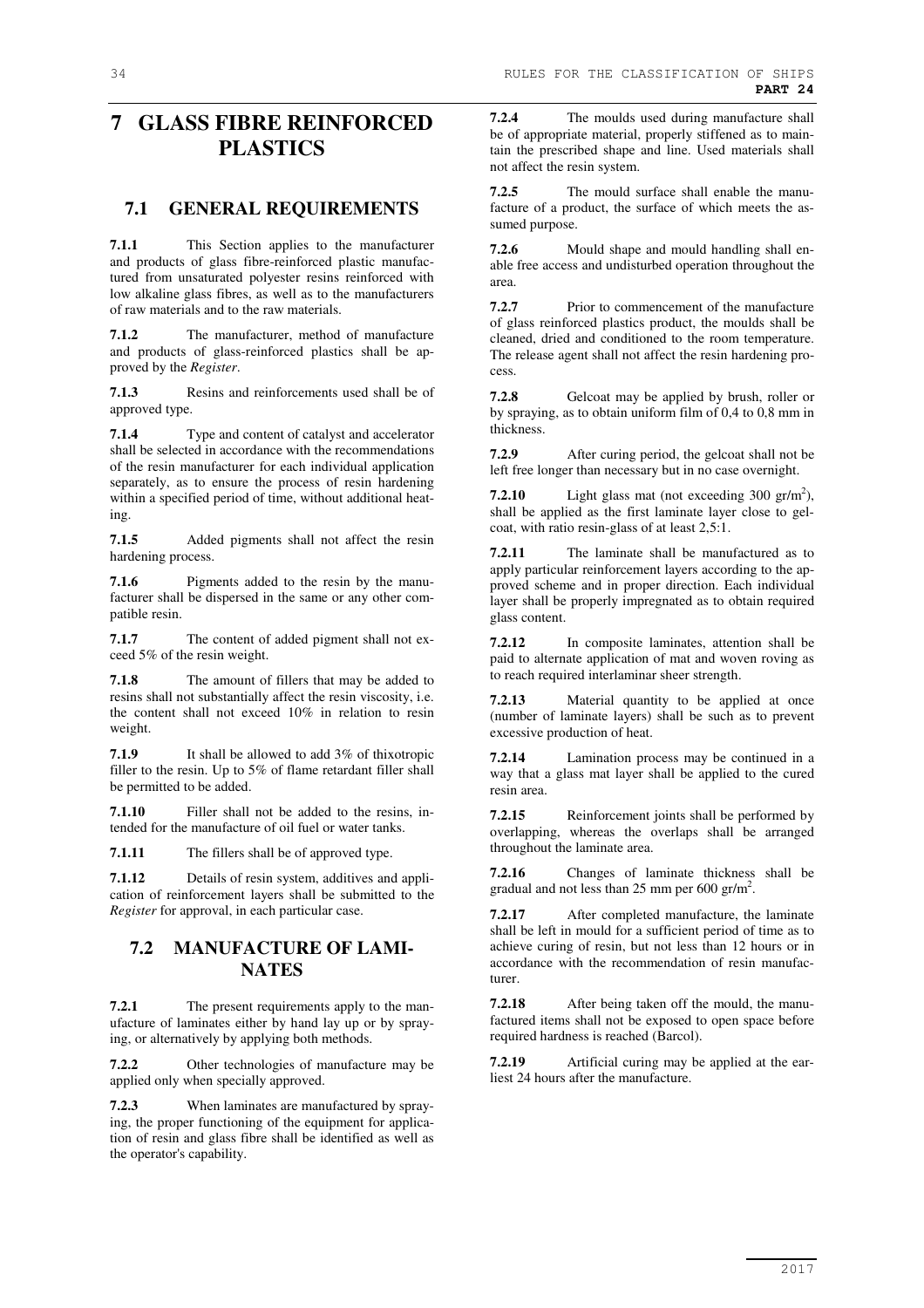# 7 GLASS FIBRE REINFORCED PLASTICS

## 7.1 GENERAL REQUIREMENTS

**7.1.1** This Section applies to the manufacturer and products of glass fibre-reinforced plastic manufactured from unsaturated polyester resins reinforced with low alkaline glass fibres, as well as to the manufacturers of raw materials and to the raw materials.

**7.1.2** The manufacturer, method of manufacture and products of glass-reinforced plastics shall be approved by the *Register*.

**7.1.3** Resins and reinforcements used shall be of approved type.

**7.1.4** Type and content of catalyst and accelerator shall be selected in accordance with the recommendations of the resin manufacturer for each individual application separately, as to ensure the process of resin hardening within a specified period of time, without additional heating.

**7.1.5** Added pigments shall not affect the resin hardening process.

**7.1.6** Pigments added to the resin by the manufacturer shall be dispersed in the same or any other compatible resin.

**7.1.7** The content of added pigment shall not exceed 5% of the resin weight.

**7.1.8** The amount of fillers that may be added to resins shall not substantially affect the resin viscosity, i.e. the content shall not exceed 10% in relation to resin weight.

**7.1.9** It shall be allowed to add 3% of thixotropic filler to the resin. Up to 5% of flame retardant filler shall be permitted to be added.

**7.1.10** Filler shall not be added to the resins, intended for the manufacture of oil fuel or water tanks.

**7.1.11** The fillers shall be of approved type.

**7.1.12** Details of resin system, additives and application of reinforcement layers shall be submitted to the *Register* for approval, in each particular case.

## 7.2 MANUFACTURE OF LAMINATES

**7.2.1** The present requirements apply to the manufacture of laminates either by hand lay up or by spraying, or alternatively by applying both methods.

**7.2.2** Other technologies of manufacture may be applied only when specially approved.

**7.2.3** When laminates are manufactured by spraying, the proper functioning of the equipment for application of resin and glass fibre shall be identified as well as the operator's capability.

**7.2.4** The moulds used during manufacture shall be of appropriate material, properly stiffened as to maintain the prescribed shape and line. Used materials shall not affect the resin system.

**7.2.5** The mould surface shall enable the manufacture of a product, the surface of which meets the assumed purpose.

**7.2.6** Mould shape and mould handling shall enable free access and undisturbed operation throughout the area.

**7.2.7** Prior to commencement of the manufacture of glass reinforced plastics product, the moulds shall be cleaned, dried and conditioned to the room temperature. The release agent shall not affect the resin hardening process.

**7.2.8** Gelcoat may be applied by brush, roller or by spraying, as to obtain uniform film of 0,4 to 0,8 mm in thickness.

**7.2.9** After curing period, the gelcoat shall not be left free longer than necessary but in no case overnight.

**7.2.10** Light glass mat (not exceeding 300 gr/m$^2$), shall be applied as the first laminate layer close to gelcoat, with ratio resin-glass of at least 2,5:1.

**7.2.11** The laminate shall be manufactured as to apply particular reinforcement layers according to the approved scheme and in proper direction. Each individual layer shall be properly impregnated as to obtain required glass content.

**7.2.12** In composite laminates, attention shall be paid to alternate application of mat and woven roving as to reach required interlaminar sheer strength.

**7.2.13** Material quantity to be applied at once (number of laminate layers) shall be such as to prevent excessive production of heat.

**7.2.14** Lamination process may be continued in a way that a glass mat layer shall be applied to the cured resin area.

**7.2.15** Reinforcement joints shall be performed by overlapping, whereas the overlaps shall be arranged throughout the laminate area.

**7.2.16** Changes of laminate thickness shall be gradual and not less than 25 mm per 600 gr/m$^2$.

**7.2.17** After completed manufacture, the laminate shall be left in mould for a sufficient period of time as to achieve curing of resin, but not less than 12 hours or in accordance with the recommendation of resin manufacturer.

**7.2.18** After being taken off the mould, the manufactured items shall not be exposed to open space before required hardness is reached (Barcol).

**7.2.19** Artificial curing may be applied at the earliest 24 hours after the manufacture.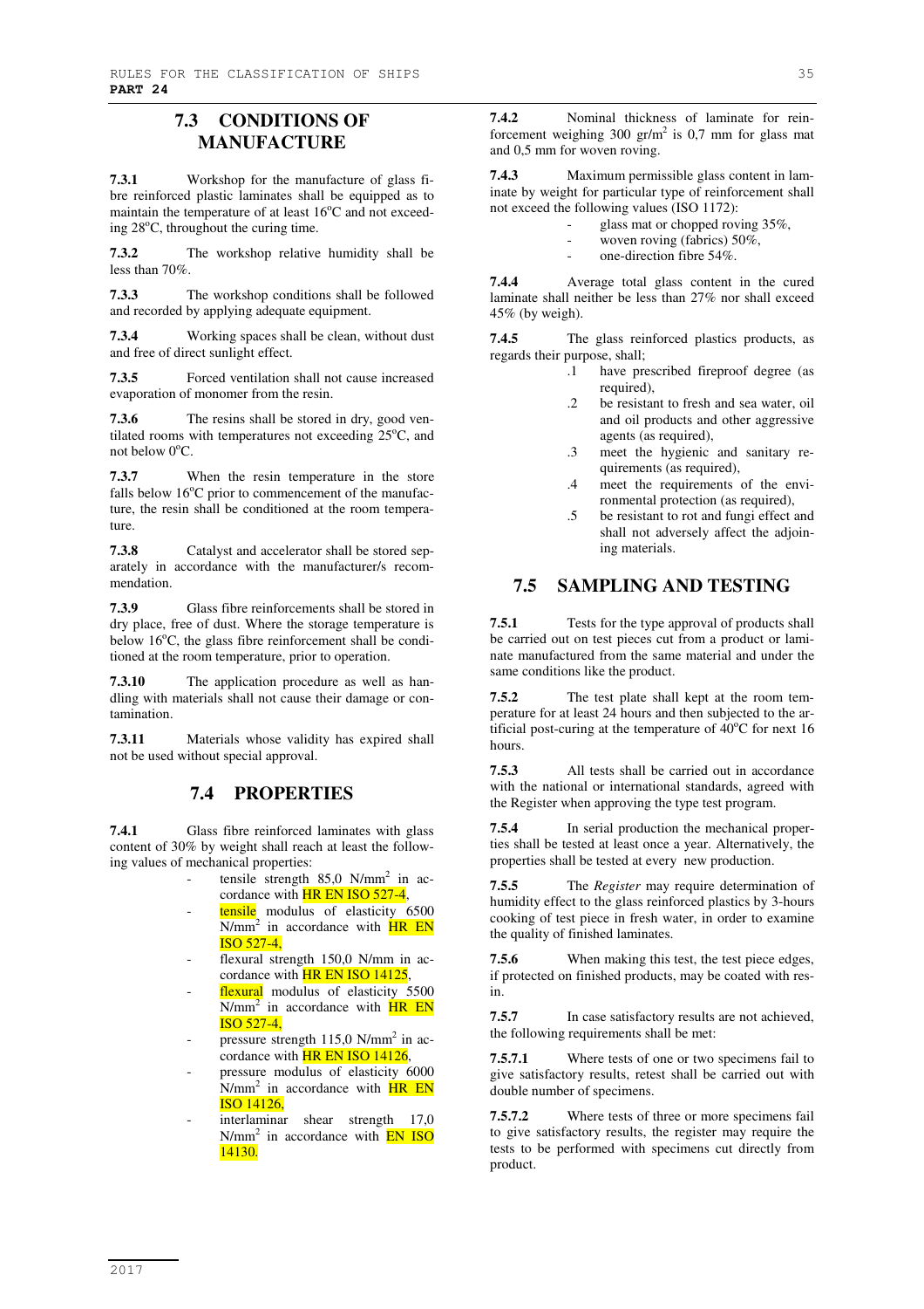## 7.3 CONDITIONS OF MANUFACTURE

**7.3.1** Workshop for the manufacture of glass fibre reinforced plastic laminates shall be equipped as to maintain the temperature of at least 16°C and not exceeding 28°C, throughout the curing time.

**7.3.2** The workshop relative humidity shall be less than 70%.

**7.3.3** The workshop conditions shall be followed and recorded by applying adequate equipment.

**7.3.4** Working spaces shall be clean, without dust and free of direct sunlight effect.

**7.3.5** Forced ventilation shall not cause increased evaporation of monomer from the resin.

**7.3.6** The resins shall be stored in dry, good ventilated rooms with temperatures not exceeding 25°C, and not below 0°C.

**7.3.7** When the resin temperature in the store falls below 16°C prior to commencement of the manufacture, the resin shall be conditioned at the room temperature.

**7.3.8** Catalyst and accelerator shall be stored separately in accordance with the manufacturer/s recommendation.

**7.3.9** Glass fibre reinforcements shall be stored in dry place, free of dust. Where the storage temperature is below 16°C, the glass fibre reinforcement shall be conditioned at the room temperature, prior to operation.

**7.3.10** The application procedure as well as handling with materials shall not cause their damage or contamination.

**7.3.11** Materials whose validity has expired shall not be used without special approval.

## 7.4 PROPERTIES

**7.4.1** Glass fibre reinforced laminates with glass content of 30% by weight shall reach at least the following values of mechanical properties:

- tensile strength 85,0 N/mm$^2$ in accordance with HR EN ISO 527-4,
- tensile modulus of elasticity 6500 N/mm$^2$ in accordance with HR EN ISO 527-4,
- flexural strength 150,0 N/mm in accordance with HR EN ISO 14125,
- flexural modulus of elasticity 5500 N/mm$^2$ in accordance with HR EN ISO 527-4,
- pressure strength 115,0 N/mm$^2$ in accordance with HR EN ISO 14126,
- pressure modulus of elasticity 6000 N/mm$^2$ in accordance with HR EN ISO 14126,
- interlaminar shear strength 17,0 N/mm$^2$ in accordance with EN ISO 14130.

**7.4.2** Nominal thickness of laminate for reinforcement weighing 300 gr/m$^2$ is 0,7 mm for glass mat and 0,5 mm for woven roving.

**7.4.3** Maximum permissible glass content in laminate by weight for particular type of reinforcement shall not exceed the following values (ISO 1172):

- glass mat or chopped roving 35%,
- woven roving (fabrics) 50%,
- one-direction fibre 54%.

**7.4.4** Average total glass content in the cured laminate shall neither be less than 27% nor shall exceed 45% (by weigh).

**7.4.5** The glass reinforced plastics products, as regards their purpose, shall;

.1 have prescribed fireproof degree (as required),

.2 be resistant to fresh and sea water, oil and oil products and other aggressive agents (as required),

.3 meet the hygienic and sanitary requirements (as required),

.4 meet the requirements of the environmental protection (as required),

.5 be resistant to rot and fungi effect and shall not adversely affect the adjoining materials.

## 7.5 SAMPLING AND TESTING

**7.5.1** Tests for the type approval of products shall be carried out on test pieces cut from a product or laminate manufactured from the same material and under the same conditions like the product.

**7.5.2** The test plate shall kept at the room temperature for at least 24 hours and then subjected to the artificial post-curing at the temperature of 40°C for next 16 hours.

**7.5.3** All tests shall be carried out in accordance with the national or international standards, agreed with the Register when approving the type test program.

**7.5.4** In serial production the mechanical properties shall be tested at least once a year. Alternatively, the properties shall be tested at every new production.

**7.5.5** The *Register* may require determination of humidity effect to the glass reinforced plastics by 3-hours cooking of test piece in fresh water, in order to examine the quality of finished laminates.

**7.5.6** When making this test, the test piece edges, if protected on finished products, may be coated with resin.

**7.5.7** In case satisfactory results are not achieved, the following requirements shall be met:

**7.5.7.1** Where tests of one or two specimens fail to give satisfactory results, retest shall be carried out with double number of specimens.

**7.5.7.2** Where tests of three or more specimens fail to give satisfactory results, the register may require the tests to be performed with specimens cut directly from product.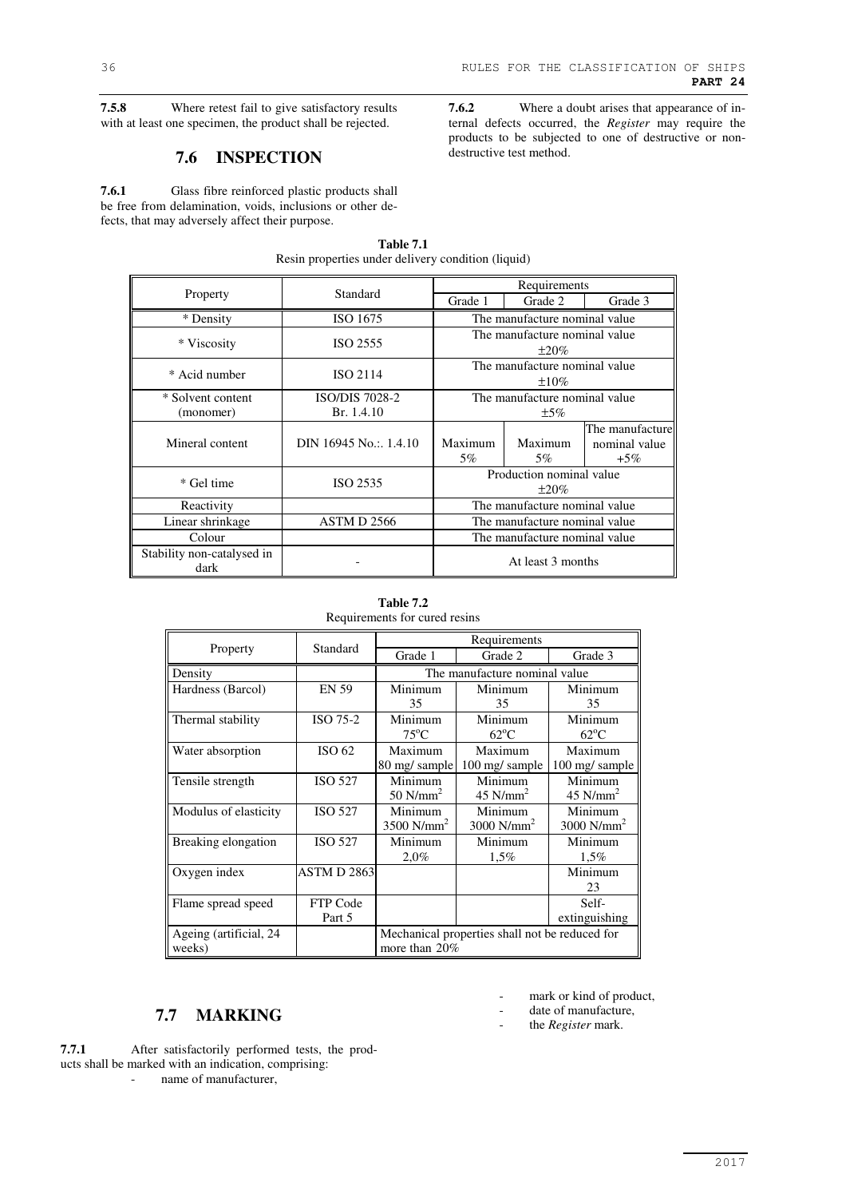**7.5.8** Where retest fail to give satisfactory results with at least one specimen, the product shall be rejected.

## 7.6 INSPECTION

**7.6.1** Glass fibre reinforced plastic products shall be free from delamination, voids, inclusions or other defects, that may adversely affect their purpose.

**7.6.2** Where a doubt arises that appearance of internal defects occurred, the *Register* may require the products to be subjected to one of destructive or non-destructive test method.

**Table 7.1**
Resin properties under delivery condition (liquid)

| Property | Standard | Requirements | | |
|---|---|---|---|---|
| | | Grade 1 | Grade 2 | Grade 3 |
| * Density | ISO 1675 | The manufacture nominal value | | |
| * Viscosity | ISO 2555 | The manufacture nominal value ±20% | | |
| * Acid number | ISO 2114 | The manufacture nominal value ±10% | | |
| * Solvent content (monomer) | ISO/DIS 7028-2 Br. 1.4.10 | The manufacture nominal value ±5% | | |
| Mineral content | DIN 16945 No.:. 1.4.10 | Maximum 5% | Maximum 5% | The manufacture nominal value +5% |
| * Gel time | ISO 2535 | Production nominal value ±20% | | |
| Reactivity | | The manufacture nominal value | | |
| Linear shrinkage | ASTM D 2566 | The manufacture nominal value | | |
| Colour | | The manufacture nominal value | | |
| Stability non-catalysed in dark | - | At least 3 months | | |

**Table 7.2**
Requirements for cured resins

| Property | Standard | Requirements | | |
|---|---|---|---|---|
| | | Grade 1 | Grade 2 | Grade 3 |
| Density | | The manufacture nominal value | | |
| Hardness (Barcol) | EN 59 | Minimum 35 | Minimum 35 | Minimum 35 |
| Thermal stability | ISO 75-2 | Minimum 75°C | Minimum 62°C | Minimum 62°C |
| Water absorption | ISO 62 | Maximum 80 mg/ sample | Maximum 100 mg/ sample | Maximum 100 mg/ sample |
| Tensile strength | ISO 527 | Minimum 50 N/mm$^2$ | Minimum 45 N/mm$^2$ | Minimum 45 N/mm$^2$ |
| Modulus of elasticity | ISO 527 | Minimum 3500 N/mm$^2$ | Minimum 3000 N/mm$^2$ | Minimum 3000 N/mm$^2$ |
| Breaking elongation | ISO 527 | Minimum 2,0% | Minimum 1,5% | Minimum 1,5% |
| Oxygen index | ASTM D 2863 | | | Minimum 23 |
| Flame spread speed | FTP Code Part 5 | | | Self-extinguishing |
| Ageing (artificial, 24 weeks) | | Mechanical properties shall not be reduced for more than 20% | | |

## 7.7 MARKING

**7.7.1** After satisfactorily performed tests, the products shall be marked with an indication, comprising:

- name of manufacturer,
- mark or kind of product,
- date of manufacture,
- the *Register* mark.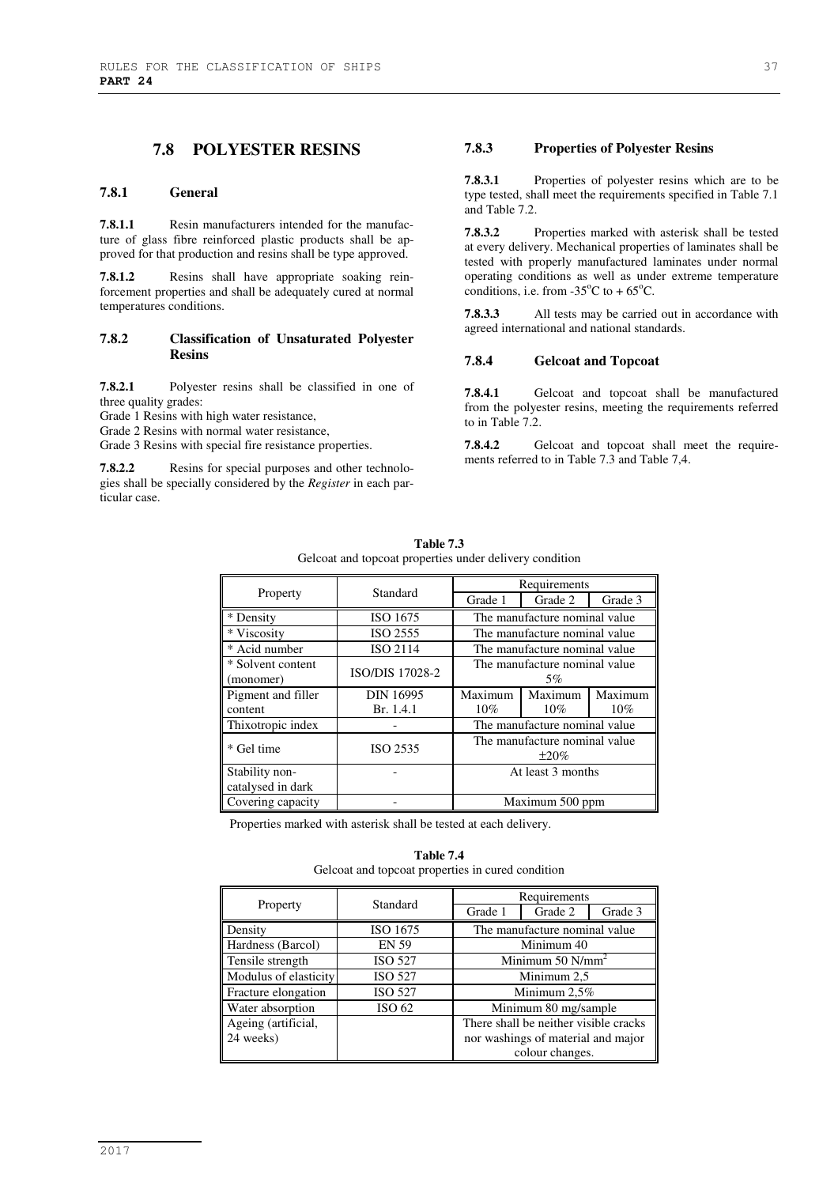## 7.8 POLYESTER RESINS

### 7.8.1 General

**7.8.1.1** Resin manufacturers intended for the manufacture of glass fibre reinforced plastic products shall be approved for that production and resins shall be type approved.

**7.8.1.2** Resins shall have appropriate soaking reinforcement properties and shall be adequately cured at normal temperatures conditions.

### 7.8.2 Classification of Unsaturated Polyester Resins

**7.8.2.1** Polyester resins shall be classified in one of three quality grades:

Grade 1 Resins with high water resistance,
Grade 2 Resins with normal water resistance,
Grade 3 Resins with special fire resistance properties.

**7.8.2.2** Resins for special purposes and other technologies shall be specially considered by the *Register* in each particular case.

### 7.8.3 Properties of Polyester Resins

**7.8.3.1** Properties of polyester resins which are to be type tested, shall meet the requirements specified in Table 7.1 and Table 7.2.

**7.8.3.2** Properties marked with asterisk shall be tested at every delivery. Mechanical properties of laminates shall be tested with properly manufactured laminates under normal operating conditions as well as under extreme temperature conditions, i.e. from -35°C to + 65°C.

**7.8.3.3** All tests may be carried out in accordance with agreed international and national standards.

### 7.8.4 Gelcoat and Topcoat

**7.8.4.1** Gelcoat and topcoat shall be manufactured from the polyester resins, meeting the requirements referred to in Table 7.2.

**7.8.4.2** Gelcoat and topcoat shall meet the requirements referred to in Table 7.3 and Table 7,4.

**Table 7.3**
Gelcoat and topcoat properties under delivery condition

| Property | Standard | Requirements | | |
|---|---|---|---|---|
| | | Grade 1 | Grade 2 | Grade 3 |
| * Density | ISO 1675 | The manufacture nominal value | | |
| * Viscosity | ISO 2555 | The manufacture nominal value | | |
| * Acid number | ISO 2114 | The manufacture nominal value | | |
| * Solvent content (monomer) | ISO/DIS 17028-2 | The manufacture nominal value 5% | | |
| Pigment and filler content | DIN 16995 Br. 1.4.1 | Maximum 10% | Maximum 10% | Maximum 10% |
| Thixotropic index | - | The manufacture nominal value | | |
| * Gel time | ISO 2535 | The manufacture nominal value ±20% | | |
| Stability non-catalysed in dark | - | At least 3 months | | |
| Covering capacity | - | Maximum 500 ppm | | |

Properties marked with asterisk shall be tested at each delivery.

**Table 7.4**
Gelcoat and topcoat properties in cured condition

| Property | Standard | Requirements | | |
|---|---|---|---|---|
| | | Grade 1 | Grade 2 | Grade 3 |
| Density | ISO 1675 | The manufacture nominal value | | |
| Hardness (Barcol) | EN 59 | Minimum 40 | | |
| Tensile strength | ISO 527 | Minimum 50 N/mm$^2$ | | |
| Modulus of elasticity | ISO 527 | Minimum 2,5 | | |
| Fracture elongation | ISO 527 | Minimum 2,5% | | |
| Water absorption | ISO 62 | Minimum 80 mg/sample | | |
| Ageing (artificial, 24 weeks) | | There shall be neither visible cracks nor washings of material and major colour changes. | | |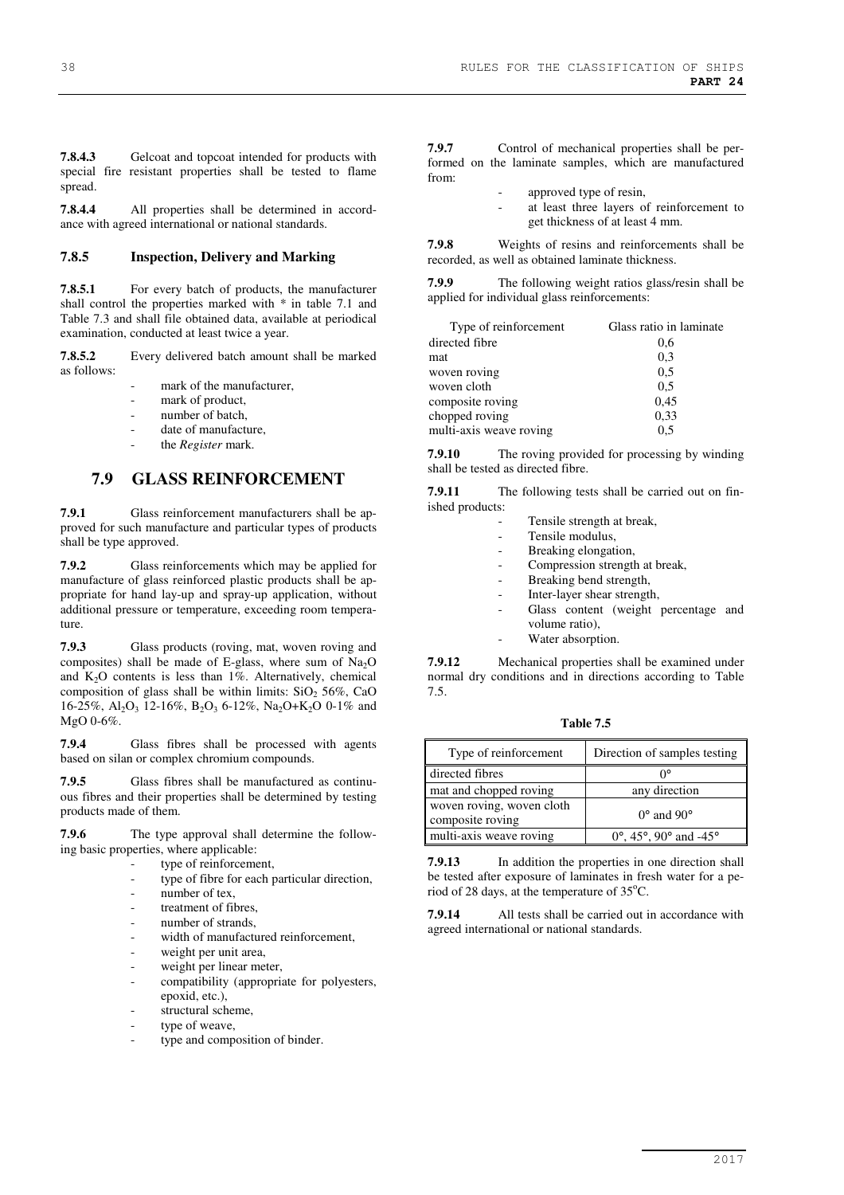**7.8.4.3** Gelcoat and topcoat intended for products with special fire resistant properties shall be tested to flame spread.

**7.8.4.4** All properties shall be determined in accordance with agreed international or national standards.

### 7.8.5 Inspection, Delivery and Marking

**7.8.5.1** For every batch of products, the manufacturer shall control the properties marked with * in table 7.1 and Table 7.3 and shall file obtained data, available at periodical examination, conducted at least twice a year.

**7.8.5.2** Every delivered batch amount shall be marked as follows:

- mark of the manufacturer,
- mark of product,
- number of batch,
- date of manufacture,
- the *Register* mark.

## 7.9 GLASS REINFORCEMENT

**7.9.1** Glass reinforcement manufacturers shall be approved for such manufacture and particular types of products shall be type approved.

**7.9.2** Glass reinforcements which may be applied for manufacture of glass reinforced plastic products shall be appropriate for hand lay-up and spray-up application, without additional pressure or temperature, exceeding room temperature.

**7.9.3** Glass products (roving, mat, woven roving and composites) shall be made of E-glass, where sum of $Na_2O$ and $K_2O$ contents is less than 1%. Alternatively, chemical composition of glass shall be within limits: $SiO_2$ 56%, CaO 16-25%, $Al_2O_3$ 12-16%, $B_2O_3$ 6-12%, $Na_2O$+$K_2O$ 0-1% and MgO 0-6%.

**7.9.4** Glass fibres shall be processed with agents based on silan or complex chromium compounds.

**7.9.5** Glass fibres shall be manufactured as continuous fibres and their properties shall be determined by testing products made of them.

**7.9.6** The type approval shall determine the following basic properties, where applicable:

- type of reinforcement,
- type of fibre for each particular direction,
- number of tex,
- treatment of fibres,
- number of strands,
- width of manufactured reinforcement,
- weight per unit area,
- weight per linear meter,
- compatibility (appropriate for polyesters, epoxid, etc.),
- structural scheme,
- type of weave,
- type and composition of binder.

**7.9.7** Control of mechanical properties shall be performed on the laminate samples, which are manufactured from:

- approved type of resin,
- at least three layers of reinforcement to get thickness of at least 4 mm.

**7.9.8** Weights of resins and reinforcements shall be recorded, as well as obtained laminate thickness.

**7.9.9** The following weight ratios glass/resin shall be applied for individual glass reinforcements:

| Type of reinforcement | Glass ratio in laminate |
|---|---|
| directed fibre | 0,6 |
| mat | 0,3 |
| woven roving | 0,5 |
| woven cloth | 0,5 |
| composite roving | 0,45 |
| chopped roving | 0,33 |
| multi-axis weave roving | 0,5 |

**7.9.10** The roving provided for processing by winding shall be tested as directed fibre.

**7.9.11** The following tests shall be carried out on finished products:

- Tensile strength at break,
- Tensile modulus,
- Breaking elongation,
- Compression strength at break,
- Breaking bend strength,
- Inter-layer shear strength,
- Glass content (weight percentage and volume ratio),
- Water absorption.

**7.9.12** Mechanical properties shall be examined under normal dry conditions and in directions according to Table 7.5.

**Table 7.5**

| Type of reinforcement | Direction of samples testing |
|---|---|
| directed fibres | 0° |
| mat and chopped roving | any direction |
| woven roving, woven cloth composite roving | 0° and 90° |
| multi-axis weave roving | 0°, 45°, 90° and -45° |

**7.9.13** In addition the properties in one direction shall be tested after exposure of laminates in fresh water for a period of 28 days, at the temperature of 35°C.

**7.9.14** All tests shall be carried out in accordance with agreed international or national standards.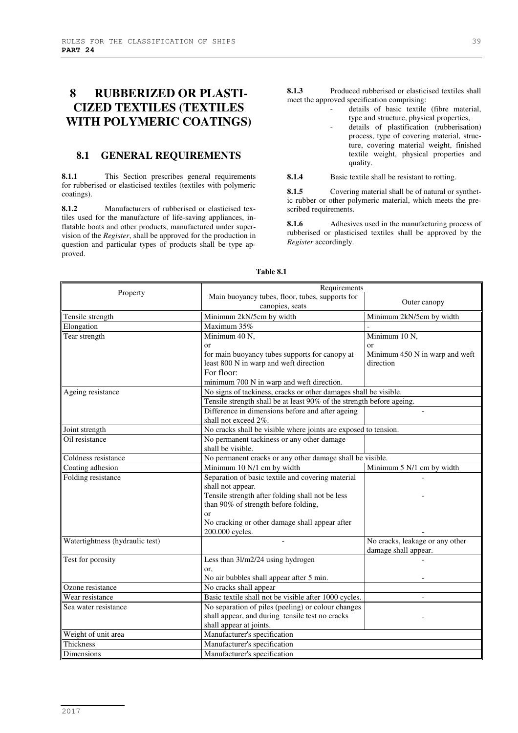# 8 RUBBERIZED OR PLASTICIZED TEXTILES (TEXTILES WITH POLYMERIC COATINGS)

## 8.1 GENERAL REQUIREMENTS

**8.1.1** This Section prescribes general requirements for rubberised or elasticised textiles (textiles with polymeric coatings).

**8.1.2** Manufacturers of rubberised or elasticised textiles used for the manufacture of life-saving appliances, inflatable boats and other products, manufactured under supervision of the *Register*, shall be approved for the production in question and particular types of products shall be type approved.

**8.1.3** Produced rubberised or elasticised textiles shall meet the approved specification comprising:

- details of basic textile (fibre material, type and structure, physical properties,
- details of plastification (rubberisation) process, type of covering material, structure, covering material weight, finished textile weight, physical properties and quality.

**8.1.4** Basic textile shall be resistant to rotting.

**8.1.5** Covering material shall be of natural or synthetic rubber or other polymeric material, which meets the prescribed requirements.

**8.1.6** Adhesives used in the manufacturing process of rubberised or plasticised textiles shall be approved by the *Register* accordingly.

**Table 8.1**

| Property | Requirements | |
|---|---|---|
| | Main buoyancy tubes, floor, tubes, supports for canopies, seats | Outer canopy |
| Tensile strength | Minimum 2kN/5cm by width | Minimum 2kN/5cm by width |
| Elongation | Maximum 35% | - |
| Tear strength | Minimum 40 N,<br>or<br>for main buoyancy tubes supports for canopy at least 800 N in warp and weft direction<br>For floor:<br>minimum 700 N in warp and weft direction. | Minimum 10 N,<br>or<br>Minimum 450 N in warp and weft direction |
| Ageing resistance | No signs of tackiness, cracks or other damages shall be visible. | |
| | Tensile strength shall be at least 90% of the strength before ageing. | |
| | Difference in dimensions before and after ageing shall not exceed 2%. | - |
| Joint strength | No cracks shall be visible where joints are exposed to tension. | |
| Oil resistance | No permanent tackiness or any other damage shall be visible. | |
| Coldness resistance | No permanent cracks or any other damage shall be visible. | |
| Coating adhesion | Minimum 10 N/1 cm by width | Minimum 5 N/1 cm by width |
| Folding resistance | Separation of basic textile and covering material shall not appear.<br>Tensile strength after folding shall not be less than 90% of strength before folding,<br>or<br>No cracking or other damage shall appear after 200.000 cycles. | -<br>-<br>- |
| Watertightness (hydraulic test) | - | No cracks, leakage or any other damage shall appear. |
| Test for porosity | Less than 3l/m2/24 using hydrogen<br>or,<br>No air bubbles shall appear after 5 min. | -<br>- |
| Ozone resistance | No cracks shall appear | |
| Wear resistance | Basic textile shall not be visible after 1000 cycles. | - |
| Sea water resistance | No separation of piles (peeling) or colour changes shall appear, and during tensile test no cracks shall appear at joints. | - |
| Weight of unit area | Manufacturer's specification | |
| Thickness | Manufacturer's specification | |
| Dimensions | Manufacturer's specification | |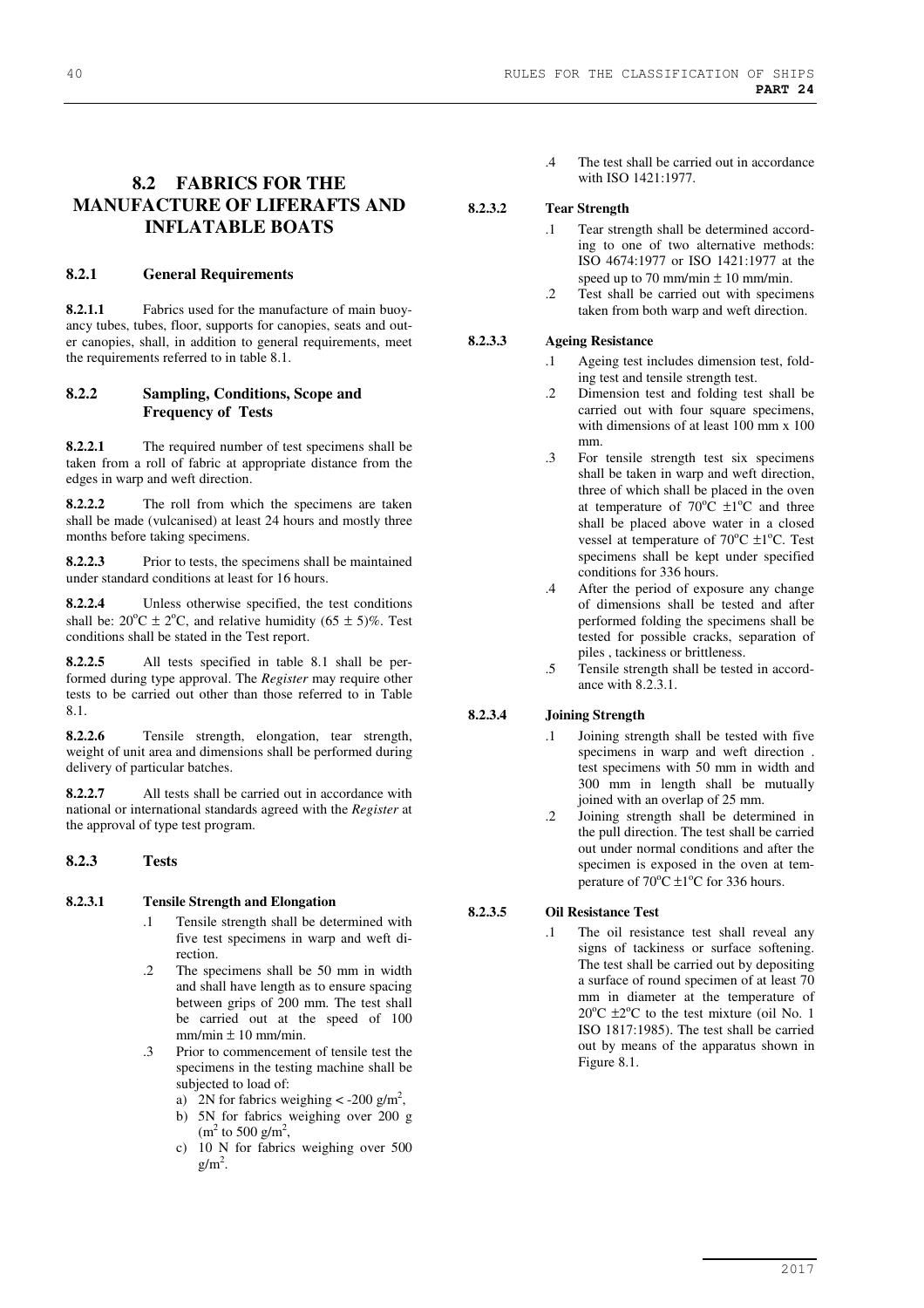## 8.2 FABRICS FOR THE MANUFACTURE OF LIFERAFTS AND INFLATABLE BOATS

### 8.2.1 General Requirements

**8.2.1.1** Fabrics used for the manufacture of main buoyancy tubes, tubes, floor, supports for canopies, seats and outer canopies, shall, in addition to general requirements, meet the requirements referred to in table 8.1.

### 8.2.2 Sampling, Conditions, Scope and Frequency of Tests

**8.2.2.1** The required number of test specimens shall be taken from a roll of fabric at appropriate distance from the edges in warp and weft direction.

**8.2.2.2** The roll from which the specimens are taken shall be made (vulcanised) at least 24 hours and mostly three months before taking specimens.

**8.2.2.3** Prior to tests, the specimens shall be maintained under standard conditions at least for 16 hours.

**8.2.2.4** Unless otherwise specified, the test conditions shall be: $20^oC \pm 2^oC$, and relative humidity $(65 \pm 5)\%$. Test conditions shall be stated in the Test report.

**8.2.2.5** All tests specified in table 8.1 shall be performed during type approval. The *Register* may require other tests to be carried out other than those referred to in Table 8.1.

**8.2.2.6** Tensile strength, elongation, tear strength, weight of unit area and dimensions shall be performed during delivery of particular batches.

**8.2.2.7** All tests shall be carried out in accordance with national or international standards agreed with the *Register* at the approval of type test program.

### 8.2.3 Tests

#### 8.2.3.1 Tensile Strength and Elongation

.1 Tensile strength shall be determined with five test specimens in warp and weft direction.

.2 The specimens shall be 50 mm in width and shall have length as to ensure spacing between grips of 200 mm. The test shall be carried out at the speed of 100 mm/min ± 10 mm/min.

.3 Prior to commencement of tensile test the specimens in the testing machine shall be subjected to load of:
   a) 2N for fabrics weighing < -200 g/m$^2$,
   b) 5N for fabrics weighing over 200 g (m$^2$ to 500 g/m$^2$,
   c) 10 N for fabrics weighing over 500 g/m$^2$.

.4 The test shall be carried out in accordance with ISO 1421:1977.

#### 8.2.3.2 Tear Strength

.1 Tear strength shall be determined according to one of two alternative methods: ISO 4674:1977 or ISO 1421:1977 at the speed up to 70 mm/min ± 10 mm/min.

.2 Test shall be carried out with specimens taken from both warp and weft direction.

#### 8.2.3.3 Ageing Resistance

.1 Ageing test includes dimension test, folding test and tensile strength test.

.2 Dimension test and folding test shall be carried out with four square specimens, with dimensions of at least 100 mm x 100 mm.

.3 For tensile strength test six specimens shall be taken in warp and weft direction, three of which shall be placed in the oven at temperature of $70^oC \pm 1^oC$ and three shall be placed above water in a closed vessel at temperature of $70^oC \pm 1^oC$. Test specimens shall be kept under specified conditions for 336 hours.

.4 After the period of exposure any change of dimensions shall be tested and after performed folding the specimens shall be tested for possible cracks, separation of piles , tackiness or brittleness.

.5 Tensile strength shall be tested in accordance with 8.2.3.1.

#### 8.2.3.4 Joining Strength

.1 Joining strength shall be tested with five specimens in warp and weft direction . test specimens with 50 mm in width and 300 mm in length shall be mutually joined with an overlap of 25 mm.

.2 Joining strength shall be determined in the pull direction. The test shall be carried out under normal conditions and after the specimen is exposed in the oven at temperature of $70^oC \pm 1^oC$ for 336 hours.

#### 8.2.3.5 Oil Resistance Test

.1 The oil resistance test shall reveal any signs of tackiness or surface softening. The test shall be carried out by depositing a surface of round specimen of at least 70 mm in diameter at the temperature of $20^oC \pm 2^oC$ to the test mixture (oil No. 1 ISO 1817:1985). The test shall be carried out by means of the apparatus shown in Figure 8.1.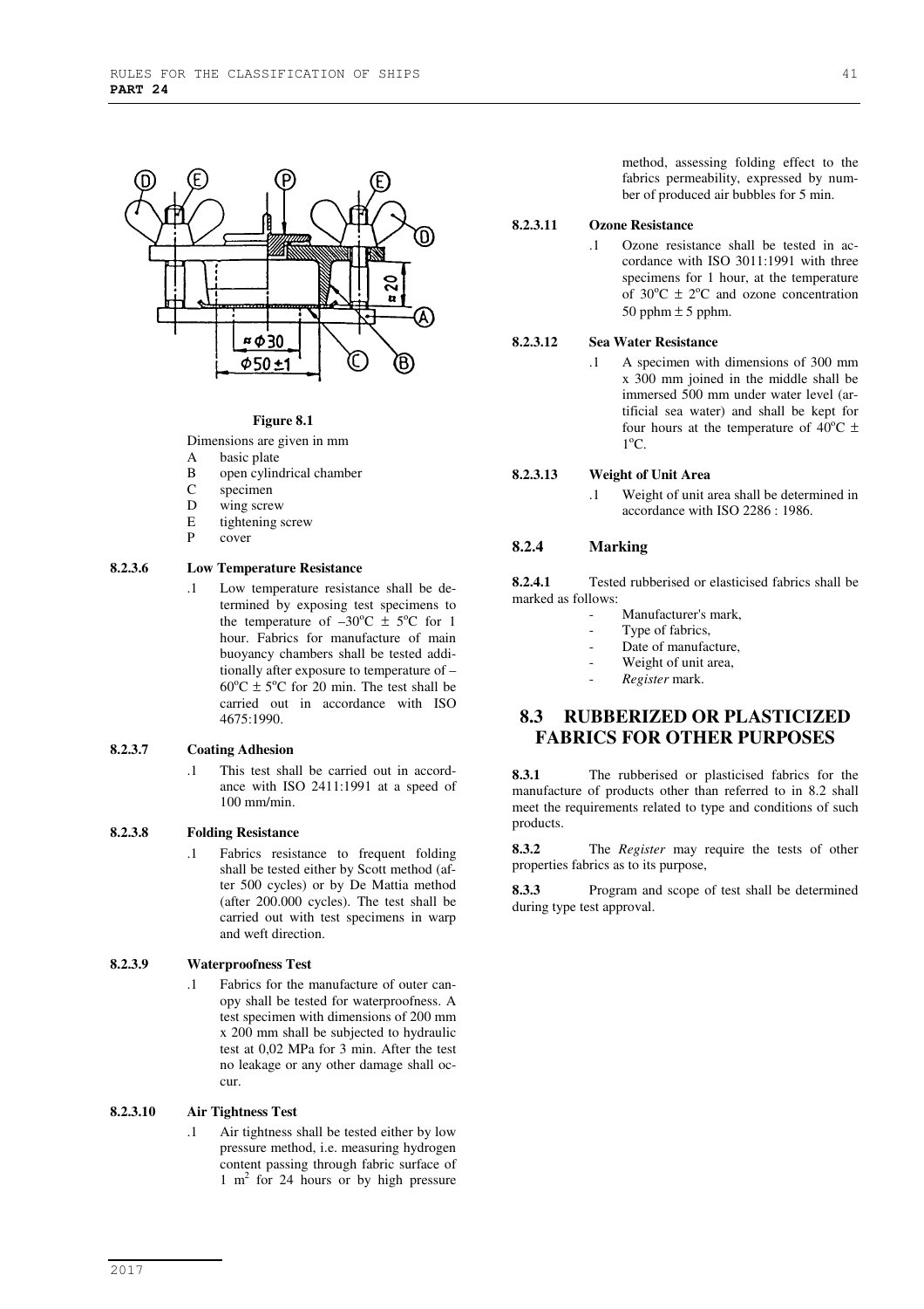**Figure 8.1**

Dimensions are given in mm

- A basic plate
- B open cylindrical chamber
- C specimen
- D wing screw
- E tightening screw
- P cover

#### 8.2.3.6 Low Temperature Resistance

.1 Low temperature resistance shall be determined by exposing test specimens to the temperature of $-30^{o}C \pm 5^{o}C$ for 1 hour. Fabrics for manufacture of main buoyancy chambers shall be tested additionally after exposure to temperature of $-60^{o}C \pm 5^{o}C$ for 20 min. The test shall be carried out in accordance with ISO 4675:1990.

#### 8.2.3.7 Coating Adhesion

.1 This test shall be carried out in accordance with ISO 2411:1991 at a speed of 100 mm/min.

#### 8.2.3.8 Folding Resistance

.1 Fabrics resistance to frequent folding shall be tested either by Scott method (after 500 cycles) or by De Mattia method (after 200.000 cycles). The test shall be carried out with test specimens in warp and weft direction.

#### 8.2.3.9 Waterproofness Test

.1 Fabrics for the manufacture of outer canopy shall be tested for waterproofness. A test specimen with dimensions of 200 mm x 200 mm shall be subjected to hydraulic test at 0,02 MPa for 3 min. After the test no leakage or any other damage shall occur.

#### 8.2.3.10 Air Tightness Test

.1 Air tightness shall be tested either by low pressure method, i.e. measuring hydrogen content passing through fabric surface of 1 $m^2$ for 24 hours or by high pressure method, assessing folding effect to the fabrics permeability, expressed by number of produced air bubbles for 5 min.

#### 8.2.3.11 Ozone Resistance

.1 Ozone resistance shall be tested in accordance with ISO 3011:1991 with three specimens for 1 hour, at the temperature of $30^{o}C \pm 2^{o}C$ and ozone concentration 50 pphm ± 5 pphm.

#### 8.2.3.12 Sea Water Resistance

.1 A specimen with dimensions of 300 mm x 300 mm joined in the middle shall be immersed 500 mm under water level (artificial sea water) and shall be kept for four hours at the temperature of $40^{o}C \pm 1^{o}C$.

#### 8.2.3.13 Weight of Unit Area

.1 Weight of unit area shall be determined in accordance with ISO 2286 : 1986.

### 8.2.4 Marking

**8.2.4.1** Tested rubberised or elasticised fabrics shall be marked as follows:

- Manufacturer's mark,
- Type of fabrics,
- Date of manufacture,
- Weight of unit area,
- *Register* mark.

## 8.3 RUBBERIZED OR PLASTICIZED FABRICS FOR OTHER PURPOSES

**8.3.1** The rubberised or plasticised fabrics for the manufacture of products other than referred to in 8.2 shall meet the requirements related to type and conditions of such products.

**8.3.2** The *Register* may require the tests of other properties fabrics as to its purpose,

**8.3.3** Program and scope of test shall be determined during type test approval.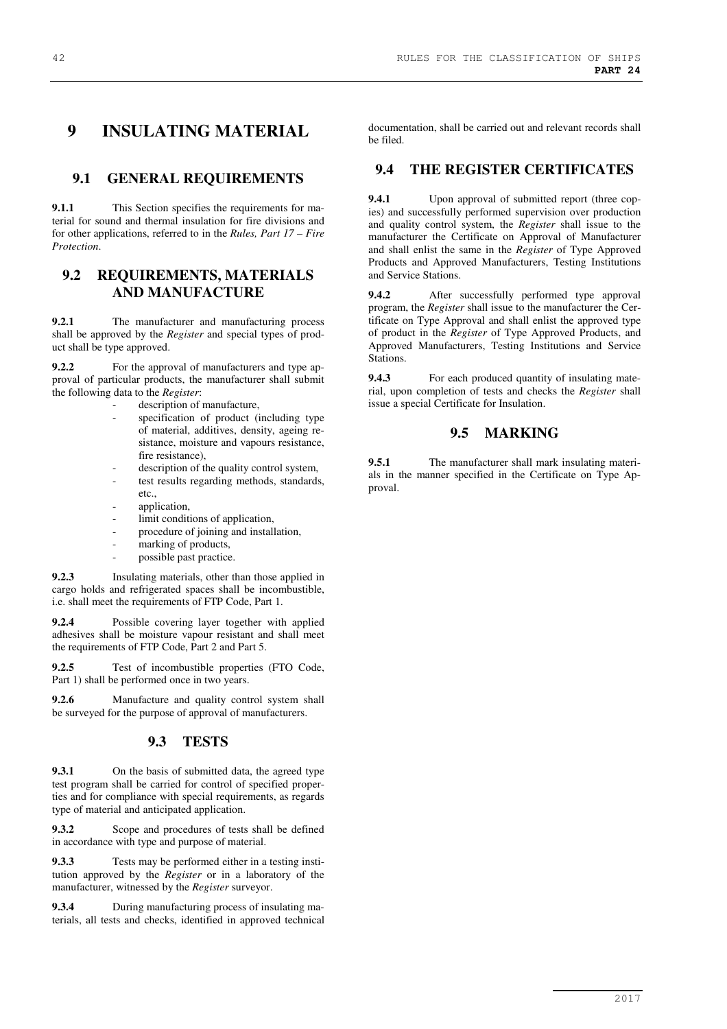# 9 INSULATING MATERIAL

## 9.1 GENERAL REQUIREMENTS

**9.1.1** This Section specifies the requirements for material for sound and thermal insulation for fire divisions and for other applications, referred to in the *Rules, Part 17 – Fire Protection*.

## 9.2 REQUIREMENTS, MATERIALS AND MANUFACTURE

**9.2.1** The manufacturer and manufacturing process shall be approved by the *Register* and special types of product shall be type approved.

**9.2.2** For the approval of manufacturers and type approval of particular products, the manufacturer shall submit the following data to the *Register*:

- description of manufacture,
- specification of product (including type of material, additives, density, ageing resistance, moisture and vapours resistance, fire resistance),
- description of the quality control system,
- test results regarding methods, standards, etc.,
- application,
- limit conditions of application,
- procedure of joining and installation,
- marking of products,
- possible past practice.

**9.2.3** Insulating materials, other than those applied in cargo holds and refrigerated spaces shall be incombustible, i.e. shall meet the requirements of FTP Code, Part 1.

**9.2.4** Possible covering layer together with applied adhesives shall be moisture vapour resistant and shall meet the requirements of FTP Code, Part 2 and Part 5.

**9.2.5** Test of incombustible properties (FTO Code, Part 1) shall be performed once in two years.

**9.2.6** Manufacture and quality control system shall be surveyed for the purpose of approval of manufacturers.

## 9.3 TESTS

**9.3.1** On the basis of submitted data, the agreed type test program shall be carried for control of specified properties and for compliance with special requirements, as regards type of material and anticipated application.

**9.3.2** Scope and procedures of tests shall be defined in accordance with type and purpose of material.

**9.3.3** Tests may be performed either in a testing institution approved by the *Register* or in a laboratory of the manufacturer, witnessed by the *Register* surveyor.

**9.3.4** During manufacturing process of insulating materials, all tests and checks, identified in approved technical documentation, shall be carried out and relevant records shall be filed.

## 9.4 THE REGISTER CERTIFICATES

**9.4.1** Upon approval of submitted report (three copies) and successfully performed supervision over production and quality control system, the *Register* shall issue to the manufacturer the Certificate on Approval of Manufacturer and shall enlist the same in the *Register* of Type Approved Products and Approved Manufacturers, Testing Institutions and Service Stations.

**9.4.2** After successfully performed type approval program, the *Register* shall issue to the manufacturer the Certificate on Type Approval and shall enlist the approved type of product in the *Register* of Type Approved Products, and Approved Manufacturers, Testing Institutions and Service Stations.

**9.4.3** For each produced quantity of insulating material, upon completion of tests and checks the *Register* shall issue a special Certificate for Insulation.

## 9.5 MARKING

**9.5.1** The manufacturer shall mark insulating materials in the manner specified in the Certificate on Type Approval.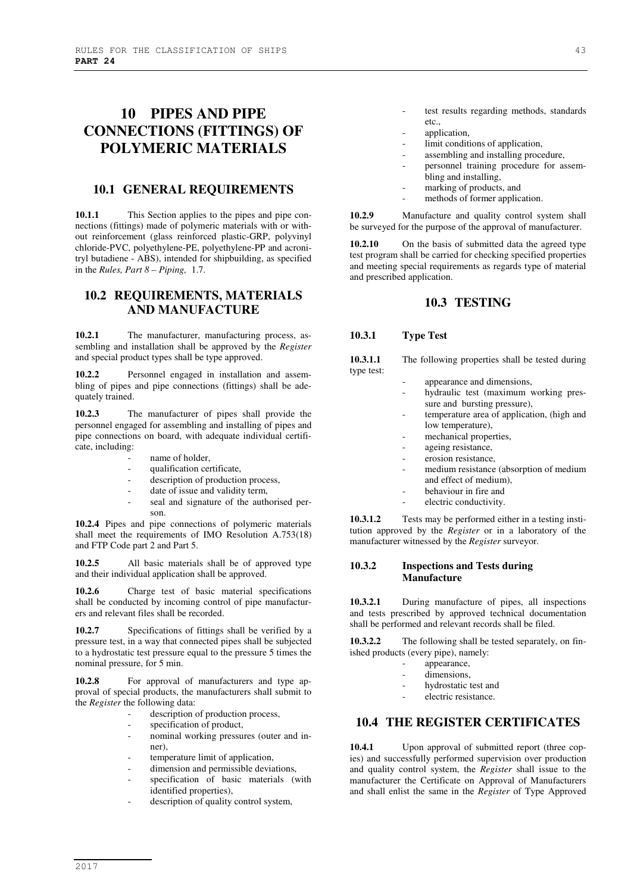# 10 PIPES AND PIPE CONNECTIONS (FITTINGS) OF POLYMERIC MATERIALS

## 10.1 GENERAL REQUIREMENTS

**10.1.1** This Section applies to the pipes and pipe connections (fittings) made of polymeric materials with or without reinforcement (glass reinforced plastic-GRP, polyvinyl chloride-PVC, polyethylene-PE, polyethylene-PP and acronitryl butadiene - ABS), intended for shipbuilding, as specified in the *Rules, Part 8 – Piping,* 1.7.

## 10.2 REQUIREMENTS, MATERIALS AND MANUFACTURE

**10.2.1** The manufacturer, manufacturing process, assembling and installation shall be approved by the *Register* and special product types shall be type approved.

**10.2.2** Personnel engaged in installation and assembling of pipes and pipe connections (fittings) shall be adequately trained.

**10.2.3** The manufacturer of pipes shall provide the personnel engaged for assembling and installing of pipes and pipe connections on board, with adequate individual certificate, including:

- name of holder,
- qualification certificate,
- description of production process,
- date of issue and validity term,
- seal and signature of the authorised person.

**10.2.4** Pipes and pipe connections of polymeric materials shall meet the requirements of IMO Resolution A.753(18) and FTP Code part 2 and Part 5.

**10.2.5** All basic materials shall be of approved type and their individual application shall be approved.

**10.2.6** Charge test of basic material specifications shall be conducted by incoming control of pipe manufacturers and relevant files shall be recorded.

**10.2.7** Specifications of fittings shall be verified by a pressure test, in a way that connected pipes shall be subjected to a hydrostatic test pressure equal to the pressure 5 times the nominal pressure, for 5 min.

**10.2.8** For approval of manufacturers and type approval of special products, the manufacturers shall submit to the *Register* the following data:

- description of production process,
- specification of product,
- nominal working pressures (outer and inner),
- temperature limit of application,
- dimension and permissible deviations,
- specification of basic materials (with identified properties),
- description of quality control system,
- test results regarding methods, standards etc.,
- application,
- limit conditions of application,
- assembling and installing procedure,
- personnel training procedure for assembling and installing,
- marking of products, and
- methods of former application.

**10.2.9** Manufacture and quality control system shall be surveyed for the purpose of the approval of manufacturer.

**10.2.10** On the basis of submitted data the agreed type test program shall be carried for checking specified properties and meeting special requirements as regards type of material and prescribed application.

## 10.3 TESTING

### 10.3.1 Type Test

**10.3.1.1** The following properties shall be tested during type test:

- appearance and dimensions,
- hydraulic test (maximum working pressure and bursting pressure),
- temperature area of application, (high and low temperature),
- mechanical properties,
- ageing resistance,
- erosion resistance,
- medium resistance (absorption of medium and effect of medium),
- behaviour in fire and
- electric conductivity.

**10.3.1.2** Tests may be performed either in a testing institution approved by the *Register* or in a laboratory of the manufacturer witnessed by the *Register* surveyor.

### 10.3.2 Inspections and Tests during Manufacture

**10.3.2.1** During manufacture of pipes, all inspections and tests prescribed by approved technical documentation shall be performed and relevant records shall be filed.

**10.3.2.2** The following shall be tested separately, on finished products (every pipe), namely:

- appearance,
- dimensions,
- hydrostatic test and
- electric resistance.

## 10.4 THE REGISTER CERTIFICATES

**10.4.1** Upon approval of submitted report (three copies) and successfully performed supervision over production and quality control system, the *Register* shall issue to the manufacturer the Certificate on Approval of Manufacturers and shall enlist the same in the *Register* of Type Approved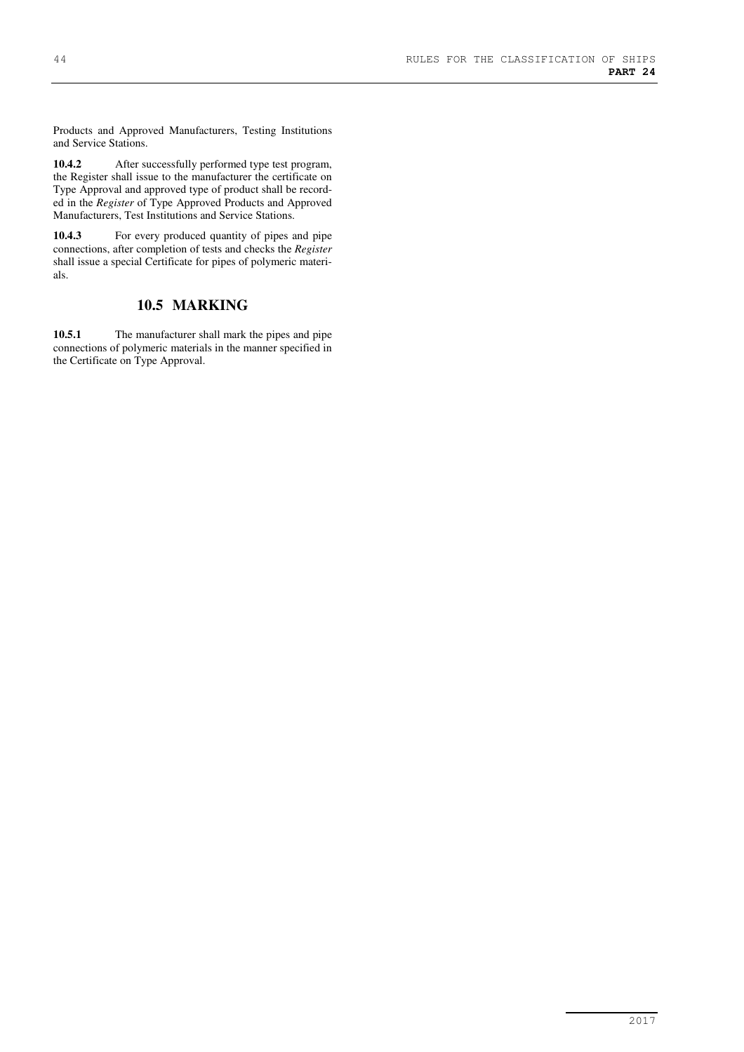Products and Approved Manufacturers, Testing Institutions and Service Stations.

**10.4.2** After successfully performed type test program, the Register shall issue to the manufacturer the certificate on Type Approval and approved type of product shall be recorded in the *Register* of Type Approved Products and Approved Manufacturers, Test Institutions and Service Stations.

**10.4.3** For every produced quantity of pipes and pipe connections, after completion of tests and checks the *Register* shall issue a special Certificate for pipes of polymeric materials.

## 10.5 MARKING

**10.5.1** The manufacturer shall mark the pipes and pipe connections of polymeric materials in the manner specified in the Certificate on Type Approval.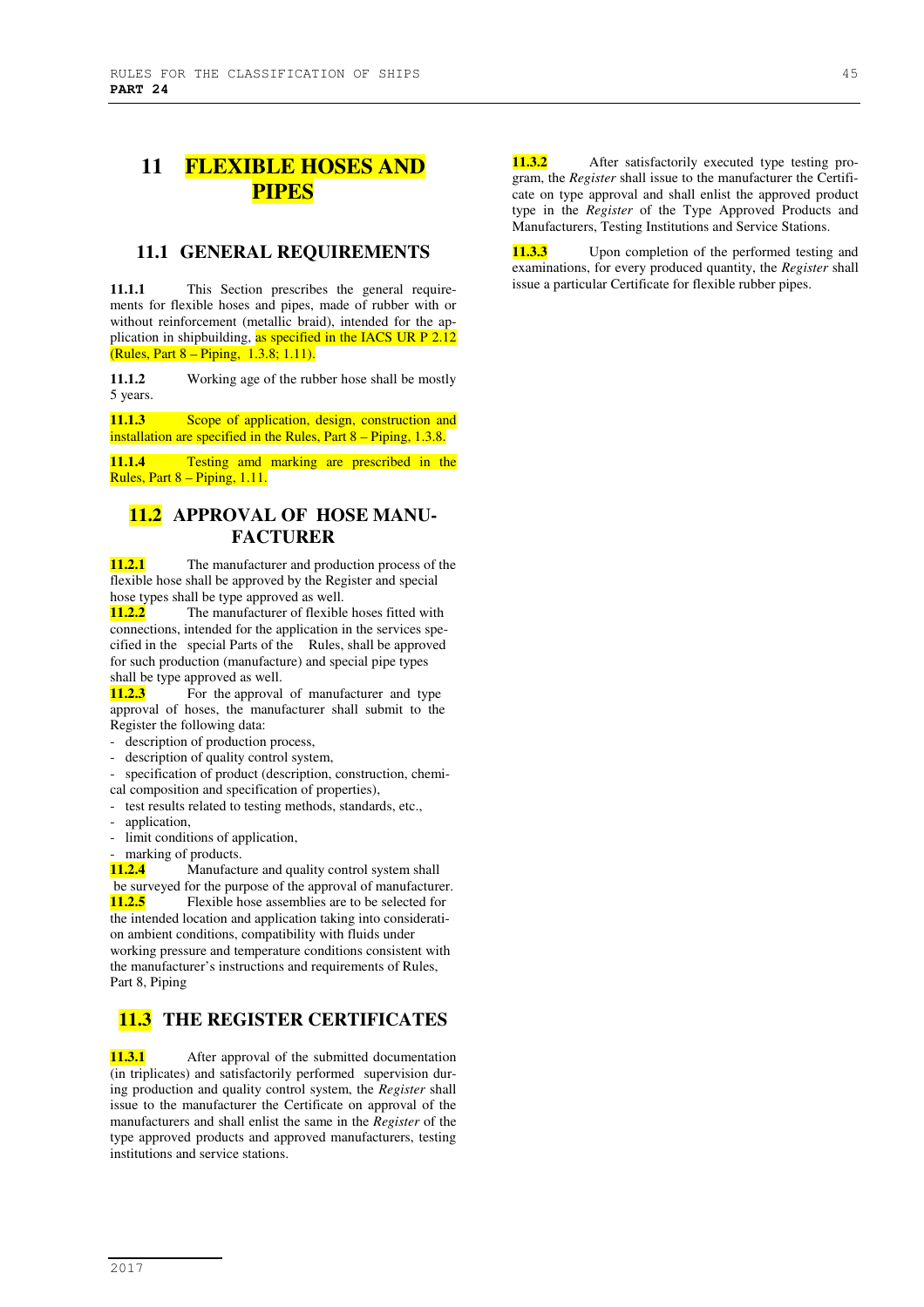# 11 FLEXIBLE HOSES AND PIPES

## 11.1 GENERAL REQUIREMENTS

**11.1.1** This Section prescribes the general requirements for flexible hoses and pipes, made of rubber with or without reinforcement (metallic braid), intended for the application in shipbuilding, as specified in the IACS UR P 2.12 (Rules, Part 8 – Piping, 1.3.8; 1.11).

**11.1.2** Working age of the rubber hose shall be mostly 5 years.

**11.1.3** Scope of application, design, construction and installation are specified in the Rules, Part 8 – Piping, 1.3.8.

**11.1.4** Testing amd marking are prescribed in the Rules, Part 8 – Piping, 1.11.

## 11.2 APPROVAL OF HOSE MANUFACTURER

**11.2.1** The manufacturer and production process of the flexible hose shall be approved by the Register and special hose types shall be type approved as well.

**11.2.2** The manufacturer of flexible hoses fitted with connections, intended for the application in the services specified in the special Parts of the Rules, shall be approved for such production (manufacture) and special pipe types shall be type approved as well.

**11.2.3** For the approval of manufacturer and type approval of hoses, the manufacturer shall submit to the Register the following data:

- description of production process,
- description of quality control system,
- specification of product (description, construction, chemical composition and specification of properties),
- test results related to testing methods, standards, etc.,
- application,
- limit conditions of application,
- marking of products.

**11.2.4** Manufacture and quality control system shall be surveyed for the purpose of the approval of manufacturer.

**11.2.5** Flexible hose assemblies are to be selected for the intended location and application taking into consideration ambient conditions, compatibility with fluids under working pressure and temperature conditions consistent with the manufacturer's instructions and requirements of Rules, Part 8, Piping

## 11.3 THE REGISTER CERTIFICATES

**11.3.1** After approval of the submitted documentation (in triplicates) and satisfactorily performed supervision during production and quality control system, the *Register* shall issue to the manufacturer the Certificate on approval of the manufacturers and shall enlist the same in the *Register* of the type approved products and approved manufacturers, testing institutions and service stations.

**11.3.2** After satisfactorily executed type testing program, the *Register* shall issue to the manufacturer the Certificate on type approval and shall enlist the approved product type in the *Register* of the Type Approved Products and Manufacturers, Testing Institutions and Service Stations.

**11.3.3** Upon completion of the performed testing and examinations, for every produced quantity, the *Register* shall issue a particular Certificate for flexible rubber pipes.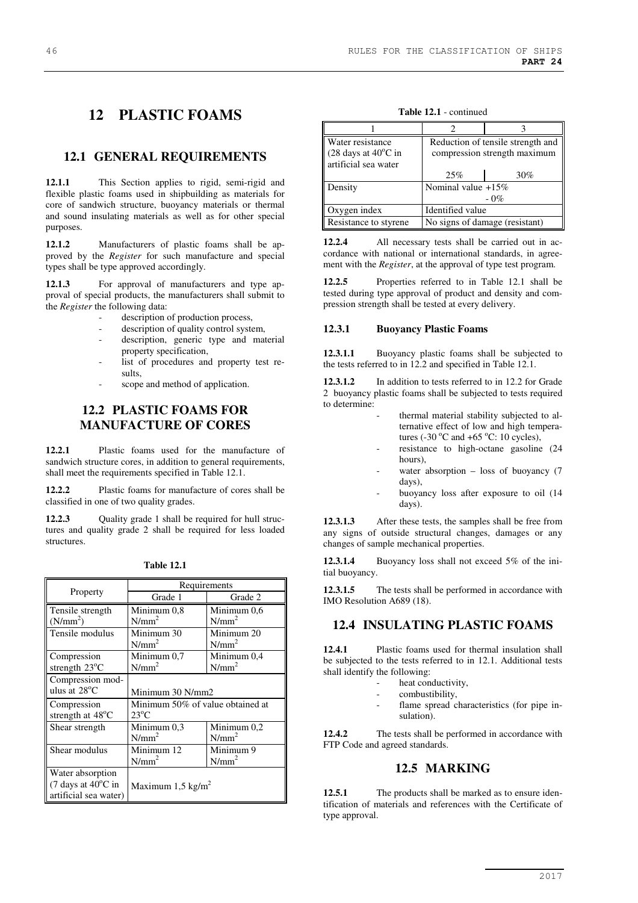# 12 PLASTIC FOAMS

## 12.1 GENERAL REQUIREMENTS

**12.1.1** This Section applies to rigid, semi-rigid and flexible plastic foams used in shipbuilding as materials for core of sandwich structure, buoyancy materials or thermal and sound insulating materials as well as for other special purposes.

**12.1.2** Manufacturers of plastic foams shall be approved by the *Register* for such manufacture and special types shall be type approved accordingly.

**12.1.3** For approval of manufacturers and type approval of special products, the manufacturers shall submit to the *Register* the following data:

- description of production process,
- description of quality control system,
- description, generic type and material property specification,
- list of procedures and property test results,
- scope and method of application.

## 12.2 PLASTIC FOAMS FOR MANUFACTURE OF CORES

**12.2.1** Plastic foams used for the manufacture of sandwich structure cores, in addition to general requirements, shall meet the requirements specified in Table 12.1.

**12.2.2** Plastic foams for manufacture of cores shall be classified in one of two quality grades.

**12.2.3** Quality grade 1 shall be required for hull structures and quality grade 2 shall be required for less loaded structures.

**Table 12.1**

| Property | Requirements | |
|---|---|---|
| | Grade 1 | Grade 2 |
| Tensile strength ($N/mm^2$) | Minimum 0,8 $N/mm^2$ | Minimum 0,6 $N/mm^2$ |
| Tensile modulus | Minimum 30 $N/mm^2$ | Minimum 20 $N/mm^2$ |
| Compression strength 23°C | Minimum 0,7 $N/mm^2$ | Minimum 0,4 $N/mm^2$ |
| Compression modulus at 28°C | Minimum 30 N/mm2 | |
| Compression strength at 48°C | Minimum 50% of value obtained at 23°C | |
| Shear strength | Minimum 0,3 $N/mm^2$ | Minimum 0,2 $N/mm^2$ |
| Shear modulus | Minimum 12 $N/mm^2$ | Minimum 9 $N/mm^2$ |
| Water absorption (7 days at 40°C in artificial sea water) | Maximum 1,5 $kg/m^2$ | |

**Table 12.1** - continued

| 1 | 2 | 3 |
|---|---|---|
| Water resistance (28 days at 40°C in artificial sea water | Reduction of tensile strength and compression strength maximum | |
| | 25% | 30% |
| Density | Nominal value +15% - 0% | |
| Oxygen index | Identified value | |
| Resistance to styrene | No signs of damage (resistant) | |

**12.2.4** All necessary tests shall be carried out in accordance with national or international standards, in agreement with the *Register*, at the approval of type test program.

**12.2.5** Properties referred to in Table 12.1 shall be tested during type approval of product and density and compression strength shall be tested at every delivery.

### 12.3.1 Buoyancy Plastic Foams

**12.3.1.1** Buoyancy plastic foams shall be subjected to the tests referred to in 12.2 and specified in Table 12.1.

**12.3.1.2** In addition to tests referred to in 12.2 for Grade 2 buoyancy plastic foams shall be subjected to tests required to determine:

- thermal material stability subjected to alternative effect of low and high temperatures (-30 °C and +65 °C: 10 cycles),
- resistance to high-octane gasoline (24 hours),
- water absorption – loss of buoyancy (7 days),
- buoyancy loss after exposure to oil (14 days).

**12.3.1.3** After these tests, the samples shall be free from any signs of outside structural changes, damages or any changes of sample mechanical properties.

**12.3.1.4** Buoyancy loss shall not exceed 5% of the initial buoyancy.

**12.3.1.5** The tests shall be performed in accordance with IMO Resolution A689 (18).

## 12.4 INSULATING PLASTIC FOAMS

**12.4.1** Plastic foams used for thermal insulation shall be subjected to the tests referred to in 12.1. Additional tests shall identify the following:

- heat conductivity,
- combustibility,
- flame spread characteristics (for pipe insulation).

**12.4.2** The tests shall be performed in accordance with FTP Code and agreed standards.

## 12.5 MARKING

**12.5.1** The products shall be marked as to ensure identification of materials and references with the Certificate of type approval.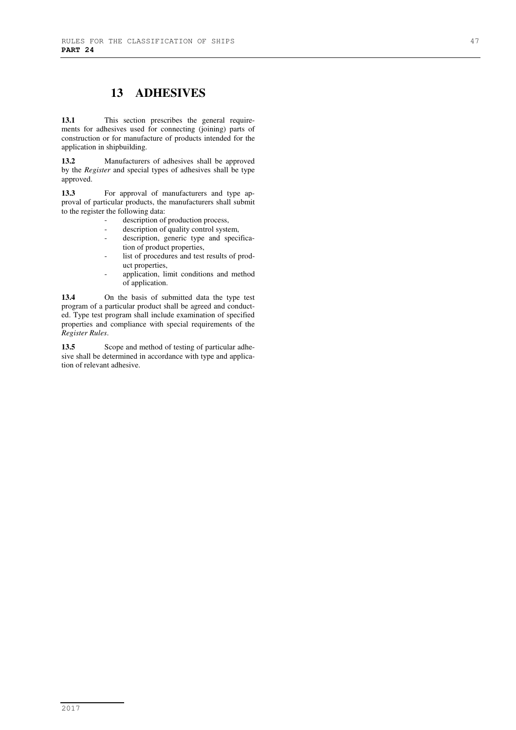# 13 ADHESIVES

**13.1** This section prescribes the general requirements for adhesives used for connecting (joining) parts of construction or for manufacture of products intended for the application in shipbuilding.

**13.2** Manufacturers of adhesives shall be approved by the *Register* and special types of adhesives shall be type approved.

**13.3** For approval of manufacturers and type approval of particular products, the manufacturers shall submit to the register the following data:

- description of production process,
- description of quality control system,
- description, generic type and specification of product properties,
- list of procedures and test results of product properties,
- application, limit conditions and method of application.

**13.4** On the basis of submitted data the type test program of a particular product shall be agreed and conducted. Type test program shall include examination of specified properties and compliance with special requirements of the *Register Rules*.

**13.5** Scope and method of testing of particular adhesive shall be determined in accordance with type and application of relevant adhesive.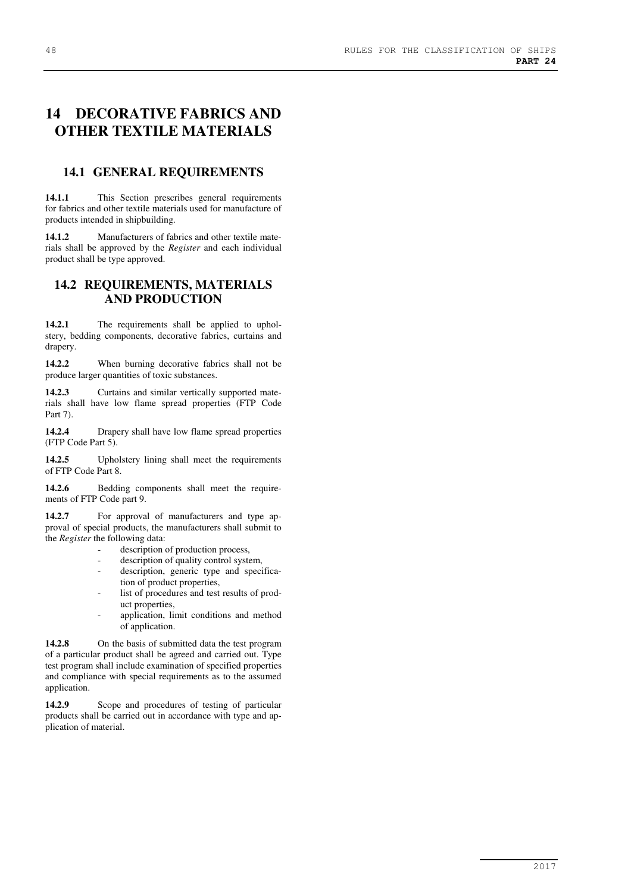# 14 DECORATIVE FABRICS AND OTHER TEXTILE MATERIALS

## 14.1 GENERAL REQUIREMENTS

**14.1.1** This Section prescribes general requirements for fabrics and other textile materials used for manufacture of products intended in shipbuilding.

**14.1.2** Manufacturers of fabrics and other textile materials shall be approved by the *Register* and each individual product shall be type approved.

## 14.2 REQUIREMENTS, MATERIALS AND PRODUCTION

**14.2.1** The requirements shall be applied to upholstery, bedding components, decorative fabrics, curtains and drapery.

**14.2.2** When burning decorative fabrics shall not be produce larger quantities of toxic substances.

**14.2.3** Curtains and similar vertically supported materials shall have low flame spread properties (FTP Code Part 7).

**14.2.4** Drapery shall have low flame spread properties (FTP Code Part 5).

**14.2.5** Upholstery lining shall meet the requirements of FTP Code Part 8.

**14.2.6** Bedding components shall meet the requirements of FTP Code part 9.

**14.2.7** For approval of manufacturers and type approval of special products, the manufacturers shall submit to the *Register* the following data:

- description of production process,
- description of quality control system,
- description, generic type and specification of product properties,
- list of procedures and test results of product properties,
- application, limit conditions and method of application.

**14.2.8** On the basis of submitted data the test program of a particular product shall be agreed and carried out. Type test program shall include examination of specified properties and compliance with special requirements as to the assumed application.

**14.2.9** Scope and procedures of testing of particular products shall be carried out in accordance with type and application of material.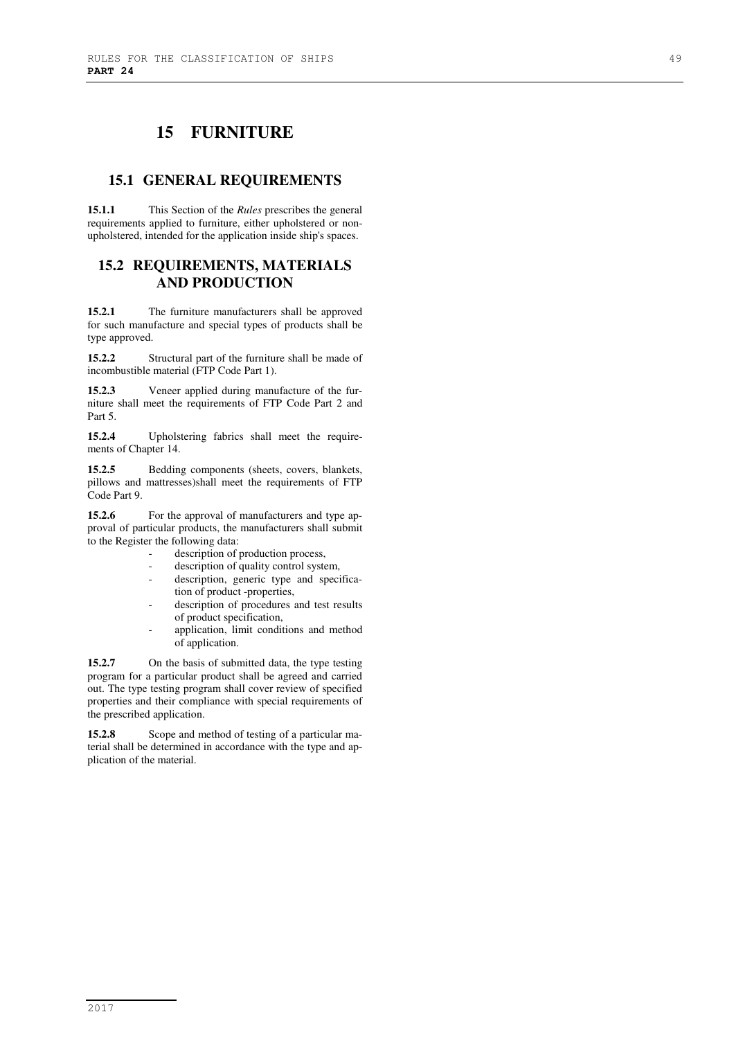# 15 FURNITURE

## 15.1 GENERAL REQUIREMENTS

**15.1.1** This Section of the *Rules* prescribes the general requirements applied to furniture, either upholstered or non-upholstered, intended for the application inside ship's spaces.

## 15.2 REQUIREMENTS, MATERIALS AND PRODUCTION

**15.2.1** The furniture manufacturers shall be approved for such manufacture and special types of products shall be type approved.

**15.2.2** Structural part of the furniture shall be made of incombustible material (FTP Code Part 1).

**15.2.3** Veneer applied during manufacture of the furniture shall meet the requirements of FTP Code Part 2 and Part 5.

**15.2.4** Upholstering fabrics shall meet the requirements of Chapter 14.

**15.2.5** Bedding components (sheets, covers, blankets, pillows and mattresses)shall meet the requirements of FTP Code Part 9.

**15.2.6** For the approval of manufacturers and type approval of particular products, the manufacturers shall submit to the Register the following data:

- description of production process,
- description of quality control system,
- description, generic type and specification of product -properties,
- description of procedures and test results of product specification,
- application, limit conditions and method of application.

**15.2.7** On the basis of submitted data, the type testing program for a particular product shall be agreed and carried out. The type testing program shall cover review of specified properties and their compliance with special requirements of the prescribed application.

**15.2.8** Scope and method of testing of a particular material shall be determined in accordance with the type and application of the material.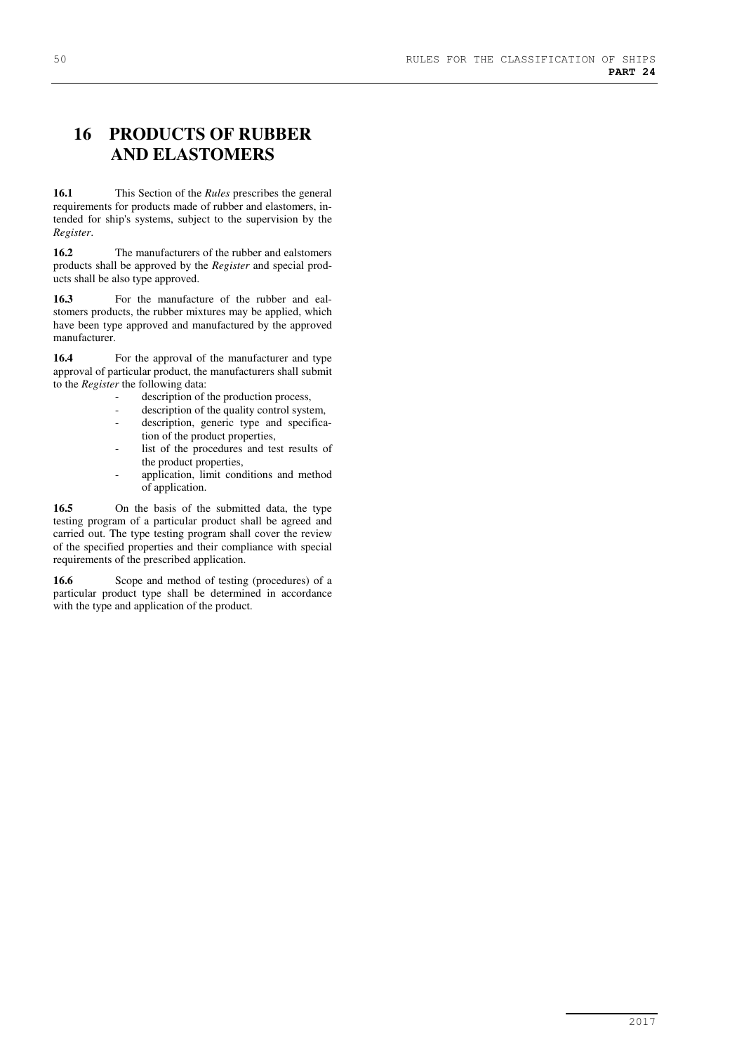# 16 PRODUCTS OF RUBBER AND ELASTOMERS

**16.1** This Section of the *Rules* prescribes the general requirements for products made of rubber and elastomers, intended for ship's systems, subject to the supervision by the *Register*.

**16.2** The manufacturers of the rubber and ealstomers products shall be approved by the *Register* and special products shall be also type approved.

**16.3** For the manufacture of the rubber and ealstomers products, the rubber mixtures may be applied, which have been type approved and manufactured by the approved manufacturer.

**16.4** For the approval of the manufacturer and type approval of particular product, the manufacturers shall submit to the *Register* the following data:

- description of the production process,
- description of the quality control system,
- description, generic type and specification of the product properties,
- list of the procedures and test results of the product properties,
- application, limit conditions and method of application.

**16.5** On the basis of the submitted data, the type testing program of a particular product shall be agreed and carried out. The type testing program shall cover the review of the specified properties and their compliance with special requirements of the prescribed application.

**16.6** Scope and method of testing (procedures) of a particular product type shall be determined in accordance with the type and application of the product.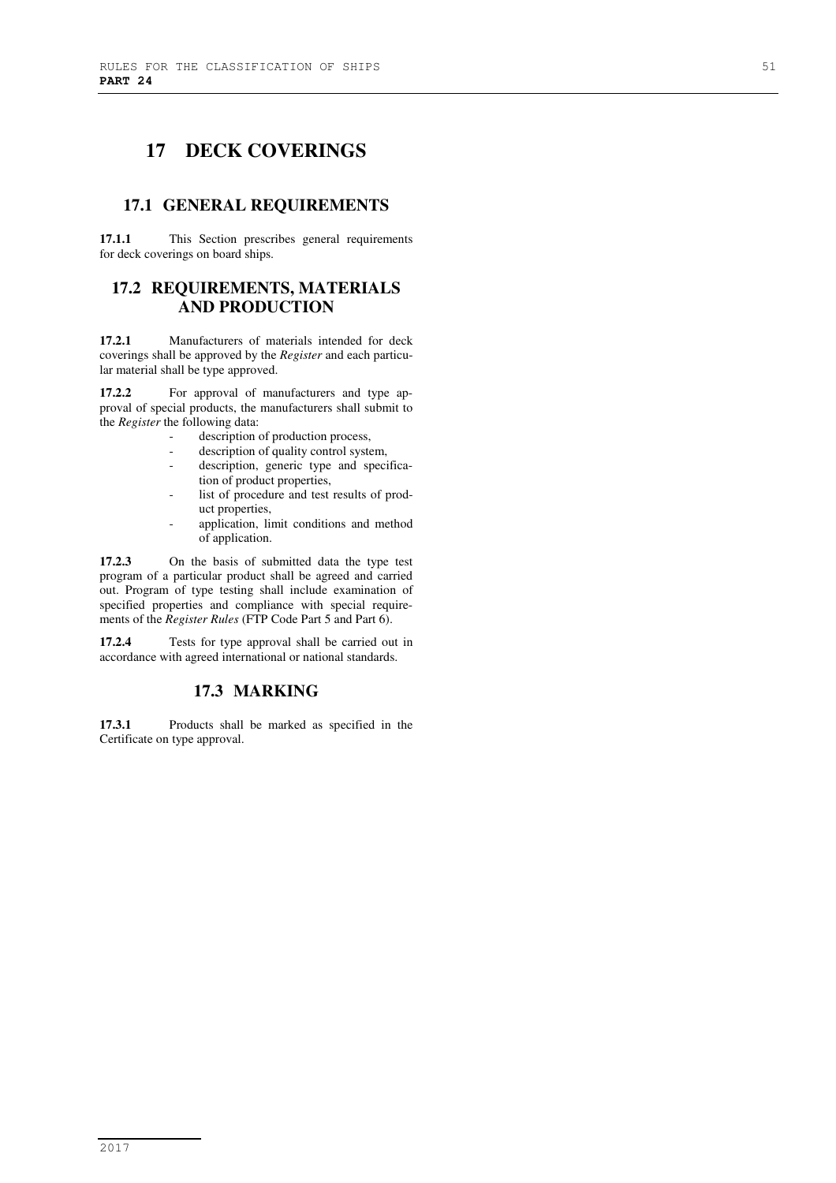# 17 DECK COVERINGS

## 17.1 GENERAL REQUIREMENTS

**17.1.1** This Section prescribes general requirements for deck coverings on board ships.

## 17.2 REQUIREMENTS, MATERIALS AND PRODUCTION

**17.2.1** Manufacturers of materials intended for deck coverings shall be approved by the *Register* and each particular material shall be type approved.

**17.2.2** For approval of manufacturers and type approval of special products, the manufacturers shall submit to the *Register* the following data:

- description of production process,
- description of quality control system,
- description, generic type and specification of product properties,
- list of procedure and test results of product properties,
- application, limit conditions and method of application.

**17.2.3** On the basis of submitted data the type test program of a particular product shall be agreed and carried out. Program of type testing shall include examination of specified properties and compliance with special requirements of the *Register Rules* (FTP Code Part 5 and Part 6).

**17.2.4** Tests for type approval shall be carried out in accordance with agreed international or national standards.

## 17.3 MARKING

**17.3.1** Products shall be marked as specified in the Certificate on type approval.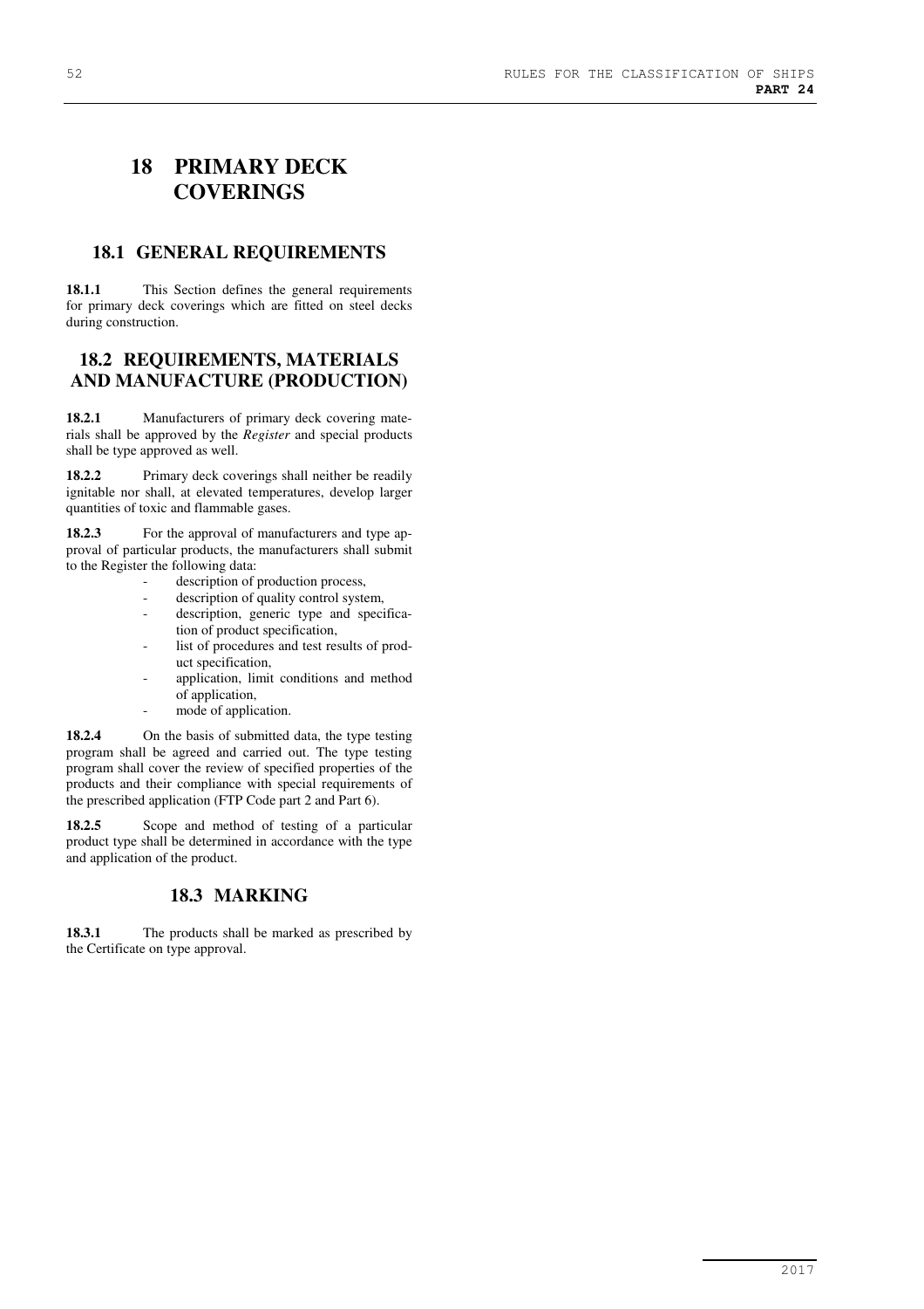# 18 PRIMARY DECK COVERINGS

## 18.1 GENERAL REQUIREMENTS

**18.1.1** This Section defines the general requirements for primary deck coverings which are fitted on steel decks during construction.

## 18.2 REQUIREMENTS, MATERIALS AND MANUFACTURE (PRODUCTION)

**18.2.1** Manufacturers of primary deck covering materials shall be approved by the *Register* and special products shall be type approved as well.

**18.2.2** Primary deck coverings shall neither be readily ignitable nor shall, at elevated temperatures, develop larger quantities of toxic and flammable gases.

**18.2.3** For the approval of manufacturers and type approval of particular products, the manufacturers shall submit to the Register the following data:

- description of production process,
- description of quality control system,
- description, generic type and specification of product specification,
- list of procedures and test results of product specification,
- application, limit conditions and method of application,
- mode of application.

**18.2.4** On the basis of submitted data, the type testing program shall be agreed and carried out. The type testing program shall cover the review of specified properties of the products and their compliance with special requirements of the prescribed application (FTP Code part 2 and Part 6).

**18.2.5** Scope and method of testing of a particular product type shall be determined in accordance with the type and application of the product.

## 18.3 MARKING

**18.3.1** The products shall be marked as prescribed by the Certificate on type approval.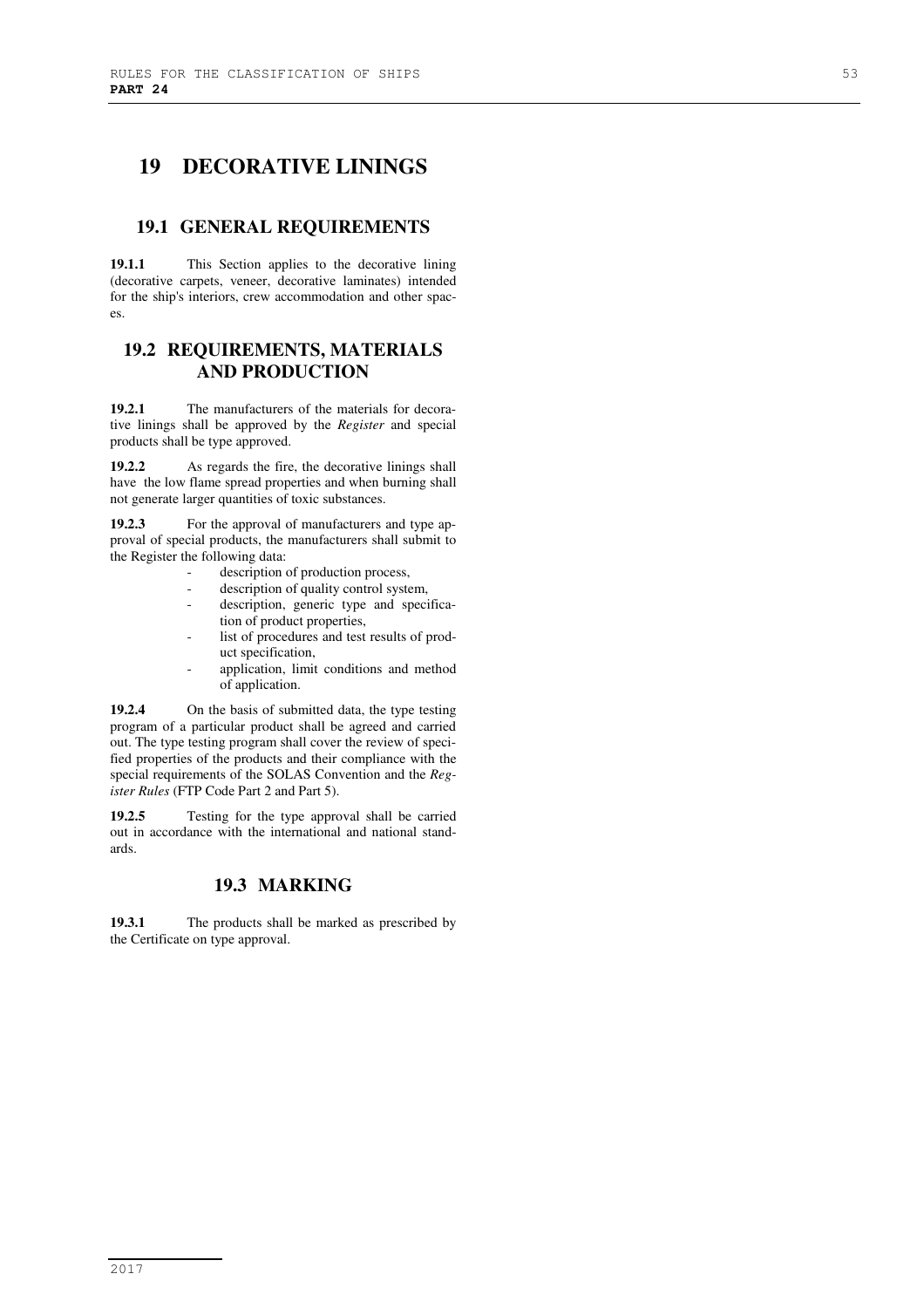# 19 DECORATIVE LININGS

## 19.1 GENERAL REQUIREMENTS

**19.1.1** This Section applies to the decorative lining (decorative carpets, veneer, decorative laminates) intended for the ship's interiors, crew accommodation and other spaces.

## 19.2 REQUIREMENTS, MATERIALS AND PRODUCTION

**19.2.1** The manufacturers of the materials for decorative linings shall be approved by the *Register* and special products shall be type approved.

**19.2.2** As regards the fire, the decorative linings shall have the low flame spread properties and when burning shall not generate larger quantities of toxic substances.

**19.2.3** For the approval of manufacturers and type approval of special products, the manufacturers shall submit to the Register the following data:

- description of production process,
- description of quality control system,
- description, generic type and specification of product properties,
- list of procedures and test results of product specification,
- application, limit conditions and method of application.

**19.2.4** On the basis of submitted data, the type testing program of a particular product shall be agreed and carried out. The type testing program shall cover the review of specified properties of the products and their compliance with the special requirements of the SOLAS Convention and the *Register Rules* (FTP Code Part 2 and Part 5).

**19.2.5** Testing for the type approval shall be carried out in accordance with the international and national standards.

## 19.3 MARKING

**19.3.1** The products shall be marked as prescribed by the Certificate on type approval.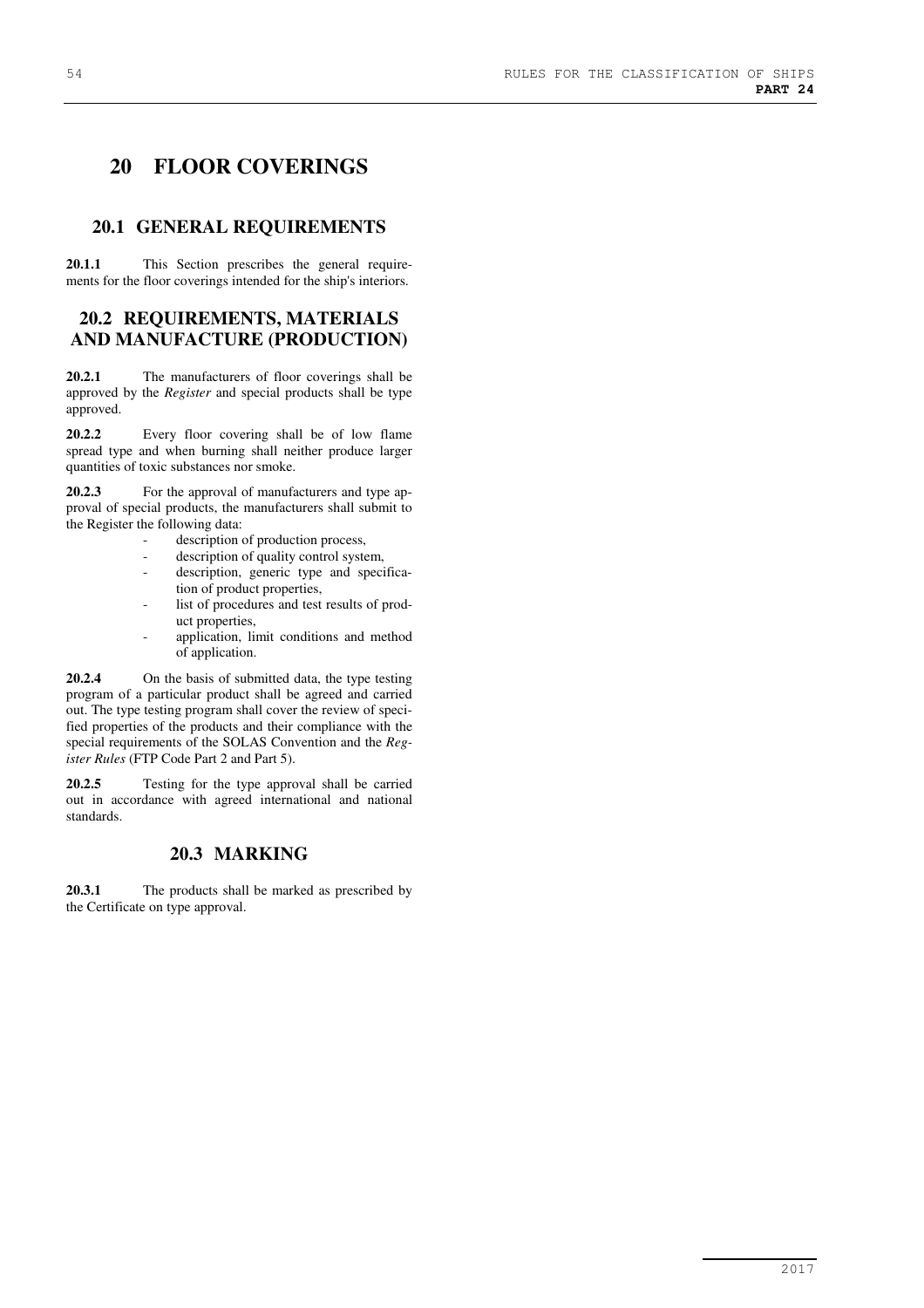# 20 FLOOR COVERINGS

## 20.1 GENERAL REQUIREMENTS

**20.1.1** This Section prescribes the general requirements for the floor coverings intended for the ship's interiors.

## 20.2 REQUIREMENTS, MATERIALS AND MANUFACTURE (PRODUCTION)

**20.2.1** The manufacturers of floor coverings shall be approved by the *Register* and special products shall be type approved.

**20.2.2** Every floor covering shall be of low flame spread type and when burning shall neither produce larger quantities of toxic substances nor smoke.

**20.2.3** For the approval of manufacturers and type approval of special products, the manufacturers shall submit to the Register the following data:

- description of production process,
- description of quality control system,
- description, generic type and specification of product properties,
- list of procedures and test results of product properties,
- application, limit conditions and method of application.

**20.2.4** On the basis of submitted data, the type testing program of a particular product shall be agreed and carried out. The type testing program shall cover the review of specified properties of the products and their compliance with the special requirements of the SOLAS Convention and the *Register Rules* (FTP Code Part 2 and Part 5).

**20.2.5** Testing for the type approval shall be carried out in accordance with agreed international and national standards.

## 20.3 MARKING

**20.3.1** The products shall be marked as prescribed by the Certificate on type approval.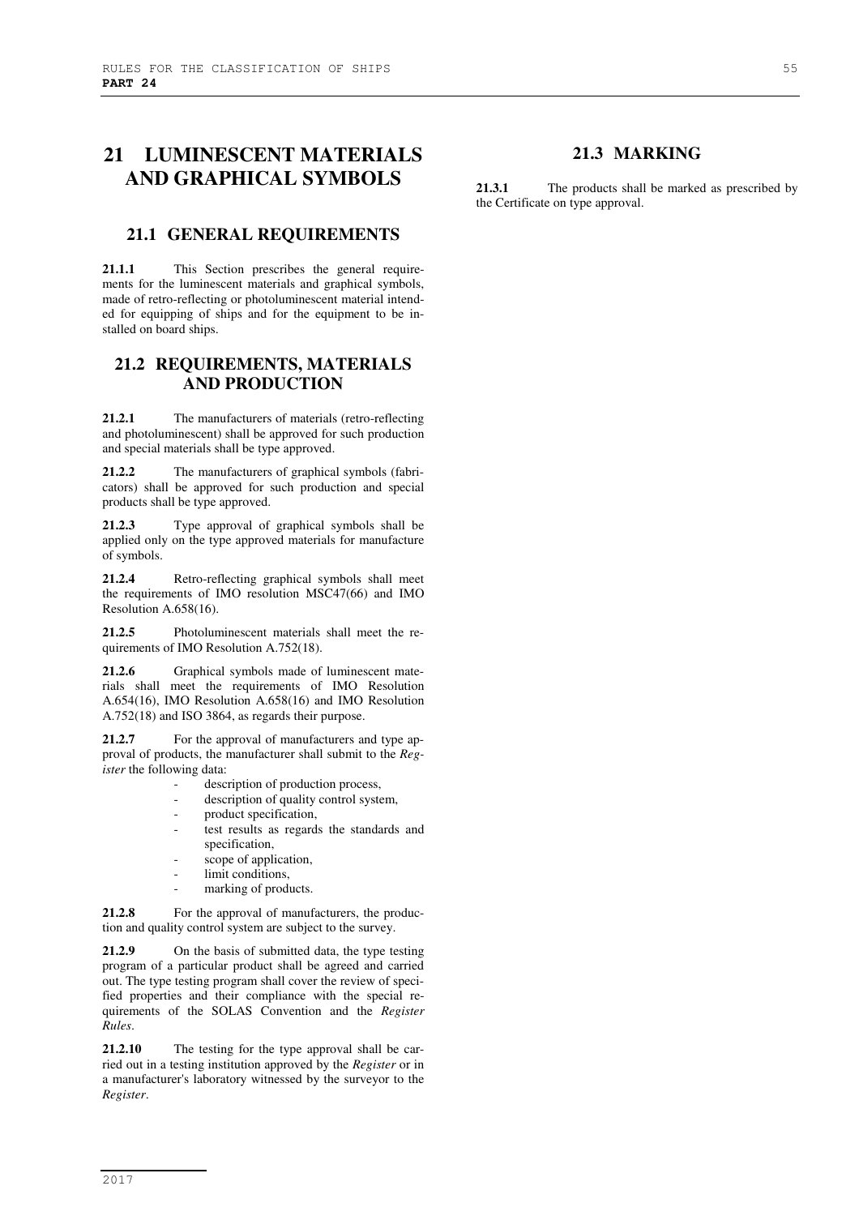# 21 LUMINESCENT MATERIALS AND GRAPHICAL SYMBOLS

## 21.1 GENERAL REQUIREMENTS

**21.1.1** This Section prescribes the general requirements for the luminescent materials and graphical symbols, made of retro-reflecting or photoluminescent material intended for equipping of ships and for the equipment to be installed on board ships.

## 21.2 REQUIREMENTS, MATERIALS AND PRODUCTION

**21.2.1** The manufacturers of materials (retro-reflecting and photoluminescent) shall be approved for such production and special materials shall be type approved.

**21.2.2** The manufacturers of graphical symbols (fabricators) shall be approved for such production and special products shall be type approved.

**21.2.3** Type approval of graphical symbols shall be applied only on the type approved materials for manufacture of symbols.

**21.2.4** Retro-reflecting graphical symbols shall meet the requirements of IMO resolution MSC47(66) and IMO Resolution A.658(16).

**21.2.5** Photoluminescent materials shall meet the requirements of IMO Resolution A.752(18).

**21.2.6** Graphical symbols made of luminescent materials shall meet the requirements of IMO Resolution A.654(16), IMO Resolution A.658(16) and IMO Resolution A.752(18) and ISO 3864, as regards their purpose.

**21.2.7** For the approval of manufacturers and type approval of products, the manufacturer shall submit to the *Register* the following data:

- description of production process,
- description of quality control system,
- product specification,
- test results as regards the standards and specification,
- scope of application,
- limit conditions,
- marking of products.

**21.2.8** For the approval of manufacturers, the production and quality control system are subject to the survey.

**21.2.9** On the basis of submitted data, the type testing program of a particular product shall be agreed and carried out. The type testing program shall cover the review of specified properties and their compliance with the special requirements of the SOLAS Convention and the *Register Rules*.

**21.2.10** The testing for the type approval shall be carried out in a testing institution approved by the *Register* or in a manufacturer's laboratory witnessed by the surveyor to the *Register*.

## 21.3 MARKING

**21.3.1** The products shall be marked as prescribed by the Certificate on type approval.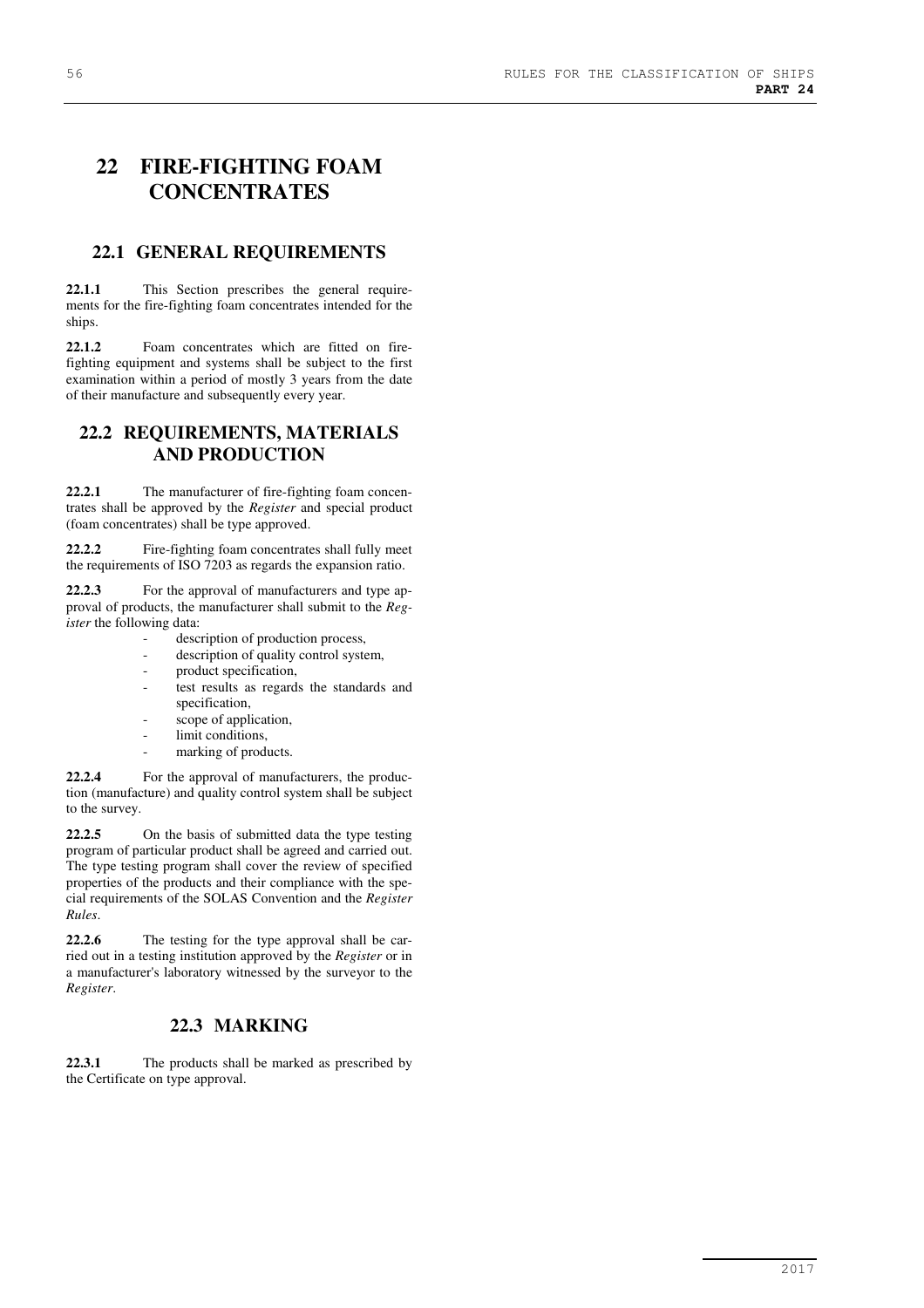# 22 FIRE-FIGHTING FOAM CONCENTRATES

## 22.1 GENERAL REQUIREMENTS

**22.1.1** This Section prescribes the general requirements for the fire-fighting foam concentrates intended for the ships.

**22.1.2** Foam concentrates which are fitted on fire-fighting equipment and systems shall be subject to the first examination within a period of mostly 3 years from the date of their manufacture and subsequently every year.

## 22.2 REQUIREMENTS, MATERIALS AND PRODUCTION

**22.2.1** The manufacturer of fire-fighting foam concentrates shall be approved by the *Register* and special product (foam concentrates) shall be type approved.

**22.2.2** Fire-fighting foam concentrates shall fully meet the requirements of ISO 7203 as regards the expansion ratio.

**22.2.3** For the approval of manufacturers and type approval of products, the manufacturer shall submit to the *Register* the following data:

- description of production process,
- description of quality control system,
- product specification,
- test results as regards the standards and specification,
- scope of application,
- limit conditions,
- marking of products.

**22.2.4** For the approval of manufacturers, the production (manufacture) and quality control system shall be subject to the survey.

**22.2.5** On the basis of submitted data the type testing program of particular product shall be agreed and carried out. The type testing program shall cover the review of specified properties of the products and their compliance with the special requirements of the SOLAS Convention and the *Register Rules*.

**22.2.6** The testing for the type approval shall be carried out in a testing institution approved by the *Register* or in a manufacturer's laboratory witnessed by the surveyor to the *Register*.

## 22.3 MARKING

**22.3.1** The products shall be marked as prescribed by the Certificate on type approval.